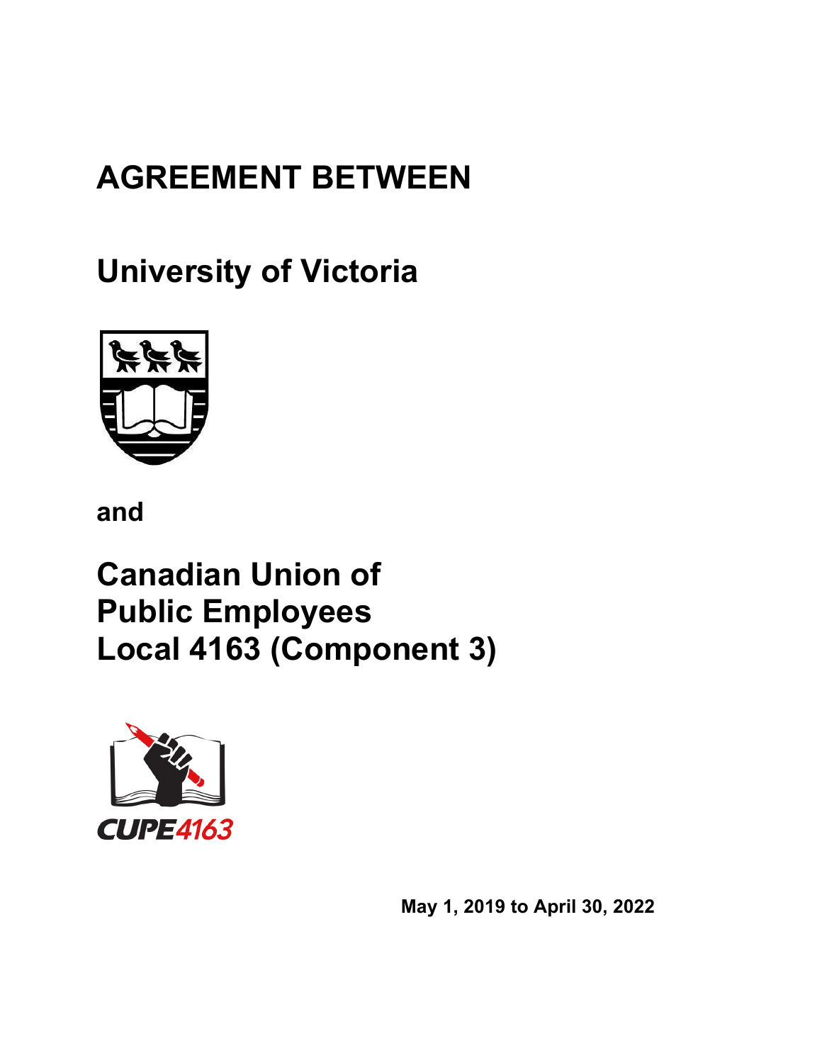# AGREEMENT BETWEEN

## University of Victoria

**and**

## Canadian Union of Public Employees Local 4163 (Component 3)

CUPE4163

**May 1, 2019 to April 30, 2022**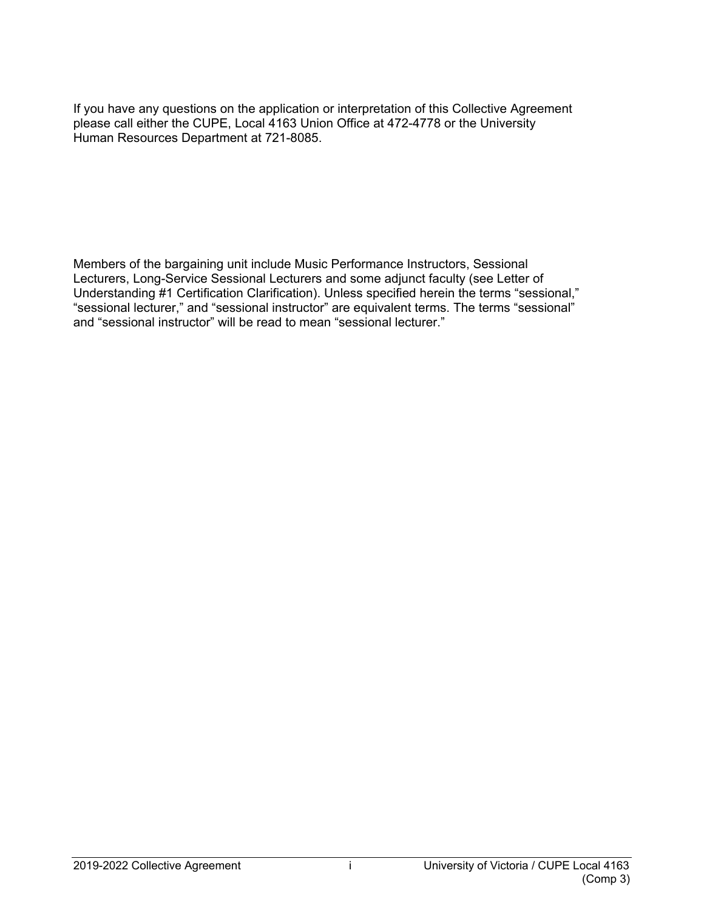If you have any questions on the application or interpretation of this Collective Agreement please call either the CUPE, Local 4163 Union Office at 472-4778 or the University Human Resources Department at 721-8085.

Members of the bargaining unit include Music Performance Instructors, Sessional Lecturers, Long-Service Sessional Lecturers and some adjunct faculty (see Letter of Understanding #1 Certification Clarification). Unless specified herein the terms "sessional," "sessional lecturer," and "sessional instructor" are equivalent terms. The terms "sessional" and "sessional instructor" will be read to mean "sessional lecturer."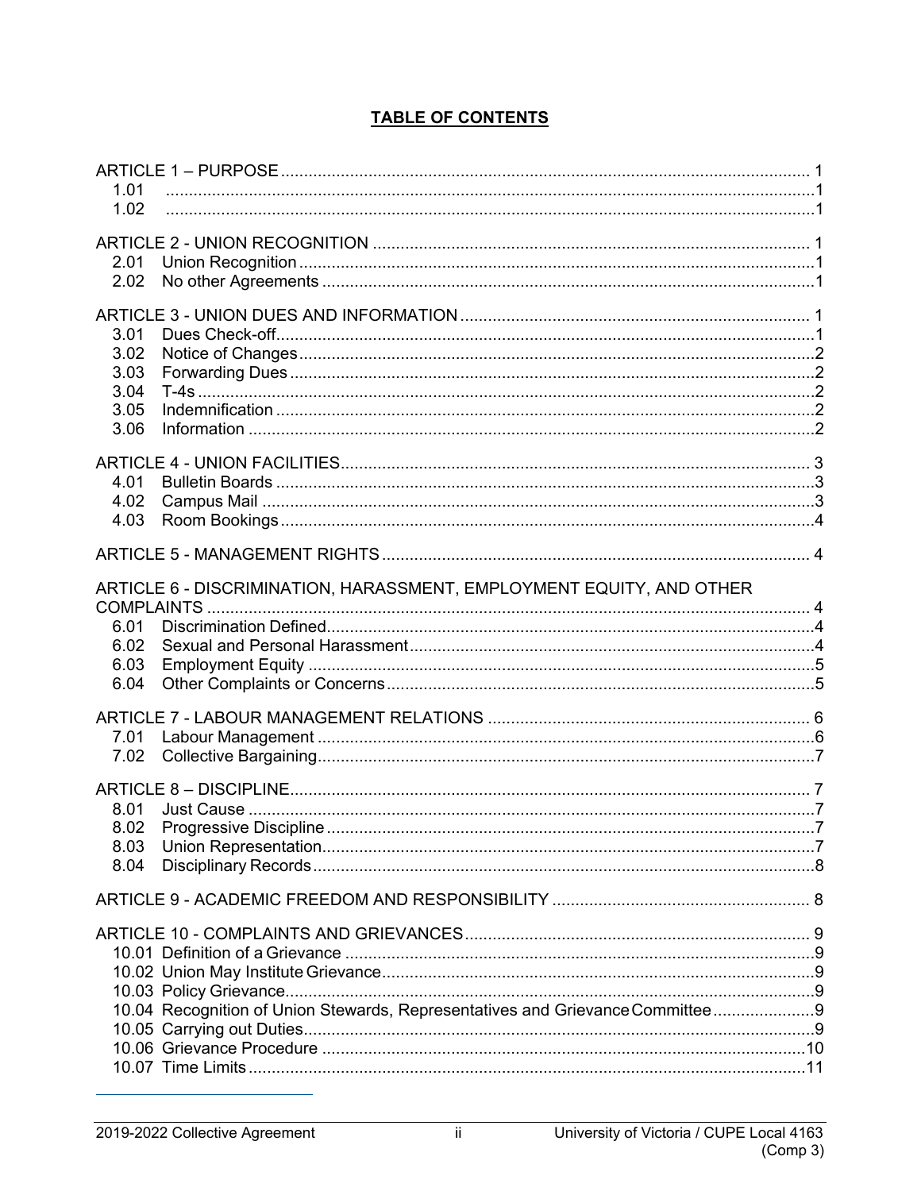## TABLE OF CONTENTS

ARTICLE 1 – PURPOSE .......... 1
- 1.01 .......... 1
- 1.02 .......... 1

ARTICLE 2 - UNION RECOGNITION .......... 1
- 2.01 Union Recognition .......... 1
- 2.02 No other Agreements .......... 1

ARTICLE 3 - UNION DUES AND INFORMATION .......... 1
- 3.01 Dues Check-off .......... 1
- 3.02 Notice of Changes .......... 2
- 3.03 Forwarding Dues .......... 2
- 3.04 T-4s .......... 2
- 3.05 Indemnification .......... 2
- 3.06 Information .......... 2

ARTICLE 4 - UNION FACILITIES .......... 3
- 4.01 Bulletin Boards .......... 3
- 4.02 Campus Mail .......... 3
- 4.03 Room Bookings .......... 4

ARTICLE 5 - MANAGEMENT RIGHTS .......... 4

ARTICLE 6 - DISCRIMINATION, HARASSMENT, EMPLOYMENT EQUITY, AND OTHER COMPLAINTS .......... 4
- 6.01 Discrimination Defined .......... 4
- 6.02 Sexual and Personal Harassment .......... 4
- 6.03 Employment Equity .......... 5
- 6.04 Other Complaints or Concerns .......... 5

ARTICLE 7 - LABOUR MANAGEMENT RELATIONS .......... 6
- 7.01 Labour Management .......... 6
- 7.02 Collective Bargaining .......... 7

ARTICLE 8 – DISCIPLINE .......... 7
- 8.01 Just Cause .......... 7
- 8.02 Progressive Discipline .......... 7
- 8.03 Union Representation .......... 7
- 8.04 Disciplinary Records .......... 8

ARTICLE 9 - ACADEMIC FREEDOM AND RESPONSIBILITY .......... 8

ARTICLE 10 - COMPLAINTS AND GRIEVANCES .......... 9
- 10.01 Definition of a Grievance .......... 9
- 10.02 Union May Institute Grievance .......... 9
- 10.03 Policy Grievance .......... 9
- 10.04 Recognition of Union Stewards, Representatives and Grievance Committee .......... 9
- 10.05 Carrying out Duties .......... 9
- 10.06 Grievance Procedure .......... 10
- 10.07 Time Limits .......... 11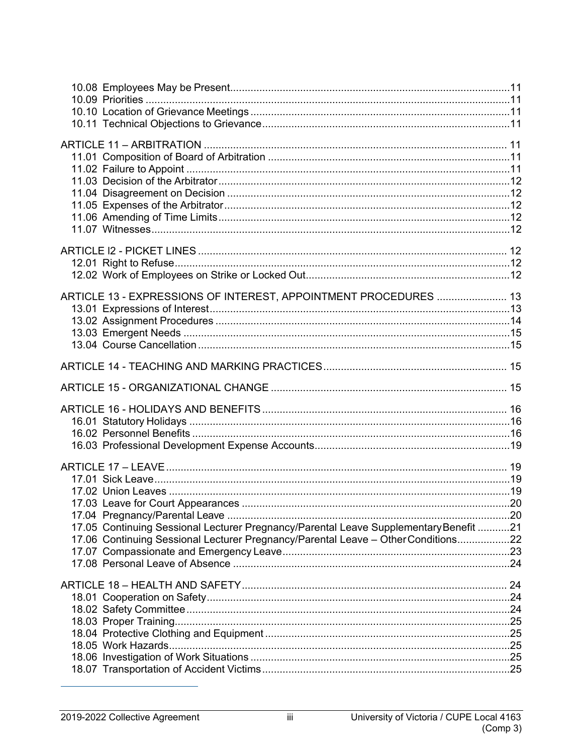10.08 Employees May be Present ....11
10.09 Priorities ....11
10.10 Location of Grievance Meetings ....11
10.11 Technical Objections to Grievance ....11

ARTICLE 11 – ARBITRATION ....11
11.01 Composition of Board of Arbitration ....11
11.02 Failure to Appoint ....11
11.03 Decision of the Arbitrator ....12
11.04 Disagreement on Decision ....12
11.05 Expenses of the Arbitrator ....12
11.06 Amending of Time Limits ....12
11.07 Witnesses ....12

ARTICLE I2 - PICKET LINES ....12
12.01 Right to Refuse ....12
12.02 Work of Employees on Strike or Locked Out ....12

ARTICLE 13 - EXPRESSIONS OF INTEREST, APPOINTMENT PROCEDURES ....13
13.01 Expressions of Interest ....13
13.02 Assignment Procedures ....14
13.03 Emergent Needs ....15
13.04 Course Cancellation ....15

ARTICLE 14 - TEACHING AND MARKING PRACTICES ....15

ARTICLE 15 - ORGANIZATIONAL CHANGE ....15

ARTICLE 16 - HOLIDAYS AND BENEFITS ....16
16.01 Statutory Holidays ....16
16.02 Personnel Benefits ....16
16.03 Professional Development Expense Accounts ....19

ARTICLE 17 – LEAVE ....19
17.01 Sick Leave ....19
17.02 Union Leaves ....19
17.03 Leave for Court Appearances ....20
17.04 Pregnancy/Parental Leave ....20
17.05 Continuing Sessional Lecturer Pregnancy/Parental Leave Supplementary Benefit ....21
17.06 Continuing Sessional Lecturer Pregnancy/Parental Leave – Other Conditions ....22
17.07 Compassionate and Emergency Leave ....23
17.08 Personal Leave of Absence ....24

ARTICLE 18 – HEALTH AND SAFETY ....24
18.01 Cooperation on Safety ....24
18.02 Safety Committee ....24
18.03 Proper Training ....25
18.04 Protective Clothing and Equipment ....25
18.05 Work Hazards ....25
18.06 Investigation of Work Situations ....25
18.07 Transportation of Accident Victims ....25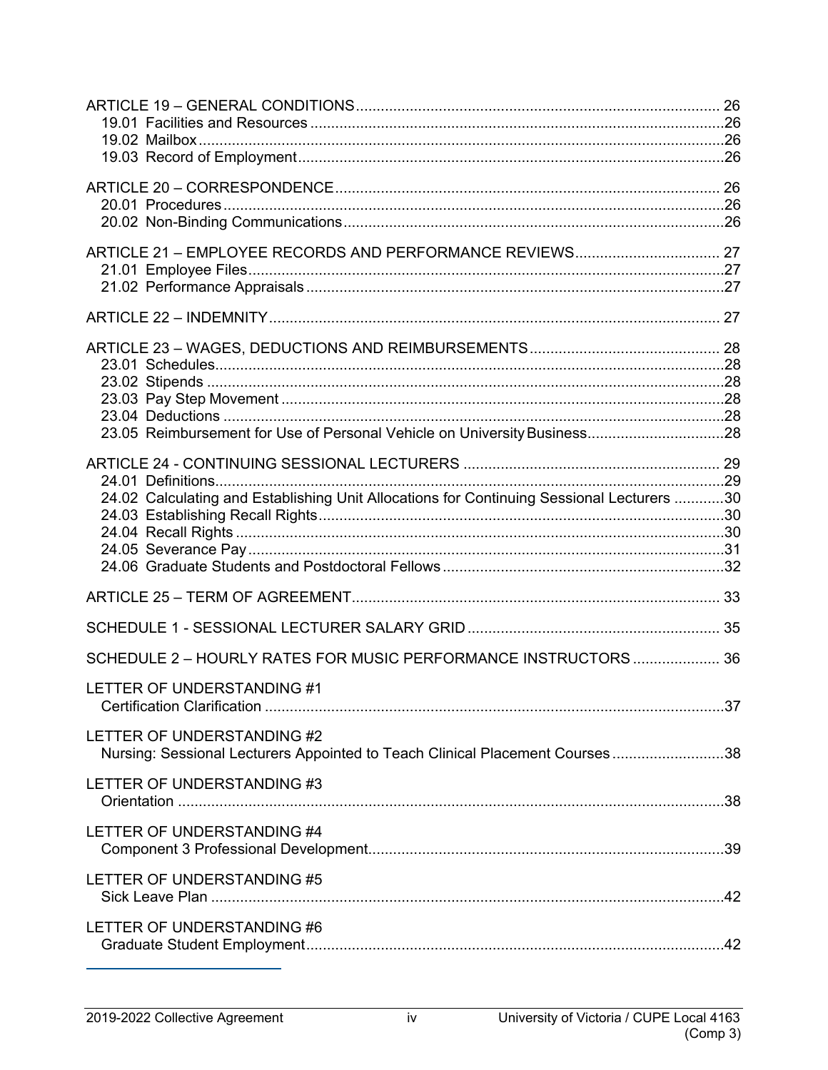ARTICLE 19 – GENERAL CONDITIONS .......... 26
- 19.01 Facilities and Resources .......... 26
- 19.02 Mailbox .......... 26
- 19.03 Record of Employment .......... 26

ARTICLE 20 – CORRESPONDENCE .......... 26
- 20.01 Procedures .......... 26
- 20.02 Non-Binding Communications .......... 26

ARTICLE 21 – EMPLOYEE RECORDS AND PERFORMANCE REVIEWS .......... 27
- 21.01 Employee Files .......... 27
- 21.02 Performance Appraisals .......... 27

ARTICLE 22 – INDEMNITY .......... 27

ARTICLE 23 – WAGES, DEDUCTIONS AND REIMBURSEMENTS .......... 28
- 23.01 Schedules .......... 28
- 23.02 Stipends .......... 28
- 23.03 Pay Step Movement .......... 28
- 23.04 Deductions .......... 28
- 23.05 Reimbursement for Use of Personal Vehicle on University Business .......... 28

ARTICLE 24 - CONTINUING SESSIONAL LECTURERS .......... 29
- 24.01 Definitions .......... 29
- 24.02 Calculating and Establishing Unit Allocations for Continuing Sessional Lecturers .......... 30
- 24.03 Establishing Recall Rights .......... 30
- 24.04 Recall Rights .......... 30
- 24.05 Severance Pay .......... 31
- 24.06 Graduate Students and Postdoctoral Fellows .......... 32

ARTICLE 25 – TERM OF AGREEMENT .......... 33

SCHEDULE 1 - SESSIONAL LECTURER SALARY GRID .......... 35

SCHEDULE 2 – HOURLY RATES FOR MUSIC PERFORMANCE INSTRUCTORS .......... 36

LETTER OF UNDERSTANDING #1
- Certification Clarification .......... 37

LETTER OF UNDERSTANDING #2
- Nursing: Sessional Lecturers Appointed to Teach Clinical Placement Courses .......... 38

LETTER OF UNDERSTANDING #3
- Orientation .......... 38

LETTER OF UNDERSTANDING #4
- Component 3 Professional Development .......... 39

LETTER OF UNDERSTANDING #5
- Sick Leave Plan .......... 42

LETTER OF UNDERSTANDING #6
- Graduate Student Employment .......... 42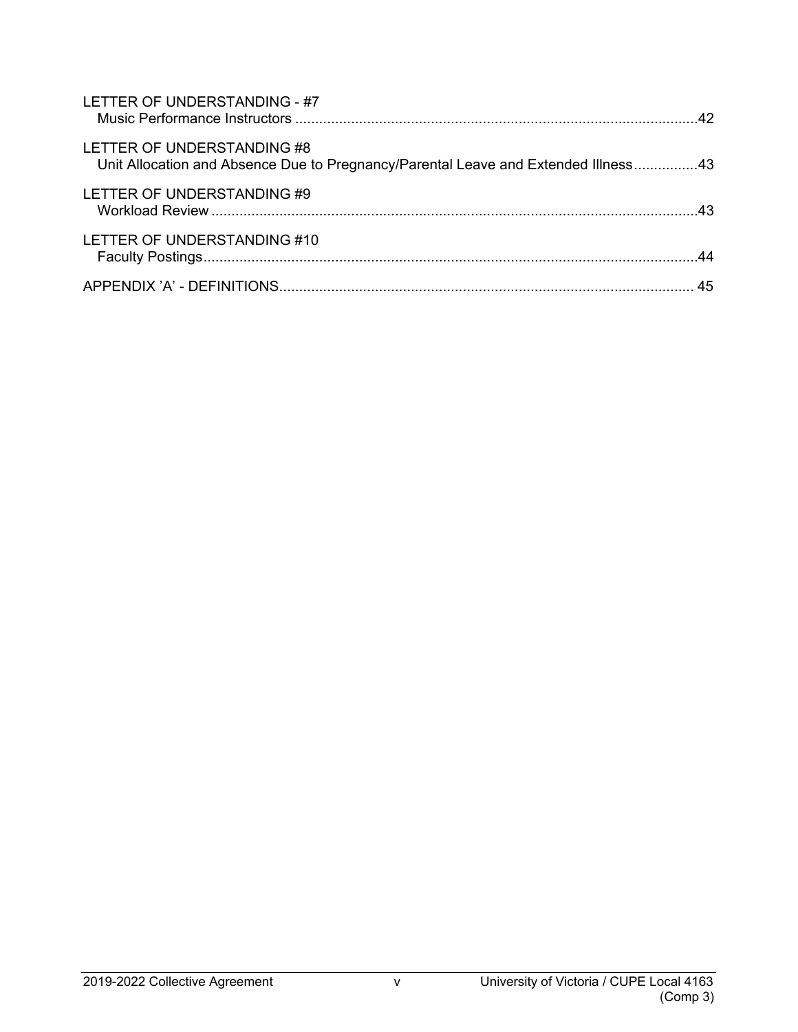LETTER OF UNDERSTANDING - #7
Music Performance Instructors .....42

LETTER OF UNDERSTANDING #8
Unit Allocation and Absence Due to Pregnancy/Parental Leave and Extended Illness.....43

LETTER OF UNDERSTANDING #9
Workload Review .....43

LETTER OF UNDERSTANDING #10
Faculty Postings.....44

APPENDIX 'A' - DEFINITIONS..... 45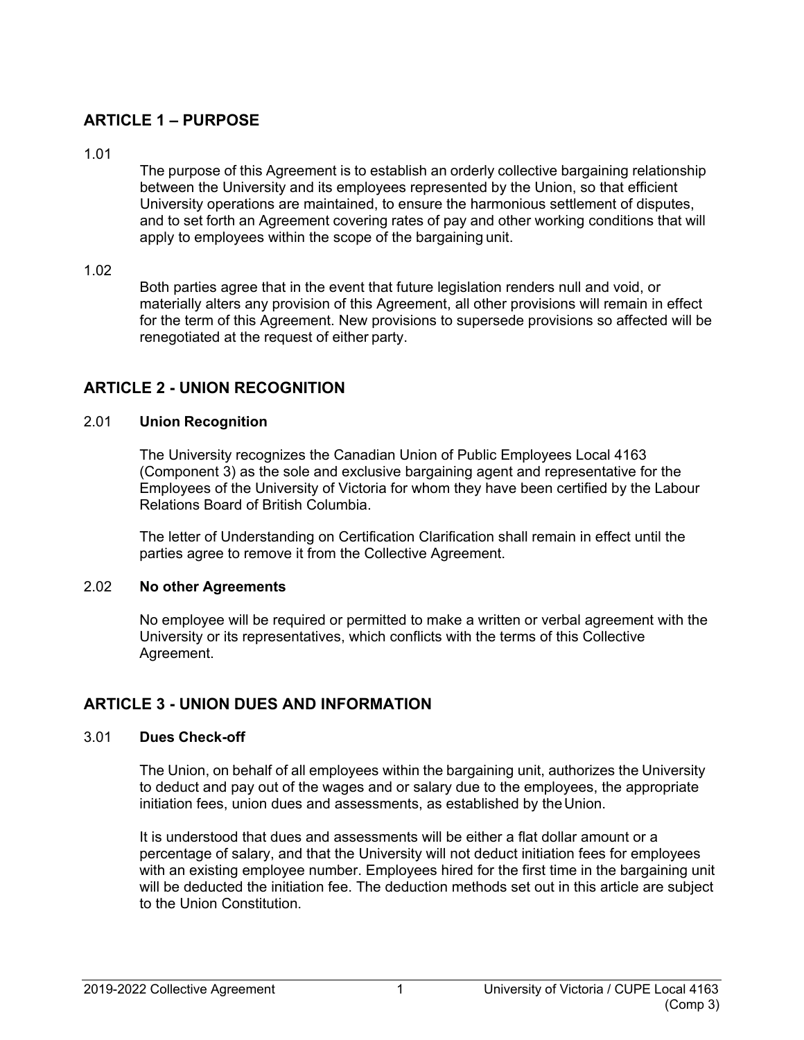## ARTICLE 1 – PURPOSE

1.01

The purpose of this Agreement is to establish an orderly collective bargaining relationship between the University and its employees represented by the Union, so that efficient University operations are maintained, to ensure the harmonious settlement of disputes, and to set forth an Agreement covering rates of pay and other working conditions that will apply to employees within the scope of the bargaining unit.

1.02

Both parties agree that in the event that future legislation renders null and void, or materially alters any provision of this Agreement, all other provisions will remain in effect for the term of this Agreement. New provisions to supersede provisions so affected will be renegotiated at the request of either party.

## ARTICLE 2 - UNION RECOGNITION

2.01 **Union Recognition**

The University recognizes the Canadian Union of Public Employees Local 4163 (Component 3) as the sole and exclusive bargaining agent and representative for the Employees of the University of Victoria for whom they have been certified by the Labour Relations Board of British Columbia.

The letter of Understanding on Certification Clarification shall remain in effect until the parties agree to remove it from the Collective Agreement.

2.02 **No other Agreements**

No employee will be required or permitted to make a written or verbal agreement with the University or its representatives, which conflicts with the terms of this Collective Agreement.

## ARTICLE 3 - UNION DUES AND INFORMATION

3.01 **Dues Check-off**

The Union, on behalf of all employees within the bargaining unit, authorizes the University to deduct and pay out of the wages and or salary due to the employees, the appropriate initiation fees, union dues and assessments, as established by the Union.

It is understood that dues and assessments will be either a flat dollar amount or a percentage of salary, and that the University will not deduct initiation fees for employees with an existing employee number. Employees hired for the first time in the bargaining unit will be deducted the initiation fee. The deduction methods set out in this article are subject to the Union Constitution.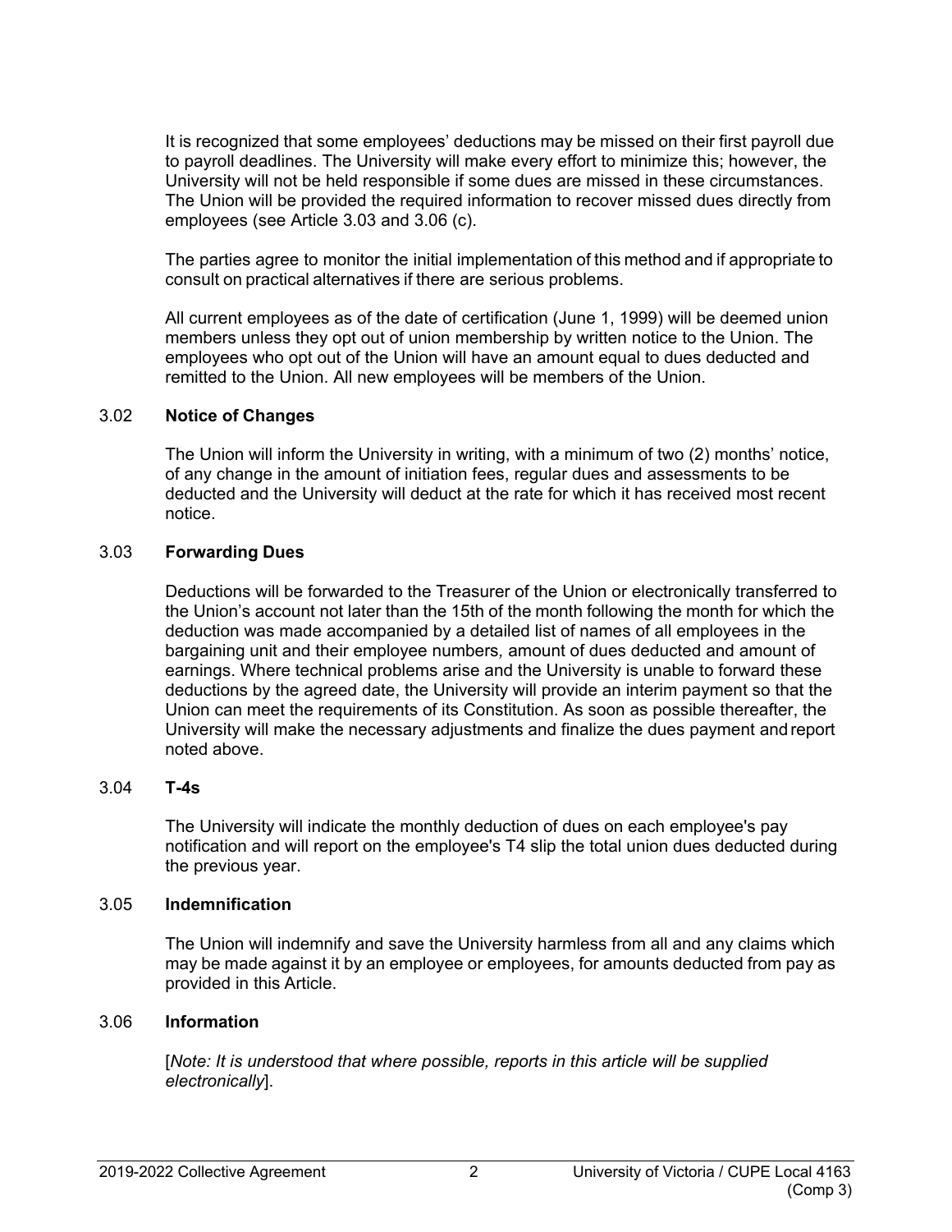It is recognized that some employees' deductions may be missed on their first payroll due to payroll deadlines. The University will make every effort to minimize this; however, the University will not be held responsible if some dues are missed in these circumstances. The Union will be provided the required information to recover missed dues directly from employees (see Article 3.03 and 3.06 (c).

The parties agree to monitor the initial implementation of this method and if appropriate to consult on practical alternatives if there are serious problems.

All current employees as of the date of certification (June 1, 1999) will be deemed union members unless they opt out of union membership by written notice to the Union. The employees who opt out of the Union will have an amount equal to dues deducted and remitted to the Union. All new employees will be members of the Union.

### 3.02 **Notice of Changes**

The Union will inform the University in writing, with a minimum of two (2) months' notice, of any change in the amount of initiation fees, regular dues and assessments to be deducted and the University will deduct at the rate for which it has received most recent notice.

### 3.03 **Forwarding Dues**

Deductions will be forwarded to the Treasurer of the Union or electronically transferred to the Union's account not later than the 15th of the month following the month for which the deduction was made accompanied by a detailed list of names of all employees in the bargaining unit and their employee numbers, amount of dues deducted and amount of earnings. Where technical problems arise and the University is unable to forward these deductions by the agreed date, the University will provide an interim payment so that the Union can meet the requirements of its Constitution. As soon as possible thereafter, the University will make the necessary adjustments and finalize the dues payment and report noted above.

### 3.04 **T-4s**

The University will indicate the monthly deduction of dues on each employee's pay notification and will report on the employee's T4 slip the total union dues deducted during the previous year.

### 3.05 **Indemnification**

The Union will indemnify and save the University harmless from all and any claims which may be made against it by an employee or employees, for amounts deducted from pay as provided in this Article.

### 3.06 **Information**

[*Note: It is understood that where possible, reports in this article will be supplied electronically*].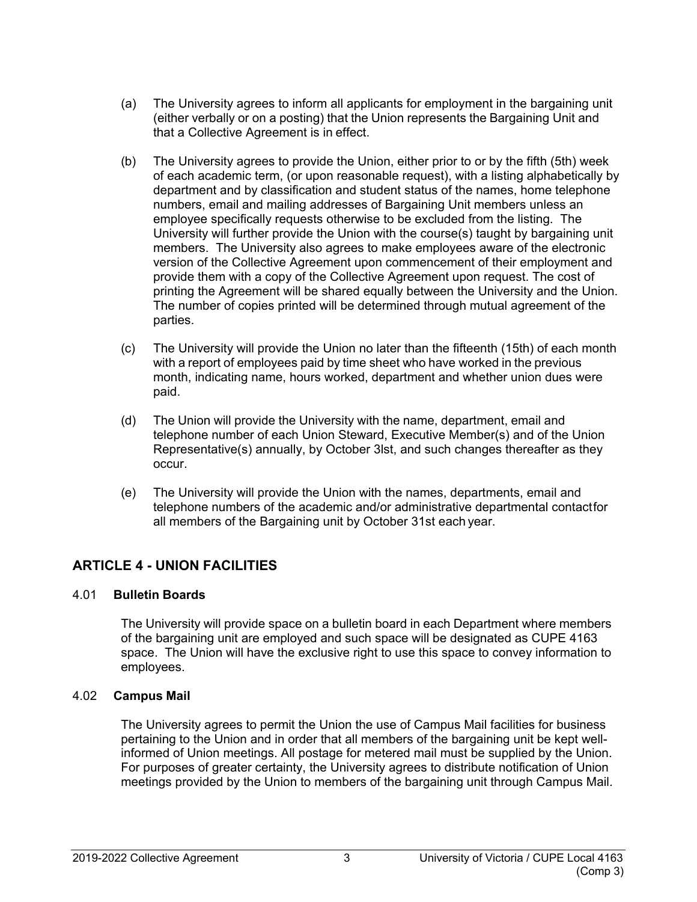(a) The University agrees to inform all applicants for employment in the bargaining unit (either verbally or on a posting) that the Union represents the Bargaining Unit and that a Collective Agreement is in effect.

(b) The University agrees to provide the Union, either prior to or by the fifth (5th) week of each academic term, (or upon reasonable request), with a listing alphabetically by department and by classification and student status of the names, home telephone numbers, email and mailing addresses of Bargaining Unit members unless an employee specifically requests otherwise to be excluded from the listing. The University will further provide the Union with the course(s) taught by bargaining unit members. The University also agrees to make employees aware of the electronic version of the Collective Agreement upon commencement of their employment and provide them with a copy of the Collective Agreement upon request. The cost of printing the Agreement will be shared equally between the University and the Union. The number of copies printed will be determined through mutual agreement of the parties.

(c) The University will provide the Union no later than the fifteenth (15th) of each month with a report of employees paid by time sheet who have worked in the previous month, indicating name, hours worked, department and whether union dues were paid.

(d) The Union will provide the University with the name, department, email and telephone number of each Union Steward, Executive Member(s) and of the Union Representative(s) annually, by October 3lst, and such changes thereafter as they occur.

(e) The University will provide the Union with the names, departments, email and telephone numbers of the academic and/or administrative departmental contactfor all members of the Bargaining unit by October 31st each year.

## ARTICLE 4 - UNION FACILITIES

### 4.01 **Bulletin Boards**

The University will provide space on a bulletin board in each Department where members of the bargaining unit are employed and such space will be designated as CUPE 4163 space. The Union will have the exclusive right to use this space to convey information to employees.

### 4.02 **Campus Mail**

The University agrees to permit the Union the use of Campus Mail facilities for business pertaining to the Union and in order that all members of the bargaining unit be kept well-informed of Union meetings. All postage for metered mail must be supplied by the Union. For purposes of greater certainty, the University agrees to distribute notification of Union meetings provided by the Union to members of the bargaining unit through Campus Mail.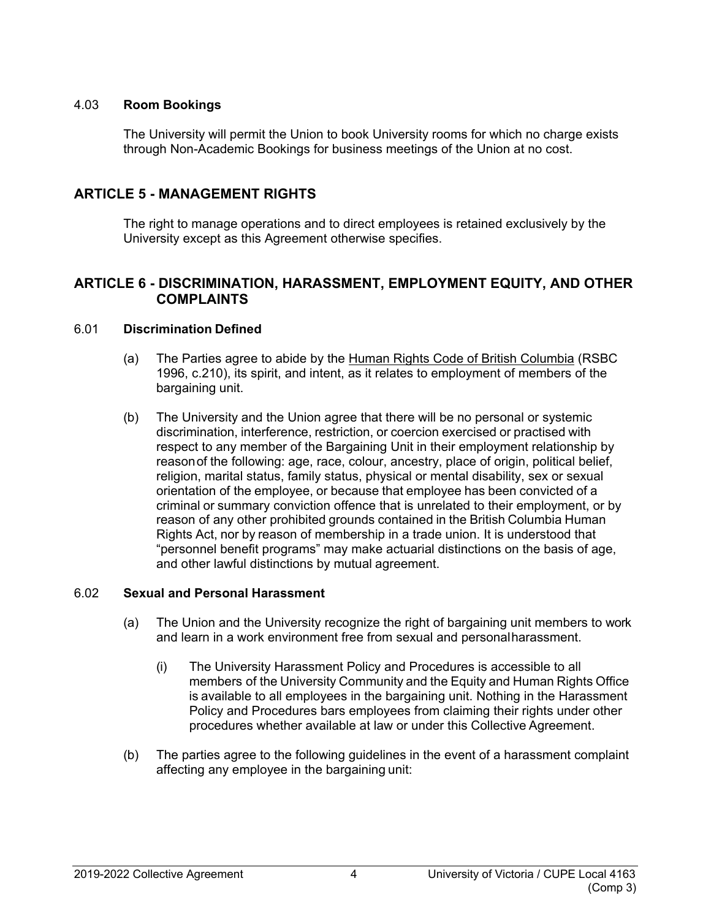4.03 **Room Bookings**

The University will permit the Union to book University rooms for which no charge exists through Non-Academic Bookings for business meetings of the Union at no cost.

## ARTICLE 5 - MANAGEMENT RIGHTS

The right to manage operations and to direct employees is retained exclusively by the University except as this Agreement otherwise specifies.

## ARTICLE 6 - DISCRIMINATION, HARASSMENT, EMPLOYMENT EQUITY, AND OTHER COMPLAINTS

6.01 **Discrimination Defined**

(a) The Parties agree to abide by the Human Rights Code of British Columbia (RSBC 1996, c.210), its spirit, and intent, as it relates to employment of members of the bargaining unit.

(b) The University and the Union agree that there will be no personal or systemic discrimination, interference, restriction, or coercion exercised or practised with respect to any member of the Bargaining Unit in their employment relationship by reason of the following: age, race, colour, ancestry, place of origin, political belief, religion, marital status, family status, physical or mental disability, sex or sexual orientation of the employee, or because that employee has been convicted of a criminal or summary conviction offence that is unrelated to their employment, or by reason of any other prohibited grounds contained in the British Columbia Human Rights Act, nor by reason of membership in a trade union. It is understood that "personnel benefit programs" may make actuarial distinctions on the basis of age, and other lawful distinctions by mutual agreement.

6.02 **Sexual and Personal Harassment**

(a) The Union and the University recognize the right of bargaining unit members to work and learn in a work environment free from sexual and personal harassment.

(i) The University Harassment Policy and Procedures is accessible to all members of the University Community and the Equity and Human Rights Office is available to all employees in the bargaining unit. Nothing in the Harassment Policy and Procedures bars employees from claiming their rights under other procedures whether available at law or under this Collective Agreement.

(b) The parties agree to the following guidelines in the event of a harassment complaint affecting any employee in the bargaining unit: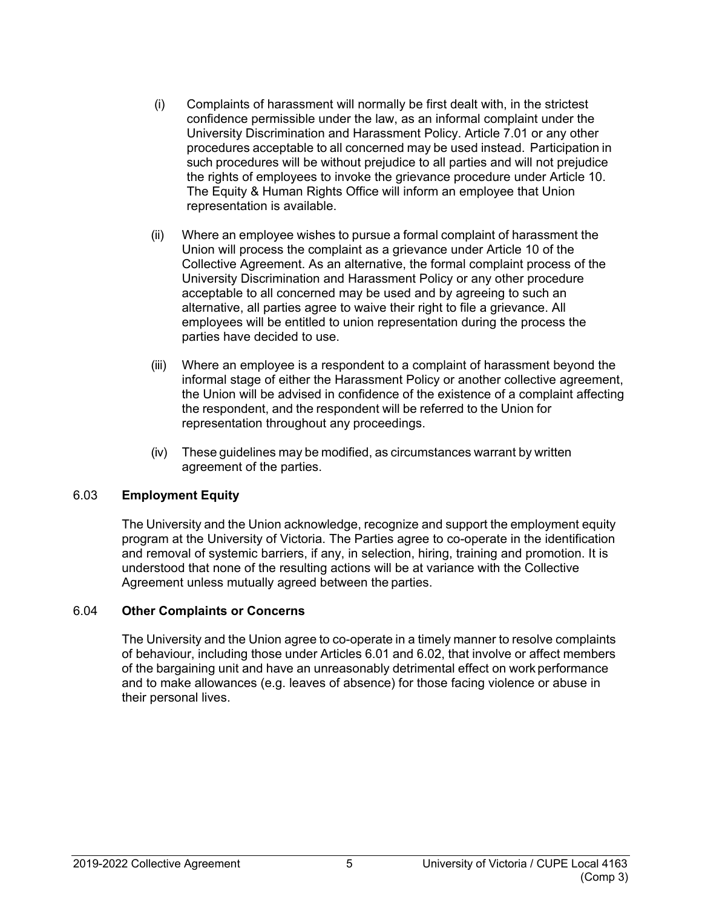(i) Complaints of harassment will normally be first dealt with, in the strictest confidence permissible under the law, as an informal complaint under the University Discrimination and Harassment Policy. Article 7.01 or any other procedures acceptable to all concerned may be used instead. Participation in such procedures will be without prejudice to all parties and will not prejudice the rights of employees to invoke the grievance procedure under Article 10. The Equity & Human Rights Office will inform an employee that Union representation is available.

(ii) Where an employee wishes to pursue a formal complaint of harassment the Union will process the complaint as a grievance under Article 10 of the Collective Agreement. As an alternative, the formal complaint process of the University Discrimination and Harassment Policy or any other procedure acceptable to all concerned may be used and by agreeing to such an alternative, all parties agree to waive their right to file a grievance. All employees will be entitled to union representation during the process the parties have decided to use.

(iii) Where an employee is a respondent to a complaint of harassment beyond the informal stage of either the Harassment Policy or another collective agreement, the Union will be advised in confidence of the existence of a complaint affecting the respondent, and the respondent will be referred to the Union for representation throughout any proceedings.

(iv) These guidelines may be modified, as circumstances warrant by written agreement of the parties.

6.03 **Employment Equity**

The University and the Union acknowledge, recognize and support the employment equity program at the University of Victoria. The Parties agree to co-operate in the identification and removal of systemic barriers, if any, in selection, hiring, training and promotion. It is understood that none of the resulting actions will be at variance with the Collective Agreement unless mutually agreed between the parties.

6.04 **Other Complaints or Concerns**

The University and the Union agree to co-operate in a timely manner to resolve complaints of behaviour, including those under Articles 6.01 and 6.02, that involve or affect members of the bargaining unit and have an unreasonably detrimental effect on work performance and to make allowances (e.g. leaves of absence) for those facing violence or abuse in their personal lives.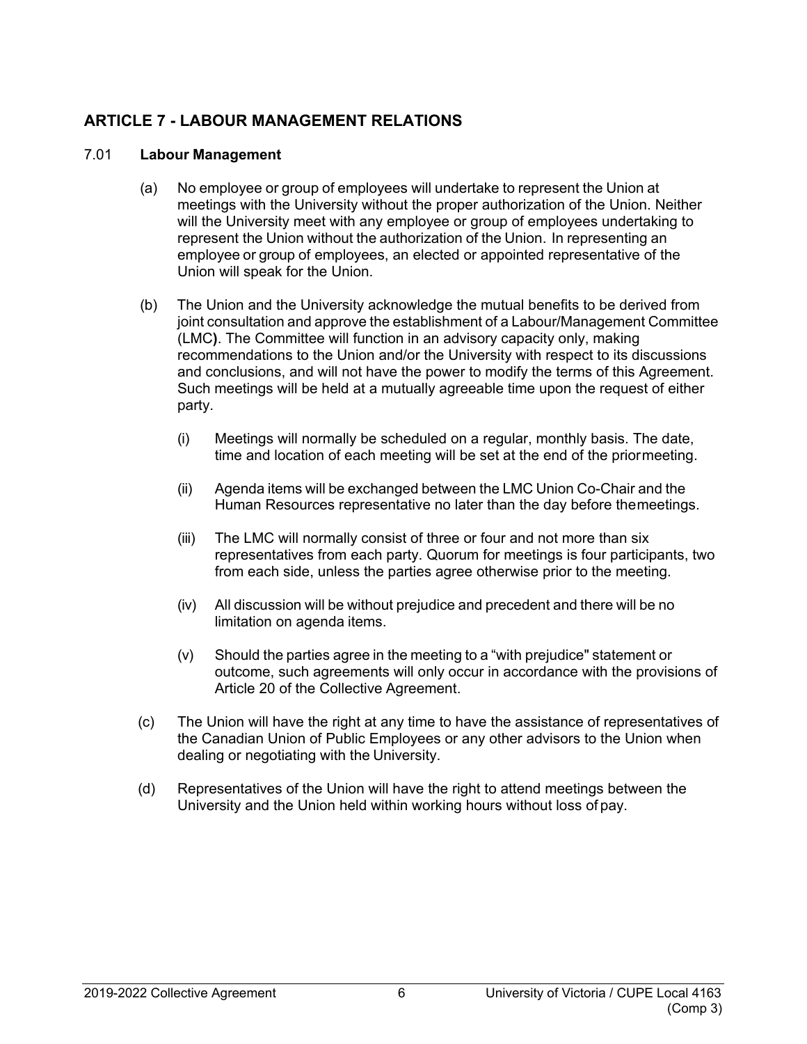## ARTICLE 7 - LABOUR MANAGEMENT RELATIONS

7.01 **Labour Management**

(a) No employee or group of employees will undertake to represent the Union at meetings with the University without the proper authorization of the Union. Neither will the University meet with any employee or group of employees undertaking to represent the Union without the authorization of the Union. In representing an employee or group of employees, an elected or appointed representative of the Union will speak for the Union.

(b) The Union and the University acknowledge the mutual benefits to be derived from joint consultation and approve the establishment of a Labour/Management Committee (LMC**)**. The Committee will function in an advisory capacity only, making recommendations to the Union and/or the University with respect to its discussions and conclusions, and will not have the power to modify the terms of this Agreement. Such meetings will be held at a mutually agreeable time upon the request of either party.

(i) Meetings will normally be scheduled on a regular, monthly basis. The date, time and location of each meeting will be set at the end of the prior meeting.

(ii) Agenda items will be exchanged between the LMC Union Co-Chair and the Human Resources representative no later than the day before the meetings.

(iii) The LMC will normally consist of three or four and not more than six representatives from each party. Quorum for meetings is four participants, two from each side, unless the parties agree otherwise prior to the meeting.

(iv) All discussion will be without prejudice and precedent and there will be no limitation on agenda items.

(v) Should the parties agree in the meeting to a "with prejudice" statement or outcome, such agreements will only occur in accordance with the provisions of Article 20 of the Collective Agreement.

(c) The Union will have the right at any time to have the assistance of representatives of the Canadian Union of Public Employees or any other advisors to the Union when dealing or negotiating with the University.

(d) Representatives of the Union will have the right to attend meetings between the University and the Union held within working hours without loss of pay.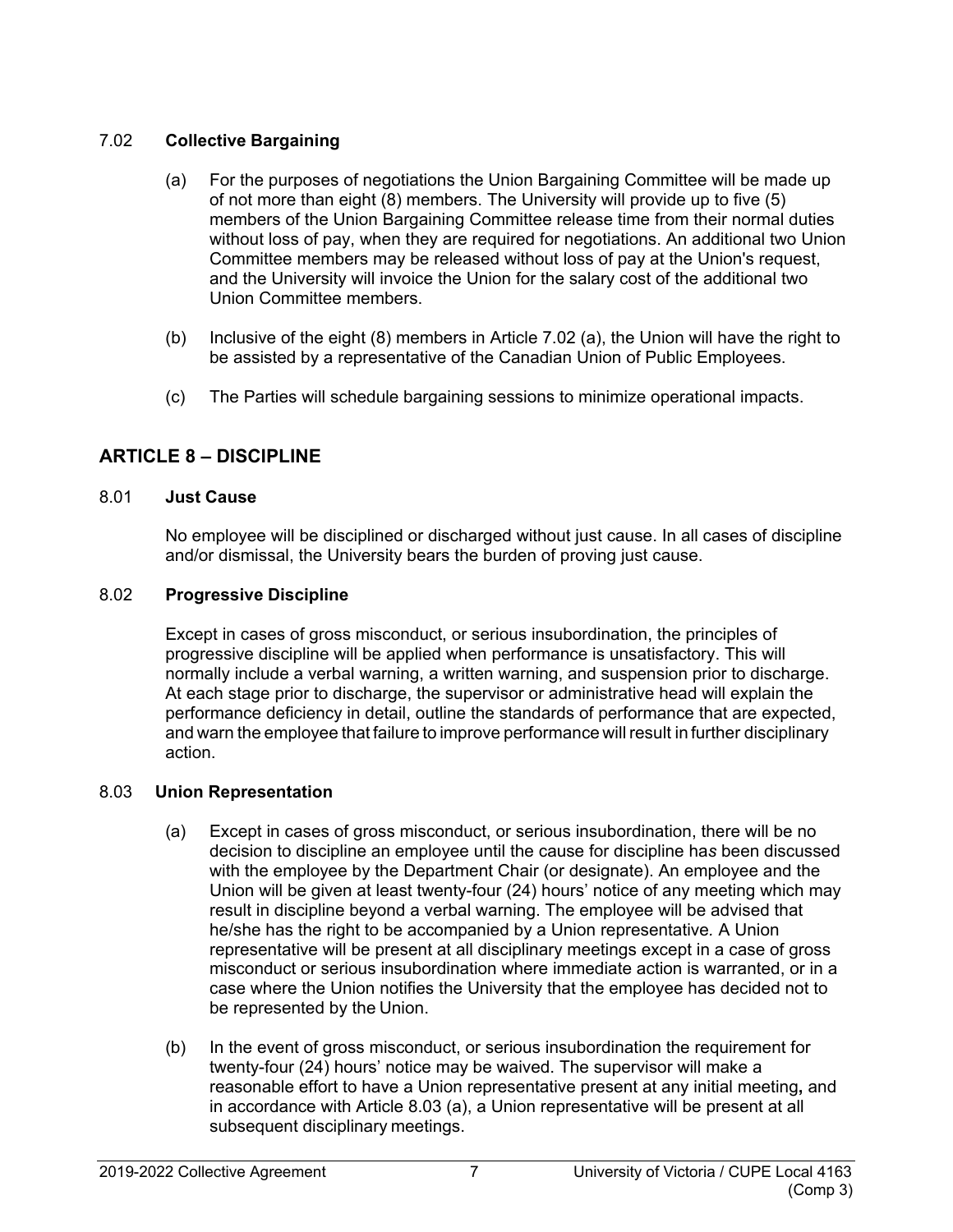### 7.02 **Collective Bargaining**

(a) For the purposes of negotiations the Union Bargaining Committee will be made up of not more than eight (8) members. The University will provide up to five (5) members of the Union Bargaining Committee release time from their normal duties without loss of pay, when they are required for negotiations. An additional two Union Committee members may be released without loss of pay at the Union's request, and the University will invoice the Union for the salary cost of the additional two Union Committee members.

(b) Inclusive of the eight (8) members in Article 7.02 (a), the Union will have the right to be assisted by a representative of the Canadian Union of Public Employees.

(c) The Parties will schedule bargaining sessions to minimize operational impacts.

## ARTICLE 8 – DISCIPLINE

### 8.01 **Just Cause**

No employee will be disciplined or discharged without just cause. In all cases of discipline and/or dismissal, the University bears the burden of proving just cause.

### 8.02 **Progressive Discipline**

Except in cases of gross misconduct, or serious insubordination, the principles of progressive discipline will be applied when performance is unsatisfactory. This will normally include a verbal warning, a written warning, and suspension prior to discharge. At each stage prior to discharge, the supervisor or administrative head will explain the performance deficiency in detail, outline the standards of performance that are expected, and warn the employee that failure to improve performance will result in further disciplinary action.

### 8.03 **Union Representation**

(a) Except in cases of gross misconduct, or serious insubordination, there will be no decision to discipline an employee until the cause for discipline has been discussed with the employee by the Department Chair (or designate). An employee and the Union will be given at least twenty-four (24) hours' notice of any meeting which may result in discipline beyond a verbal warning. The employee will be advised that he/she has the right to be accompanied by a Union representative. A Union representative will be present at all disciplinary meetings except in a case of gross misconduct or serious insubordination where immediate action is warranted, or in a case where the Union notifies the University that the employee has decided not to be represented by the Union.

(b) In the event of gross misconduct, or serious insubordination the requirement for twenty-four (24) hours' notice may be waived. The supervisor will make a reasonable effort to have a Union representative present at any initial meeting**,** and in accordance with Article 8.03 (a), a Union representative will be present at all subsequent disciplinary meetings.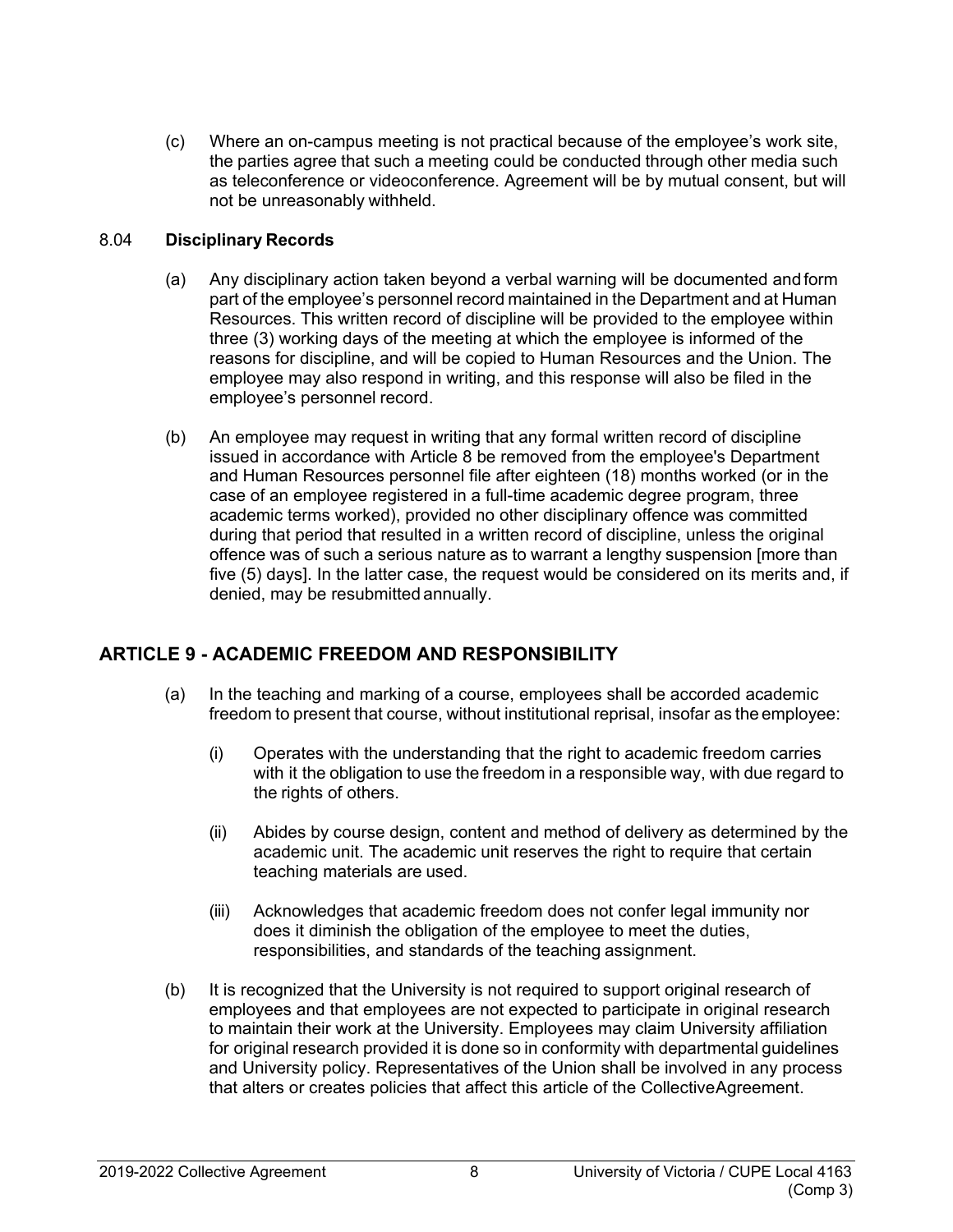(c) Where an on-campus meeting is not practical because of the employee's work site, the parties agree that such a meeting could be conducted through other media such as teleconference or videoconference. Agreement will be by mutual consent, but will not be unreasonably withheld.

### 8.04 **Disciplinary Records**

(a) Any disciplinary action taken beyond a verbal warning will be documented and form part of the employee's personnel record maintained in the Department and at Human Resources. This written record of discipline will be provided to the employee within three (3) working days of the meeting at which the employee is informed of the reasons for discipline, and will be copied to Human Resources and the Union. The employee may also respond in writing, and this response will also be filed in the employee's personnel record.

(b) An employee may request in writing that any formal written record of discipline issued in accordance with Article 8 be removed from the employee's Department and Human Resources personnel file after eighteen (18) months worked (or in the case of an employee registered in a full-time academic degree program, three academic terms worked), provided no other disciplinary offence was committed during that period that resulted in a written record of discipline, unless the original offence was of such a serious nature as to warrant a lengthy suspension [more than five (5) days]. In the latter case, the request would be considered on its merits and, if denied, may be resubmitted annually.

## ARTICLE 9 - ACADEMIC FREEDOM AND RESPONSIBILITY

(a) In the teaching and marking of a course, employees shall be accorded academic freedom to present that course, without institutional reprisal, insofar as the employee:

   (i) Operates with the understanding that the right to academic freedom carries with it the obligation to use the freedom in a responsible way, with due regard to the rights of others.

   (ii) Abides by course design, content and method of delivery as determined by the academic unit. The academic unit reserves the right to require that certain teaching materials are used.

   (iii) Acknowledges that academic freedom does not confer legal immunity nor does it diminish the obligation of the employee to meet the duties, responsibilities, and standards of the teaching assignment.

(b) It is recognized that the University is not required to support original research of employees and that employees are not expected to participate in original research to maintain their work at the University. Employees may claim University affiliation for original research provided it is done so in conformity with departmental guidelines and University policy. Representatives of the Union shall be involved in any process that alters or creates policies that affect this article of the CollectiveAgreement.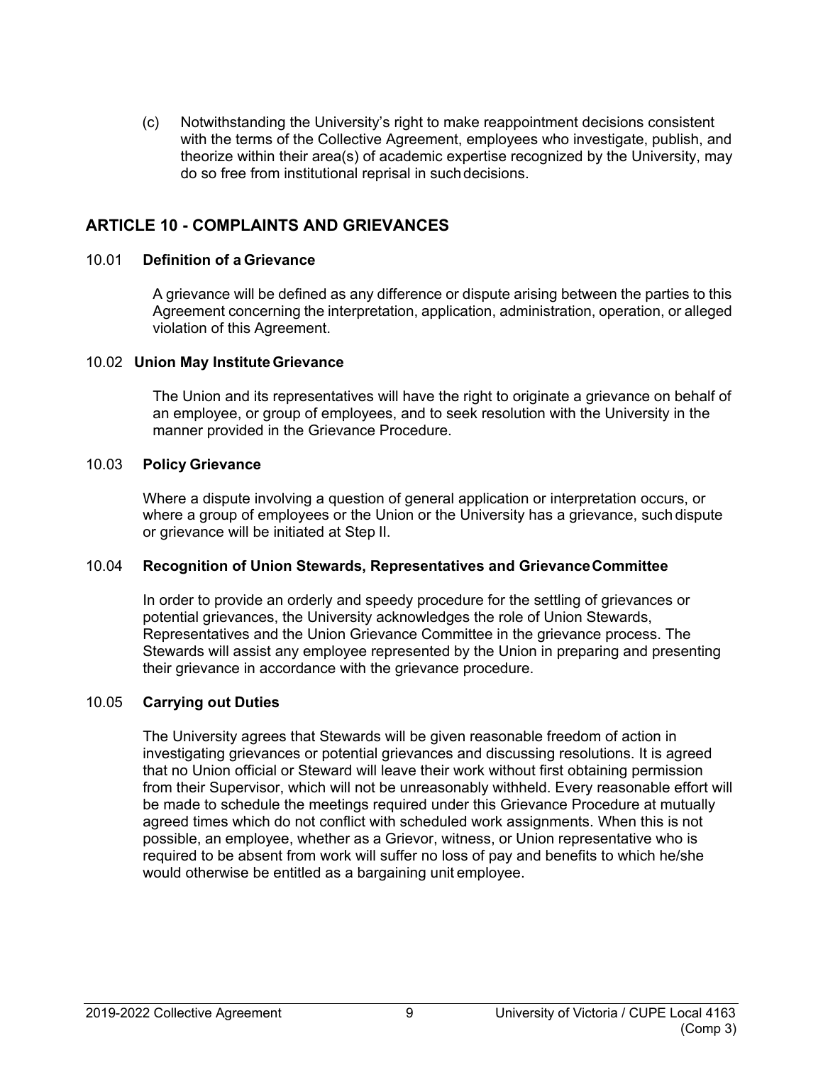(c) Notwithstanding the University's right to make reappointment decisions consistent with the terms of the Collective Agreement, employees who investigate, publish, and theorize within their area(s) of academic expertise recognized by the University, may do so free from institutional reprisal in such decisions.

## ARTICLE 10 - COMPLAINTS AND GRIEVANCES

### 10.01 Definition of a Grievance

A grievance will be defined as any difference or dispute arising between the parties to this Agreement concerning the interpretation, application, administration, operation, or alleged violation of this Agreement.

### 10.02 Union May Institute Grievance

The Union and its representatives will have the right to originate a grievance on behalf of an employee, or group of employees, and to seek resolution with the University in the manner provided in the Grievance Procedure.

### 10.03 Policy Grievance

Where a dispute involving a question of general application or interpretation occurs, or where a group of employees or the Union or the University has a grievance, such dispute or grievance will be initiated at Step II.

### 10.04 Recognition of Union Stewards, Representatives and Grievance Committee

In order to provide an orderly and speedy procedure for the settling of grievances or potential grievances, the University acknowledges the role of Union Stewards, Representatives and the Union Grievance Committee in the grievance process. The Stewards will assist any employee represented by the Union in preparing and presenting their grievance in accordance with the grievance procedure.

### 10.05 Carrying out Duties

The University agrees that Stewards will be given reasonable freedom of action in investigating grievances or potential grievances and discussing resolutions. It is agreed that no Union official or Steward will leave their work without first obtaining permission from their Supervisor, which will not be unreasonably withheld. Every reasonable effort will be made to schedule the meetings required under this Grievance Procedure at mutually agreed times which do not conflict with scheduled work assignments. When this is not possible, an employee, whether as a Grievor, witness, or Union representative who is required to be absent from work will suffer no loss of pay and benefits to which he/she would otherwise be entitled as a bargaining unit employee.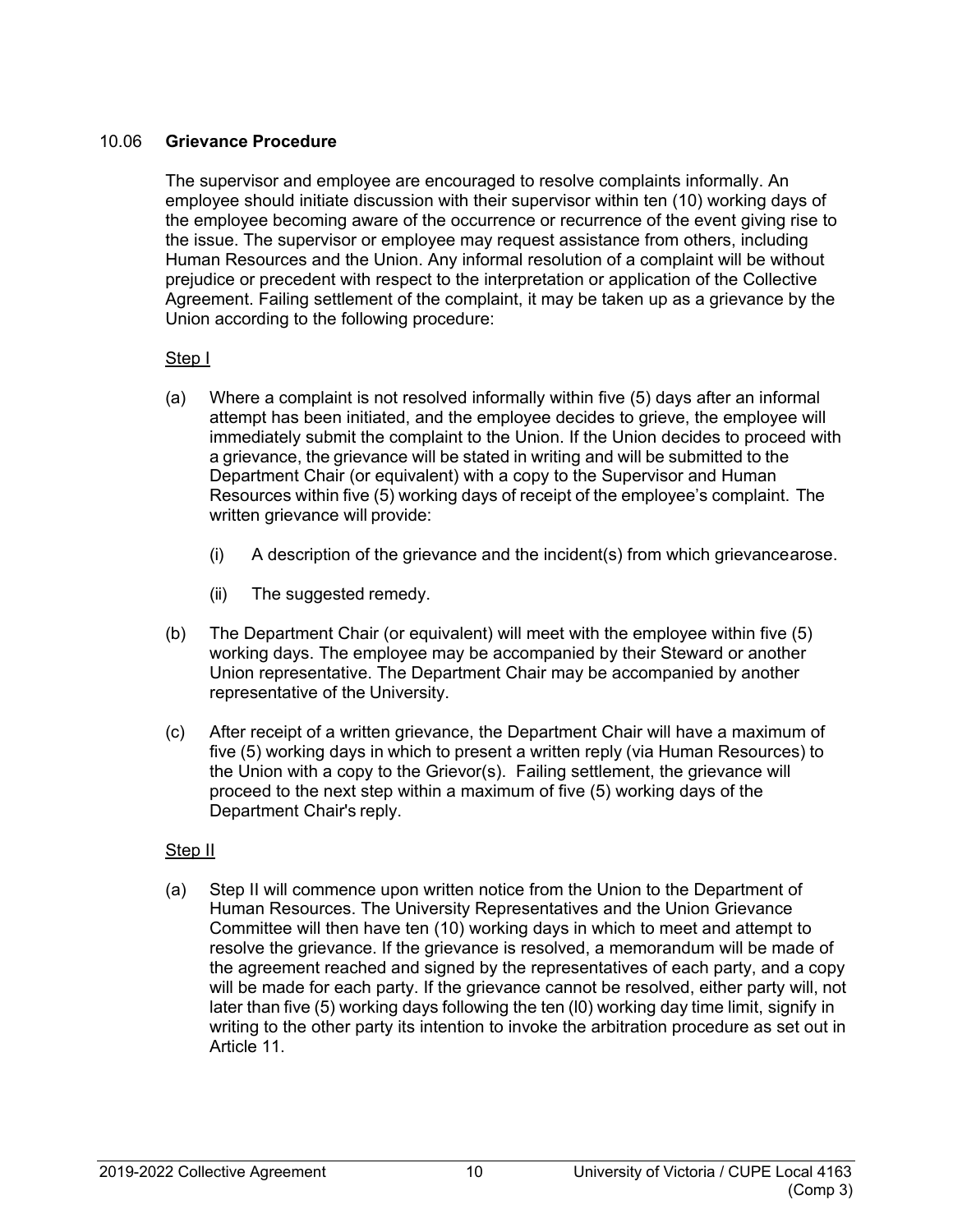## 10.06 **Grievance Procedure**

The supervisor and employee are encouraged to resolve complaints informally. An employee should initiate discussion with their supervisor within ten (10) working days of the employee becoming aware of the occurrence or recurrence of the event giving rise to the issue. The supervisor or employee may request assistance from others, including Human Resources and the Union. Any informal resolution of a complaint will be without prejudice or precedent with respect to the interpretation or application of the Collective Agreement. Failing settlement of the complaint, it may be taken up as a grievance by the Union according to the following procedure:

Step I

(a) Where a complaint is not resolved informally within five (5) days after an informal attempt has been initiated, and the employee decides to grieve, the employee will immediately submit the complaint to the Union. If the Union decides to proceed with a grievance, the grievance will be stated in writing and will be submitted to the Department Chair (or equivalent) with a copy to the Supervisor and Human Resources within five (5) working days of receipt of the employee's complaint. The written grievance will provide:

   (i) A description of the grievance and the incident(s) from which grievancearose.

   (ii) The suggested remedy.

(b) The Department Chair (or equivalent) will meet with the employee within five (5) working days. The employee may be accompanied by their Steward or another Union representative. The Department Chair may be accompanied by another representative of the University.

(c) After receipt of a written grievance, the Department Chair will have a maximum of five (5) working days in which to present a written reply (via Human Resources) to the Union with a copy to the Grievor(s). Failing settlement, the grievance will proceed to the next step within a maximum of five (5) working days of the Department Chair's reply.

Step II

(a) Step II will commence upon written notice from the Union to the Department of Human Resources. The University Representatives and the Union Grievance Committee will then have ten (10) working days in which to meet and attempt to resolve the grievance. If the grievance is resolved, a memorandum will be made of the agreement reached and signed by the representatives of each party, and a copy will be made for each party. If the grievance cannot be resolved, either party will, not later than five (5) working days following the ten (l0) working day time limit, signify in writing to the other party its intention to invoke the arbitration procedure as set out in Article 11.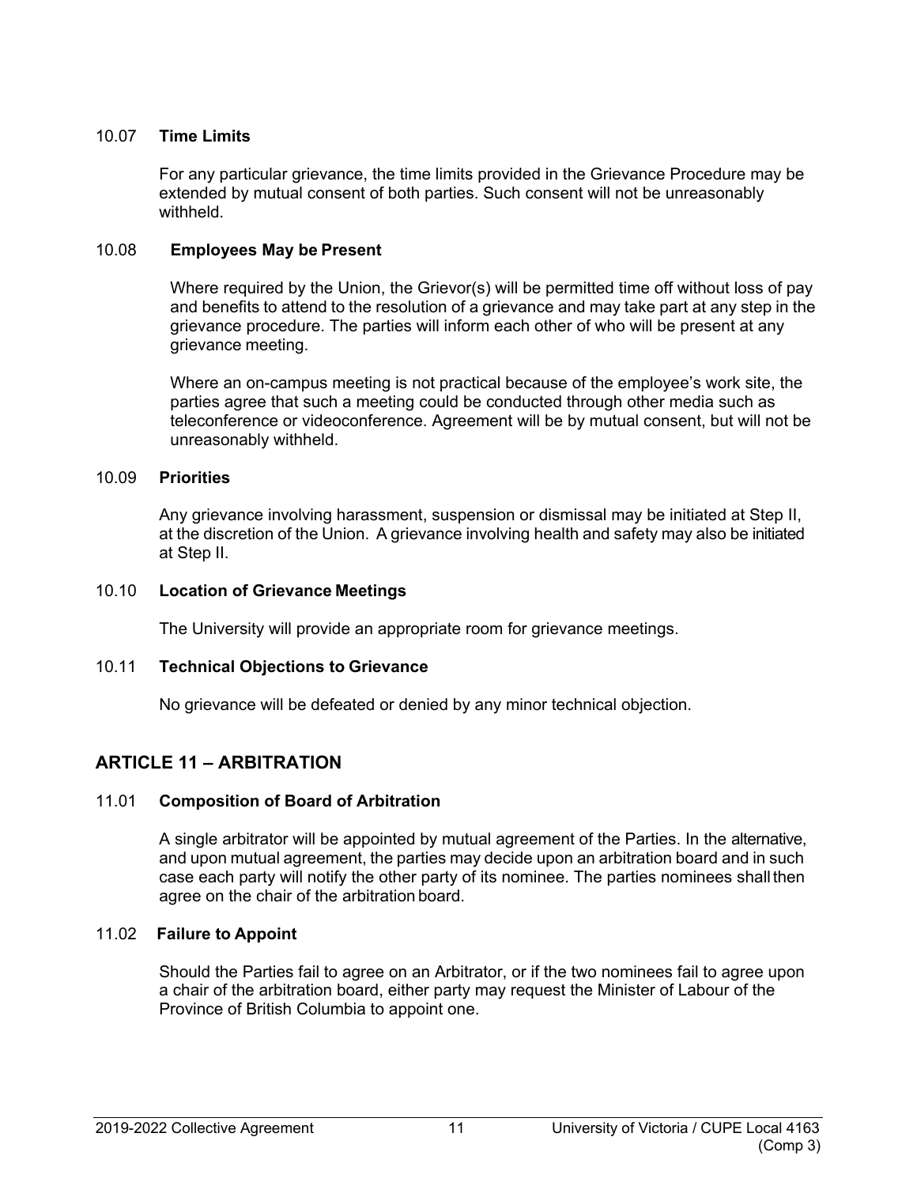### 10.07 **Time Limits**

For any particular grievance, the time limits provided in the Grievance Procedure may be extended by mutual consent of both parties. Such consent will not be unreasonably withheld.

### 10.08 **Employees May be Present**

Where required by the Union, the Grievor(s) will be permitted time off without loss of pay and benefits to attend to the resolution of a grievance and may take part at any step in the grievance procedure. The parties will inform each other of who will be present at any grievance meeting.

Where an on-campus meeting is not practical because of the employee's work site, the parties agree that such a meeting could be conducted through other media such as teleconference or videoconference. Agreement will be by mutual consent, but will not be unreasonably withheld.

### 10.09 **Priorities**

Any grievance involving harassment, suspension or dismissal may be initiated at Step II, at the discretion of the Union. A grievance involving health and safety may also be initiated at Step II.

### 10.10 **Location of Grievance Meetings**

The University will provide an appropriate room for grievance meetings.

### 10.11 **Technical Objections to Grievance**

No grievance will be defeated or denied by any minor technical objection.

## ARTICLE 11 – ARBITRATION

### 11.01 **Composition of Board of Arbitration**

A single arbitrator will be appointed by mutual agreement of the Parties. In the alternative, and upon mutual agreement, the parties may decide upon an arbitration board and in such case each party will notify the other party of its nominee. The parties nominees shall then agree on the chair of the arbitration board.

### 11.02 **Failure to Appoint**

Should the Parties fail to agree on an Arbitrator, or if the two nominees fail to agree upon a chair of the arbitration board, either party may request the Minister of Labour of the Province of British Columbia to appoint one.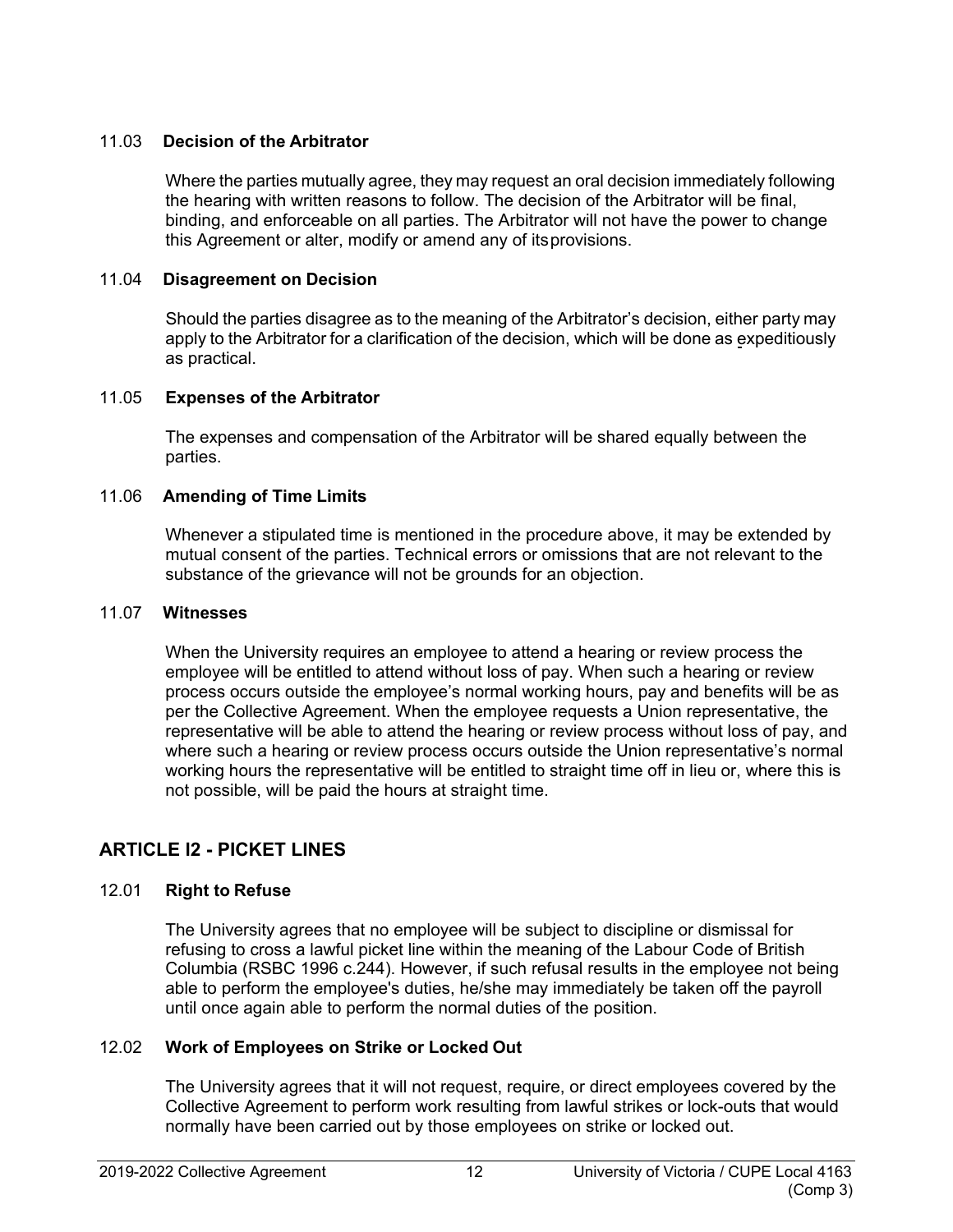### 11.03 Decision of the Arbitrator

Where the parties mutually agree, they may request an oral decision immediately following the hearing with written reasons to follow. The decision of the Arbitrator will be final, binding, and enforceable on all parties. The Arbitrator will not have the power to change this Agreement or alter, modify or amend any of its provisions.

### 11.04 Disagreement on Decision

Should the parties disagree as to the meaning of the Arbitrator's decision, either party may apply to the Arbitrator for a clarification of the decision, which will be done as expeditiously as practical.

### 11.05 Expenses of the Arbitrator

The expenses and compensation of the Arbitrator will be shared equally between the parties.

### 11.06 Amending of Time Limits

Whenever a stipulated time is mentioned in the procedure above, it may be extended by mutual consent of the parties. Technical errors or omissions that are not relevant to the substance of the grievance will not be grounds for an objection.

### 11.07 Witnesses

When the University requires an employee to attend a hearing or review process the employee will be entitled to attend without loss of pay. When such a hearing or review process occurs outside the employee's normal working hours, pay and benefits will be as per the Collective Agreement. When the employee requests a Union representative, the representative will be able to attend the hearing or review process without loss of pay, and where such a hearing or review process occurs outside the Union representative's normal working hours the representative will be entitled to straight time off in lieu or, where this is not possible, will be paid the hours at straight time.

## ARTICLE I2 - PICKET LINES

### 12.01 Right to Refuse

The University agrees that no employee will be subject to discipline or dismissal for refusing to cross a lawful picket line within the meaning of the Labour Code of British Columbia (RSBC 1996 c.244). However, if such refusal results in the employee not being able to perform the employee's duties, he/she may immediately be taken off the payroll until once again able to perform the normal duties of the position.

### 12.02 Work of Employees on Strike or Locked Out

The University agrees that it will not request, require, or direct employees covered by the Collective Agreement to perform work resulting from lawful strikes or lock-outs that would normally have been carried out by those employees on strike or locked out.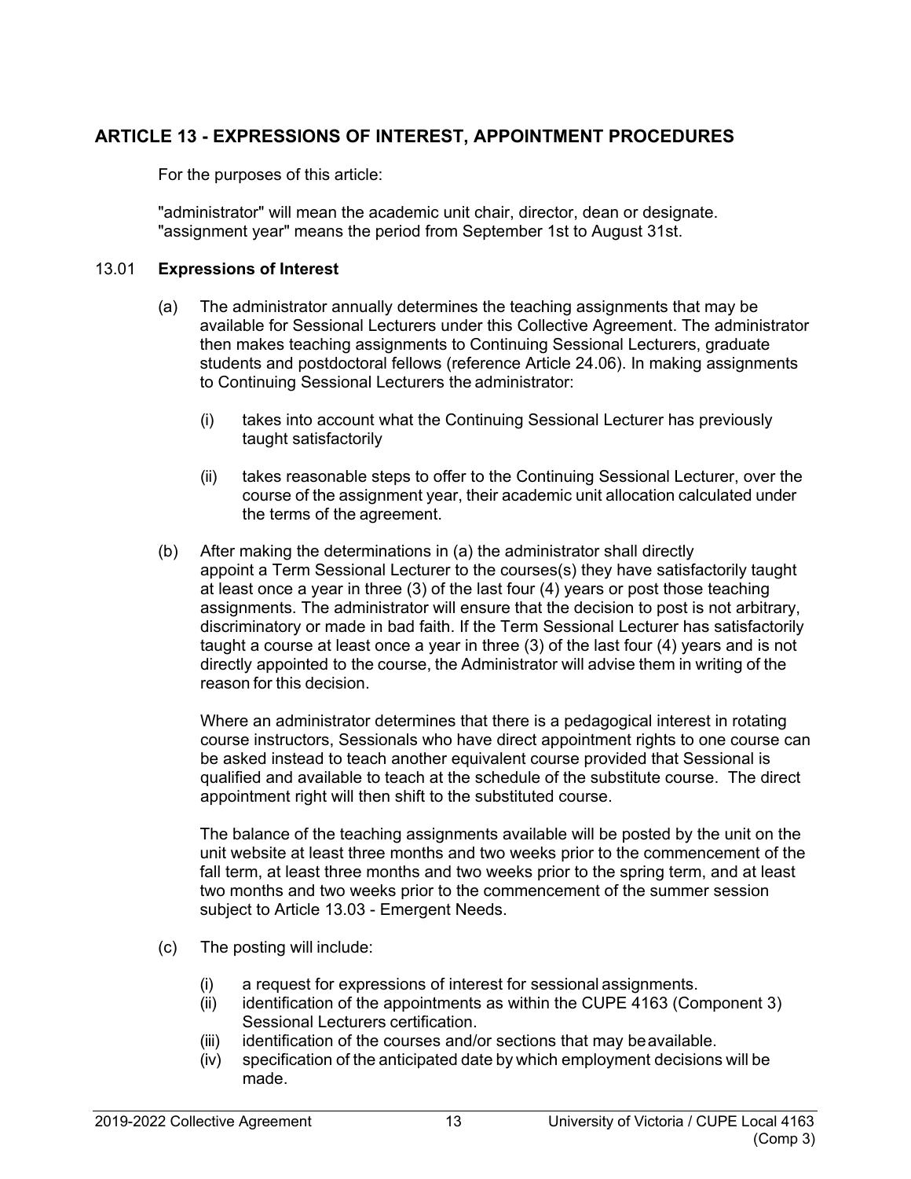## ARTICLE 13 - EXPRESSIONS OF INTEREST, APPOINTMENT PROCEDURES

For the purposes of this article:

"administrator" will mean the academic unit chair, director, dean or designate.
"assignment year" means the period from September 1st to August 31st.

### 13.01 Expressions of Interest

(a) The administrator annually determines the teaching assignments that may be available for Sessional Lecturers under this Collective Agreement. The administrator then makes teaching assignments to Continuing Sessional Lecturers, graduate students and postdoctoral fellows (reference Article 24.06). In making assignments to Continuing Sessional Lecturers the administrator:

(i) takes into account what the Continuing Sessional Lecturer has previously taught satisfactorily

(ii) takes reasonable steps to offer to the Continuing Sessional Lecturer, over the course of the assignment year, their academic unit allocation calculated under the terms of the agreement.

(b) After making the determinations in (a) the administrator shall directly appoint a Term Sessional Lecturer to the courses(s) they have satisfactorily taught at least once a year in three (3) of the last four (4) years or post those teaching assignments. The administrator will ensure that the decision to post is not arbitrary, discriminatory or made in bad faith. If the Term Sessional Lecturer has satisfactorily taught a course at least once a year in three (3) of the last four (4) years and is not directly appointed to the course, the Administrator will advise them in writing of the reason for this decision.

Where an administrator determines that there is a pedagogical interest in rotating course instructors, Sessionals who have direct appointment rights to one course can be asked instead to teach another equivalent course provided that Sessional is qualified and available to teach at the schedule of the substitute course. The direct appointment right will then shift to the substituted course.

The balance of the teaching assignments available will be posted by the unit on the unit website at least three months and two weeks prior to the commencement of the fall term, at least three months and two weeks prior to the spring term, and at least two months and two weeks prior to the commencement of the summer session subject to Article 13.03 - Emergent Needs.

(c) The posting will include:

(i) a request for expressions of interest for sessional assignments.
(ii) identification of the appointments as within the CUPE 4163 (Component 3) Sessional Lecturers certification.
(iii) identification of the courses and/or sections that may be available.
(iv) specification of the anticipated date by which employment decisions will be made.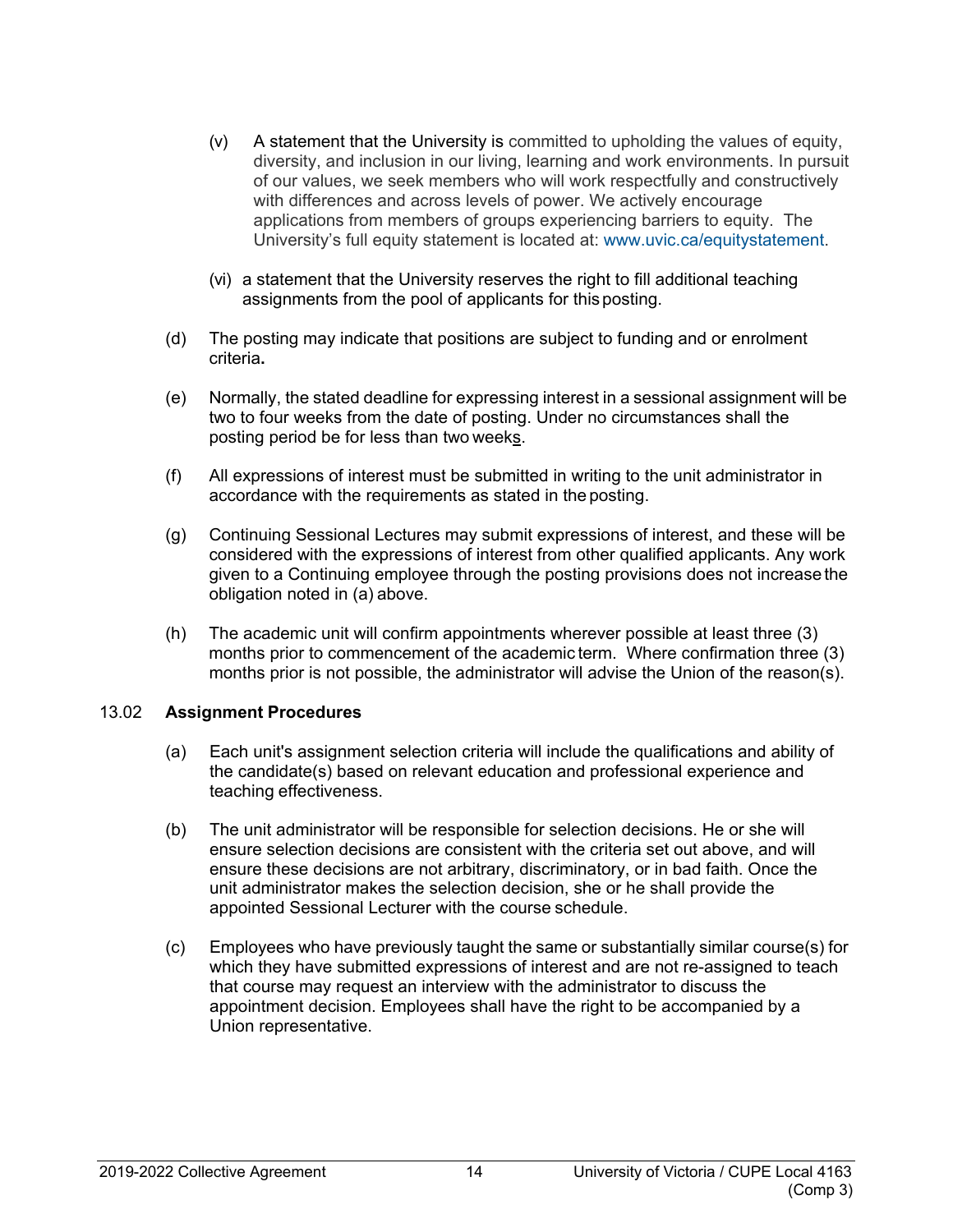(v) A statement that the University is committed to upholding the values of equity, diversity, and inclusion in our living, learning and work environments. In pursuit of our values, we seek members who will work respectfully and constructively with differences and across levels of power. We actively encourage applications from members of groups experiencing barriers to equity. The University's full equity statement is located at: www.uvic.ca/equitystatement.

(vi) a statement that the University reserves the right to fill additional teaching assignments from the pool of applicants for this posting.

(d) The posting may indicate that positions are subject to funding and or enrolment criteria**.**

(e) Normally, the stated deadline for expressing interest in a sessional assignment will be two to four weeks from the date of posting. Under no circumstances shall the posting period be for less than two weeks.

(f) All expressions of interest must be submitted in writing to the unit administrator in accordance with the requirements as stated in the posting.

(g) Continuing Sessional Lectures may submit expressions of interest, and these will be considered with the expressions of interest from other qualified applicants. Any work given to a Continuing employee through the posting provisions does not increase the obligation noted in (a) above.

(h) The academic unit will confirm appointments wherever possible at least three (3) months prior to commencement of the academic term. Where confirmation three (3) months prior is not possible, the administrator will advise the Union of the reason(s).

### 13.02 **Assignment Procedures**

(a) Each unit's assignment selection criteria will include the qualifications and ability of the candidate(s) based on relevant education and professional experience and teaching effectiveness.

(b) The unit administrator will be responsible for selection decisions. He or she will ensure selection decisions are consistent with the criteria set out above, and will ensure these decisions are not arbitrary, discriminatory, or in bad faith. Once the unit administrator makes the selection decision, she or he shall provide the appointed Sessional Lecturer with the course schedule.

(c) Employees who have previously taught the same or substantially similar course(s) for which they have submitted expressions of interest and are not re-assigned to teach that course may request an interview with the administrator to discuss the appointment decision. Employees shall have the right to be accompanied by a Union representative.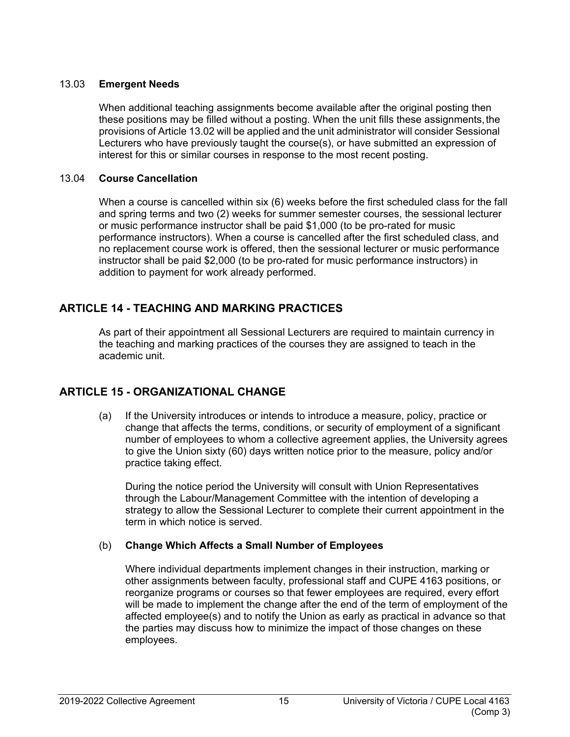13.03 **Emergent Needs**

When additional teaching assignments become available after the original posting then these positions may be filled without a posting. When the unit fills these assignments, the provisions of Article 13.02 will be applied and the unit administrator will consider Sessional Lecturers who have previously taught the course(s), or have submitted an expression of interest for this or similar courses in response to the most recent posting.

13.04 **Course Cancellation**

When a course is cancelled within six (6) weeks before the first scheduled class for the fall and spring terms and two (2) weeks for summer semester courses, the sessional lecturer or music performance instructor shall be paid $1,000 (to be pro-rated for music performance instructors). When a course is cancelled after the first scheduled class, and no replacement course work is offered, then the sessional lecturer or music performance instructor shall be paid $2,000 (to be pro-rated for music performance instructors) in addition to payment for work already performed.

## ARTICLE 14 - TEACHING AND MARKING PRACTICES

As part of their appointment all Sessional Lecturers are required to maintain currency in the teaching and marking practices of the courses they are assigned to teach in the academic unit.

## ARTICLE 15 - ORGANIZATIONAL CHANGE

(a) If the University introduces or intends to introduce a measure, policy, practice or change that affects the terms, conditions, or security of employment of a significant number of employees to whom a collective agreement applies, the University agrees to give the Union sixty (60) days written notice prior to the measure, policy and/or practice taking effect.

During the notice period the University will consult with Union Representatives through the Labour/Management Committee with the intention of developing a strategy to allow the Sessional Lecturer to complete their current appointment in the term in which notice is served.

(b) **Change Which Affects a Small Number of Employees**

Where individual departments implement changes in their instruction, marking or other assignments between faculty, professional staff and CUPE 4163 positions, or reorganize programs or courses so that fewer employees are required, every effort will be made to implement the change after the end of the term of employment of the affected employee(s) and to notify the Union as early as practical in advance so that the parties may discuss how to minimize the impact of those changes on these employees.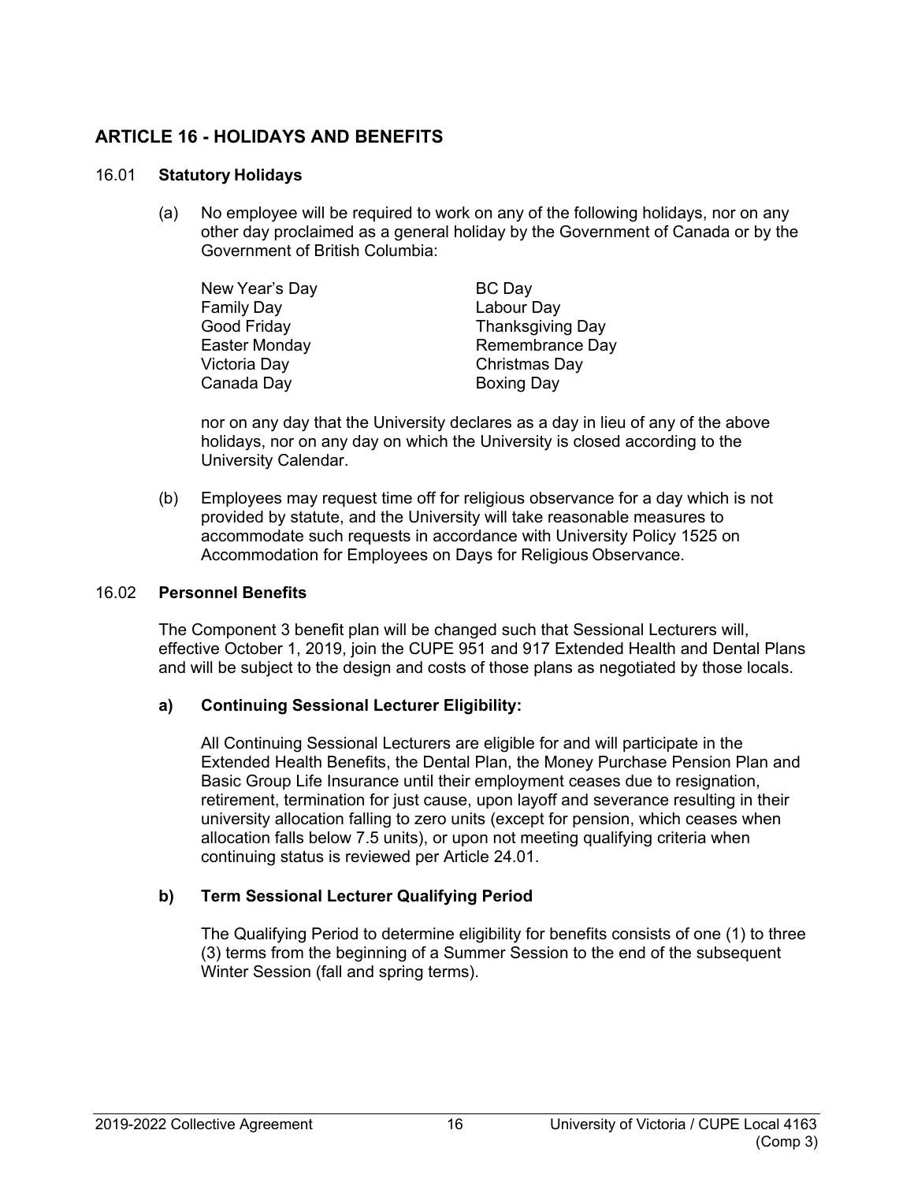## ARTICLE 16 - HOLIDAYS AND BENEFITS

16.01 **Statutory Holidays**

(a) No employee will be required to work on any of the following holidays, nor on any other day proclaimed as a general holiday by the Government of Canada or by the Government of British Columbia:

| | |
|---|---|
| New Year's Day | BC Day |
| Family Day | Labour Day |
| Good Friday | Thanksgiving Day |
| Easter Monday | Remembrance Day |
| Victoria Day | Christmas Day |
| Canada Day | Boxing Day |

nor on any day that the University declares as a day in lieu of any of the above holidays, nor on any day on which the University is closed according to the University Calendar.

(b) Employees may request time off for religious observance for a day which is not provided by statute, and the University will take reasonable measures to accommodate such requests in accordance with University Policy 1525 on Accommodation for Employees on Days for Religious Observance.

16.02 **Personnel Benefits**

The Component 3 benefit plan will be changed such that Sessional Lecturers will, effective October 1, 2019, join the CUPE 951 and 917 Extended Health and Dental Plans and will be subject to the design and costs of those plans as negotiated by those locals.

**a) Continuing Sessional Lecturer Eligibility:**

All Continuing Sessional Lecturers are eligible for and will participate in the Extended Health Benefits, the Dental Plan, the Money Purchase Pension Plan and Basic Group Life Insurance until their employment ceases due to resignation, retirement, termination for just cause, upon layoff and severance resulting in their university allocation falling to zero units (except for pension, which ceases when allocation falls below 7.5 units), or upon not meeting qualifying criteria when continuing status is reviewed per Article 24.01.

**b) Term Sessional Lecturer Qualifying Period**

The Qualifying Period to determine eligibility for benefits consists of one (1) to three (3) terms from the beginning of a Summer Session to the end of the subsequent Winter Session (fall and spring terms).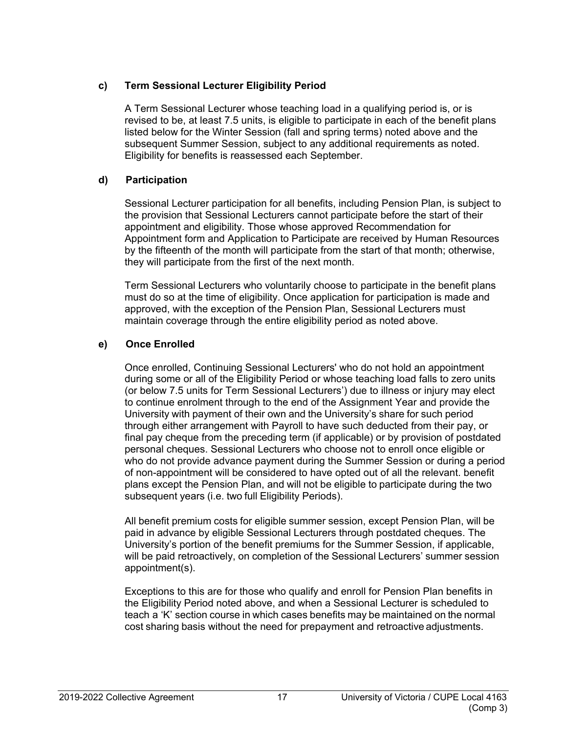**c) Term Sessional Lecturer Eligibility Period**

A Term Sessional Lecturer whose teaching load in a qualifying period is, or is revised to be, at least 7.5 units, is eligible to participate in each of the benefit plans listed below for the Winter Session (fall and spring terms) noted above and the subsequent Summer Session, subject to any additional requirements as noted. Eligibility for benefits is reassessed each September.

**d) Participation**

Sessional Lecturer participation for all benefits, including Pension Plan, is subject to the provision that Sessional Lecturers cannot participate before the start of their appointment and eligibility. Those whose approved Recommendation for Appointment form and Application to Participate are received by Human Resources by the fifteenth of the month will participate from the start of that month; otherwise, they will participate from the first of the next month.

Term Sessional Lecturers who voluntarily choose to participate in the benefit plans must do so at the time of eligibility. Once application for participation is made and approved, with the exception of the Pension Plan, Sessional Lecturers must maintain coverage through the entire eligibility period as noted above.

**e) Once Enrolled**

Once enrolled, Continuing Sessional Lecturers' who do not hold an appointment during some or all of the Eligibility Period or whose teaching load falls to zero units (or below 7.5 units for Term Sessional Lecturers') due to illness or injury may elect to continue enrolment through to the end of the Assignment Year and provide the University with payment of their own and the University's share for such period through either arrangement with Payroll to have such deducted from their pay, or final pay cheque from the preceding term (if applicable) or by provision of postdated personal cheques. Sessional Lecturers who choose not to enroll once eligible or who do not provide advance payment during the Summer Session or during a period of non-appointment will be considered to have opted out of all the relevant. benefit plans except the Pension Plan, and will not be eligible to participate during the two subsequent years (i.e. two full Eligibility Periods).

All benefit premium costs for eligible summer session, except Pension Plan, will be paid in advance by eligible Sessional Lecturers through postdated cheques. The University's portion of the benefit premiums for the Summer Session, if applicable, will be paid retroactively, on completion of the Sessional Lecturers' summer session appointment(s).

Exceptions to this are for those who qualify and enroll for Pension Plan benefits in the Eligibility Period noted above, and when a Sessional Lecturer is scheduled to teach a 'K' section course in which cases benefits may be maintained on the normal cost sharing basis without the need for prepayment and retroactive adjustments.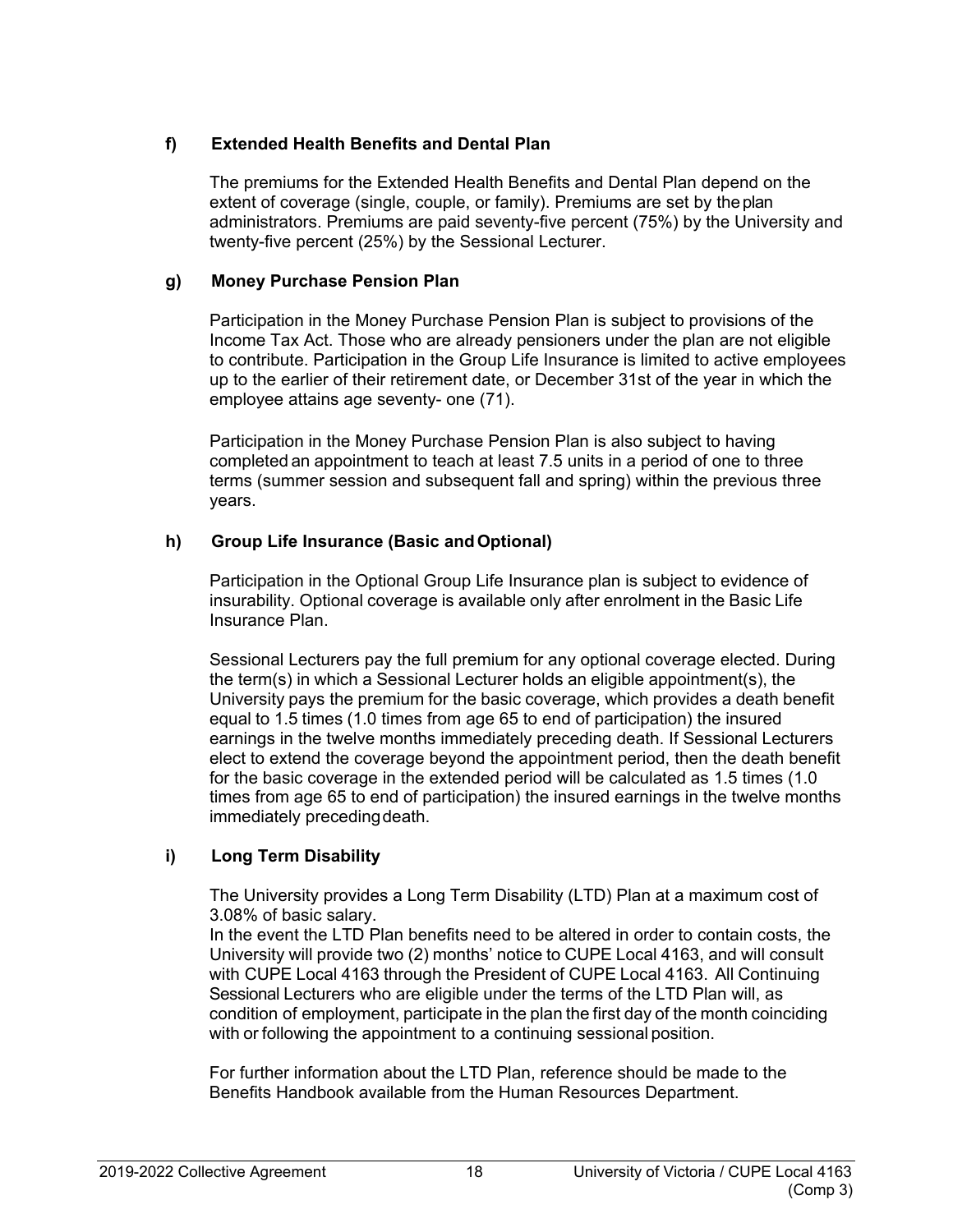#### f) Extended Health Benefits and Dental Plan

The premiums for the Extended Health Benefits and Dental Plan depend on the extent of coverage (single, couple, or family). Premiums are set by the plan administrators. Premiums are paid seventy-five percent (75%) by the University and twenty-five percent (25%) by the Sessional Lecturer.

#### g) Money Purchase Pension Plan

Participation in the Money Purchase Pension Plan is subject to provisions of the Income Tax Act. Those who are already pensioners under the plan are not eligible to contribute. Participation in the Group Life Insurance is limited to active employees up to the earlier of their retirement date, or December 31st of the year in which the employee attains age seventy- one (71).

Participation in the Money Purchase Pension Plan is also subject to having completed an appointment to teach at least 7.5 units in a period of one to three terms (summer session and subsequent fall and spring) within the previous three years.

#### h) Group Life Insurance (Basic and Optional)

Participation in the Optional Group Life Insurance plan is subject to evidence of insurability. Optional coverage is available only after enrolment in the Basic Life Insurance Plan.

Sessional Lecturers pay the full premium for any optional coverage elected. During the term(s) in which a Sessional Lecturer holds an eligible appointment(s), the University pays the premium for the basic coverage, which provides a death benefit equal to 1.5 times (1.0 times from age 65 to end of participation) the insured earnings in the twelve months immediately preceding death. If Sessional Lecturers elect to extend the coverage beyond the appointment period, then the death benefit for the basic coverage in the extended period will be calculated as 1.5 times (1.0 times from age 65 to end of participation) the insured earnings in the twelve months immediately preceding death.

#### i) Long Term Disability

The University provides a Long Term Disability (LTD) Plan at a maximum cost of 3.08% of basic salary.
In the event the LTD Plan benefits need to be altered in order to contain costs, the University will provide two (2) months' notice to CUPE Local 4163, and will consult with CUPE Local 4163 through the President of CUPE Local 4163. All Continuing Sessional Lecturers who are eligible under the terms of the LTD Plan will, as condition of employment, participate in the plan the first day of the month coinciding with or following the appointment to a continuing sessional position.

For further information about the LTD Plan, reference should be made to the Benefits Handbook available from the Human Resources Department.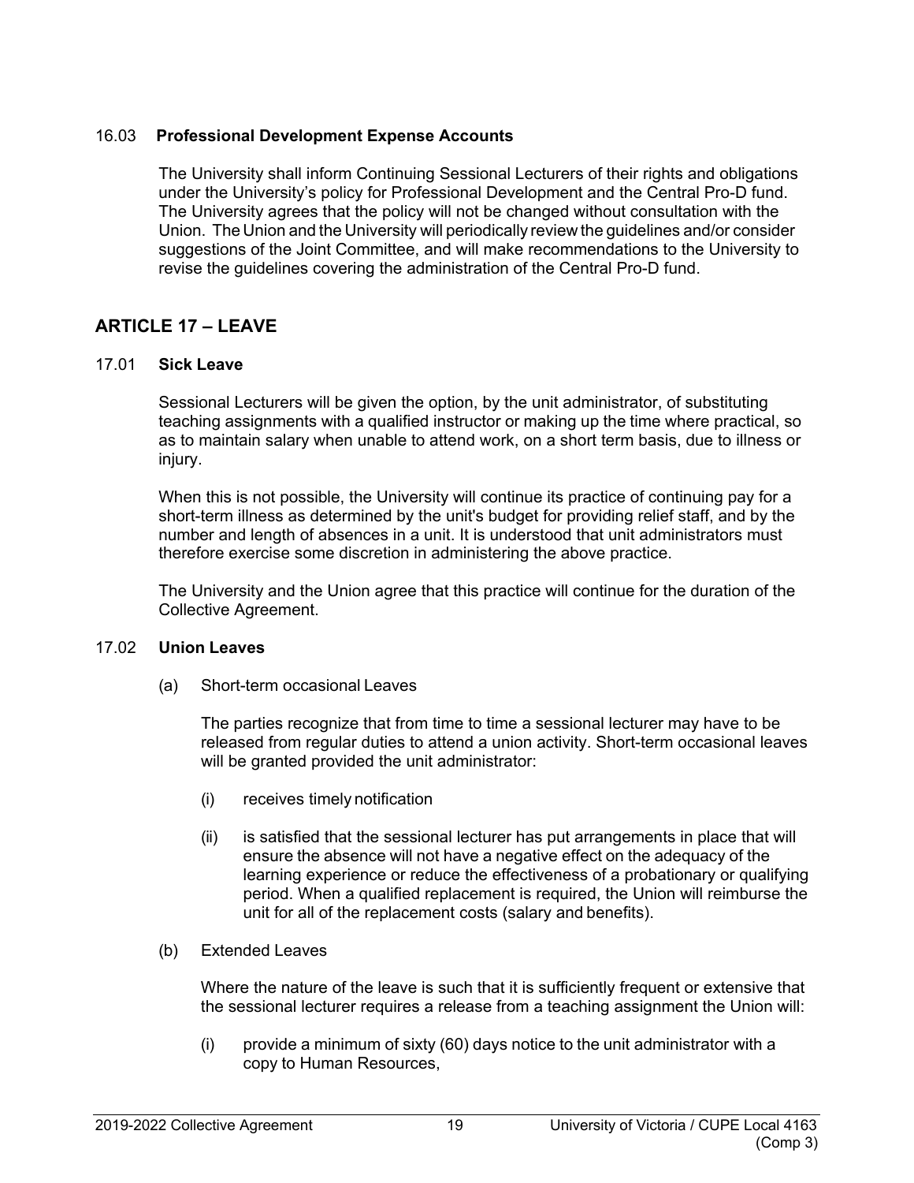### 16.03 Professional Development Expense Accounts

The University shall inform Continuing Sessional Lecturers of their rights and obligations under the University's policy for Professional Development and the Central Pro-D fund. The University agrees that the policy will not be changed without consultation with the Union. The Union and the University will periodically review the guidelines and/or consider suggestions of the Joint Committee, and will make recommendations to the University to revise the guidelines covering the administration of the Central Pro-D fund.

## ARTICLE 17 – LEAVE

### 17.01 Sick Leave

Sessional Lecturers will be given the option, by the unit administrator, of substituting teaching assignments with a qualified instructor or making up the time where practical, so as to maintain salary when unable to attend work, on a short term basis, due to illness or injury.

When this is not possible, the University will continue its practice of continuing pay for a short-term illness as determined by the unit's budget for providing relief staff, and by the number and length of absences in a unit. It is understood that unit administrators must therefore exercise some discretion in administering the above practice.

The University and the Union agree that this practice will continue for the duration of the Collective Agreement.

### 17.02 Union Leaves

(a) Short-term occasional Leaves

The parties recognize that from time to time a sessional lecturer may have to be released from regular duties to attend a union activity. Short-term occasional leaves will be granted provided the unit administrator:

(i) receives timely notification

(ii) is satisfied that the sessional lecturer has put arrangements in place that will ensure the absence will not have a negative effect on the adequacy of the learning experience or reduce the effectiveness of a probationary or qualifying period. When a qualified replacement is required, the Union will reimburse the unit for all of the replacement costs (salary and benefits).

(b) Extended Leaves

Where the nature of the leave is such that it is sufficiently frequent or extensive that the sessional lecturer requires a release from a teaching assignment the Union will:

(i) provide a minimum of sixty (60) days notice to the unit administrator with a copy to Human Resources,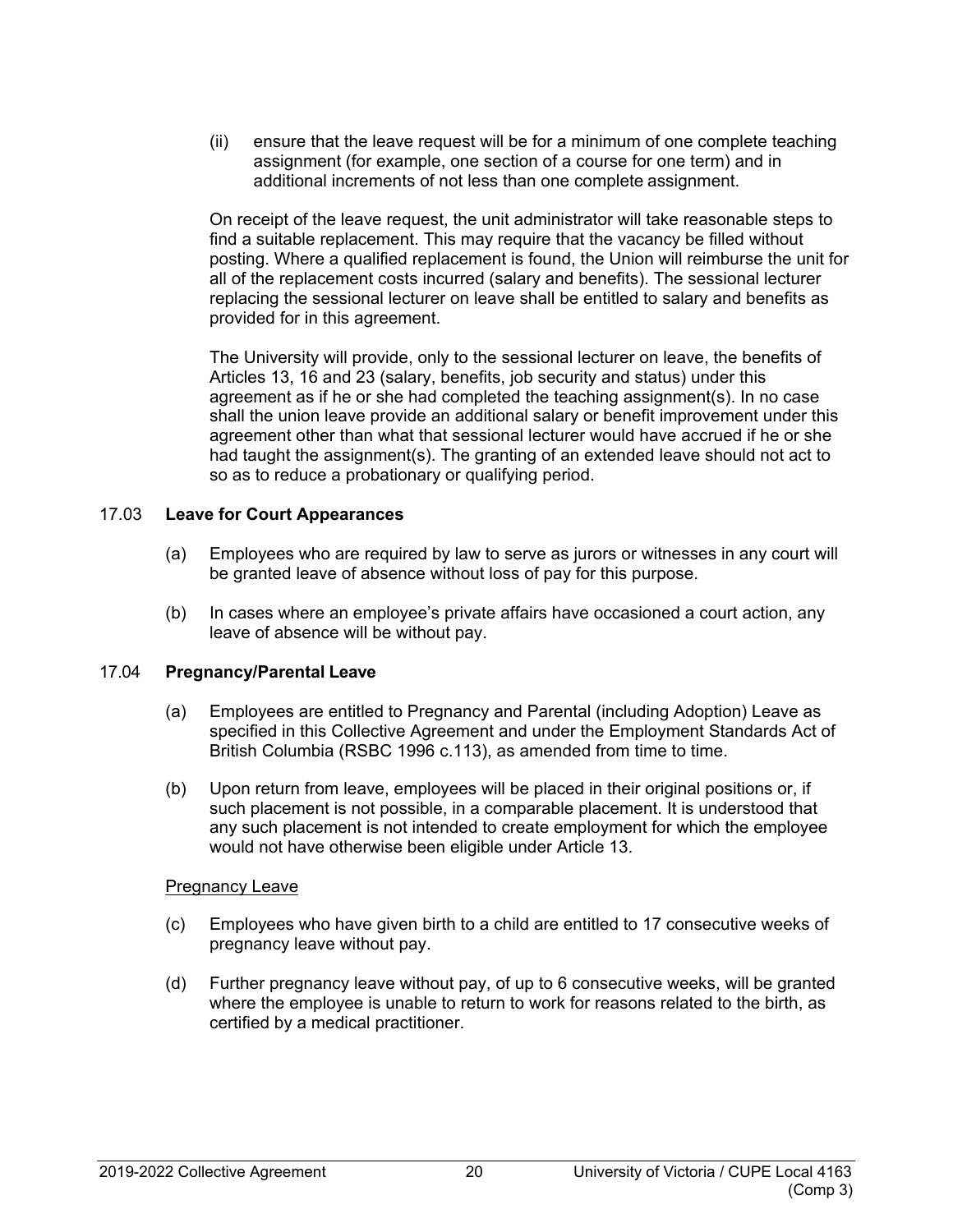(ii) ensure that the leave request will be for a minimum of one complete teaching assignment (for example, one section of a course for one term) and in additional increments of not less than one complete assignment.

On receipt of the leave request, the unit administrator will take reasonable steps to find a suitable replacement. This may require that the vacancy be filled without posting. Where a qualified replacement is found, the Union will reimburse the unit for all of the replacement costs incurred (salary and benefits). The sessional lecturer replacing the sessional lecturer on leave shall be entitled to salary and benefits as provided for in this agreement.

The University will provide, only to the sessional lecturer on leave, the benefits of Articles 13, 16 and 23 (salary, benefits, job security and status) under this agreement as if he or she had completed the teaching assignment(s). In no case shall the union leave provide an additional salary or benefit improvement under this agreement other than what that sessional lecturer would have accrued if he or she had taught the assignment(s). The granting of an extended leave should not act to so as to reduce a probationary or qualifying period.

## 17.03 Leave for Court Appearances

(a) Employees who are required by law to serve as jurors or witnesses in any court will be granted leave of absence without loss of pay for this purpose.

(b) In cases where an employee's private affairs have occasioned a court action, any leave of absence will be without pay.

## 17.04 Pregnancy/Parental Leave

(a) Employees are entitled to Pregnancy and Parental (including Adoption) Leave as specified in this Collective Agreement and under the Employment Standards Act of British Columbia (RSBC 1996 c.113), as amended from time to time.

(b) Upon return from leave, employees will be placed in their original positions or, if such placement is not possible, in a comparable placement. It is understood that any such placement is not intended to create employment for which the employee would not have otherwise been eligible under Article 13.

<u>Pregnancy Leave</u>

(c) Employees who have given birth to a child are entitled to 17 consecutive weeks of pregnancy leave without pay.

(d) Further pregnancy leave without pay, of up to 6 consecutive weeks, will be granted where the employee is unable to return to work for reasons related to the birth, as certified by a medical practitioner.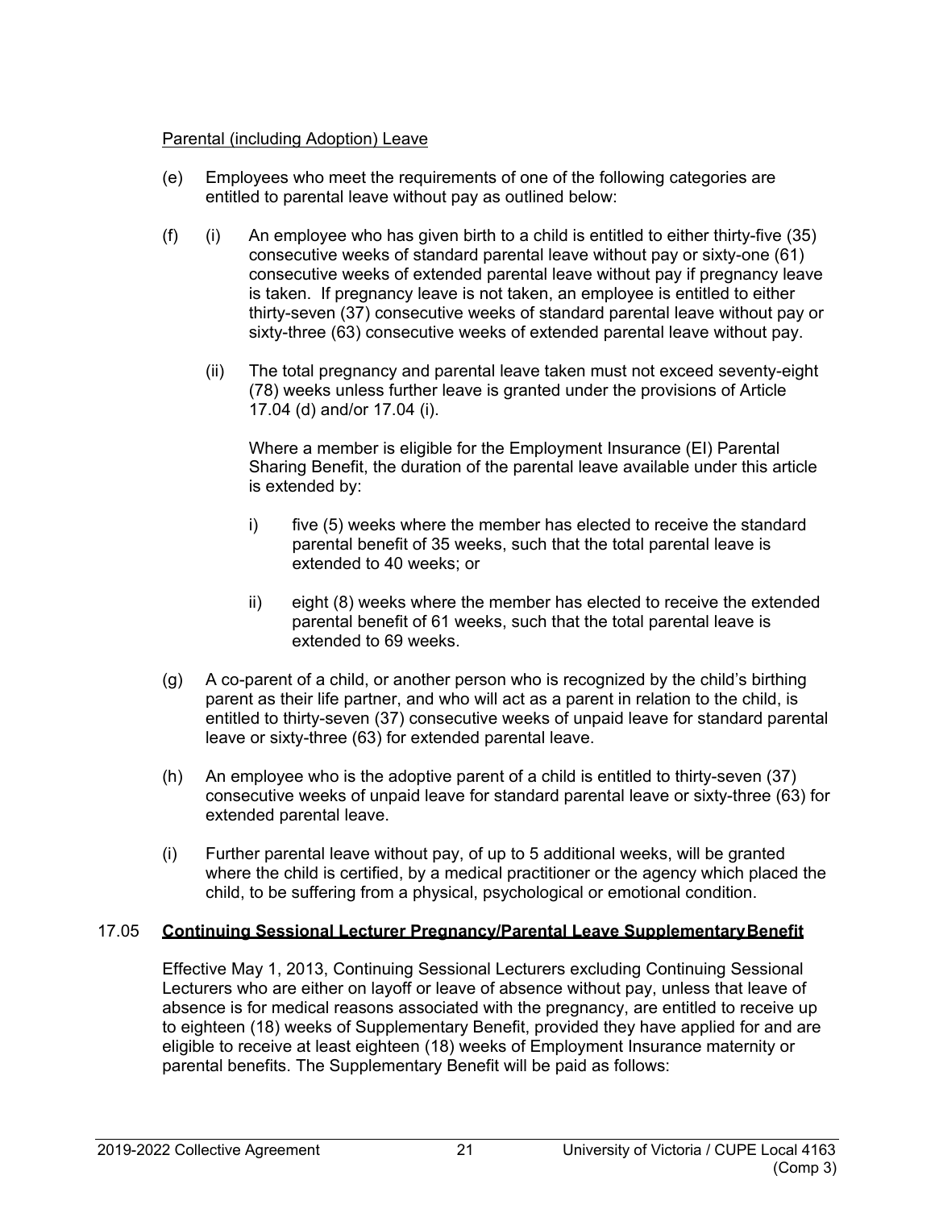Parental (including Adoption) Leave

(e) Employees who meet the requirements of one of the following categories are entitled to parental leave without pay as outlined below:

(f) (i) An employee who has given birth to a child is entitled to either thirty-five (35) consecutive weeks of standard parental leave without pay or sixty-one (61) consecutive weeks of extended parental leave without pay if pregnancy leave is taken. If pregnancy leave is not taken, an employee is entitled to either thirty-seven (37) consecutive weeks of standard parental leave without pay or sixty-three (63) consecutive weeks of extended parental leave without pay.

(ii) The total pregnancy and parental leave taken must not exceed seventy-eight (78) weeks unless further leave is granted under the provisions of Article 17.04 (d) and/or 17.04 (i).

Where a member is eligible for the Employment Insurance (EI) Parental Sharing Benefit, the duration of the parental leave available under this article is extended by:

i) five (5) weeks where the member has elected to receive the standard parental benefit of 35 weeks, such that the total parental leave is extended to 40 weeks; or

ii) eight (8) weeks where the member has elected to receive the extended parental benefit of 61 weeks, such that the total parental leave is extended to 69 weeks.

(g) A co-parent of a child, or another person who is recognized by the child's birthing parent as their life partner, and who will act as a parent in relation to the child, is entitled to thirty-seven (37) consecutive weeks of unpaid leave for standard parental leave or sixty-three (63) for extended parental leave.

(h) An employee who is the adoptive parent of a child is entitled to thirty-seven (37) consecutive weeks of unpaid leave for standard parental leave or sixty-three (63) for extended parental leave.

(i) Further parental leave without pay, of up to 5 additional weeks, will be granted where the child is certified, by a medical practitioner or the agency which placed the child, to be suffering from a physical, psychological or emotional condition.

17.05 **Continuing Sessional Lecturer Pregnancy/Parental Leave Supplementary Benefit**

Effective May 1, 2013, Continuing Sessional Lecturers excluding Continuing Sessional Lecturers who are either on layoff or leave of absence without pay, unless that leave of absence is for medical reasons associated with the pregnancy, are entitled to receive up to eighteen (18) weeks of Supplementary Benefit, provided they have applied for and are eligible to receive at least eighteen (18) weeks of Employment Insurance maternity or parental benefits. The Supplementary Benefit will be paid as follows: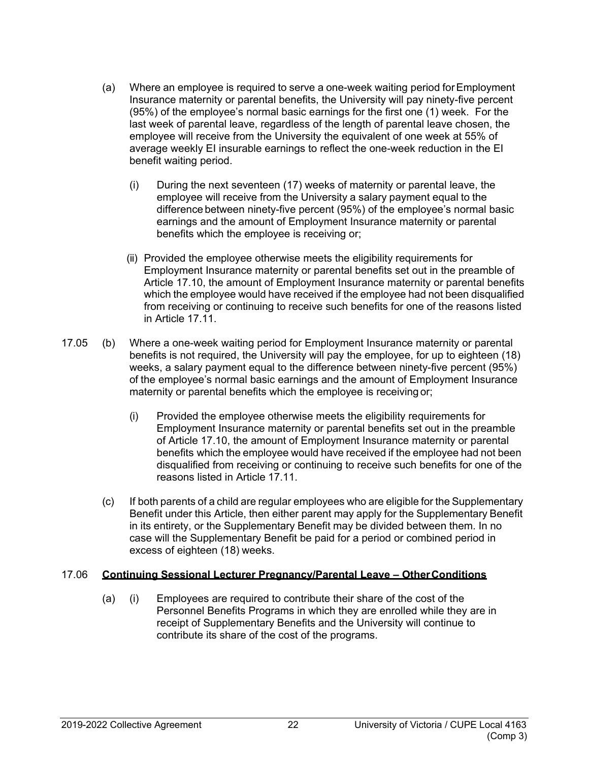(a) Where an employee is required to serve a one-week waiting period for Employment Insurance maternity or parental benefits, the University will pay ninety-five percent (95%) of the employee's normal basic earnings for the first one (1) week. For the last week of parental leave, regardless of the length of parental leave chosen, the employee will receive from the University the equivalent of one week at 55% of average weekly EI insurable earnings to reflect the one-week reduction in the EI benefit waiting period.

(i) During the next seventeen (17) weeks of maternity or parental leave, the employee will receive from the University a salary payment equal to the difference between ninety-five percent (95%) of the employee's normal basic earnings and the amount of Employment Insurance maternity or parental benefits which the employee is receiving or;

(ii) Provided the employee otherwise meets the eligibility requirements for Employment Insurance maternity or parental benefits set out in the preamble of Article 17.10, the amount of Employment Insurance maternity or parental benefits which the employee would have received if the employee had not been disqualified from receiving or continuing to receive such benefits for one of the reasons listed in Article 17.11.

17.05 (b) Where a one-week waiting period for Employment Insurance maternity or parental benefits is not required, the University will pay the employee, for up to eighteen (18) weeks, a salary payment equal to the difference between ninety-five percent (95%) of the employee's normal basic earnings and the amount of Employment Insurance maternity or parental benefits which the employee is receiving or;

(i) Provided the employee otherwise meets the eligibility requirements for Employment Insurance maternity or parental benefits set out in the preamble of Article 17.10, the amount of Employment Insurance maternity or parental benefits which the employee would have received if the employee had not been disqualified from receiving or continuing to receive such benefits for one of the reasons listed in Article 17.11.

(c) If both parents of a child are regular employees who are eligible for the Supplementary Benefit under this Article, then either parent may apply for the Supplementary Benefit in its entirety, or the Supplementary Benefit may be divided between them. In no case will the Supplementary Benefit be paid for a period or combined period in excess of eighteen (18) weeks.

## 17.06 Continuing Sessional Lecturer Pregnancy/Parental Leave – Other Conditions

(a) (i) Employees are required to contribute their share of the cost of the Personnel Benefits Programs in which they are enrolled while they are in receipt of Supplementary Benefits and the University will continue to contribute its share of the cost of the programs.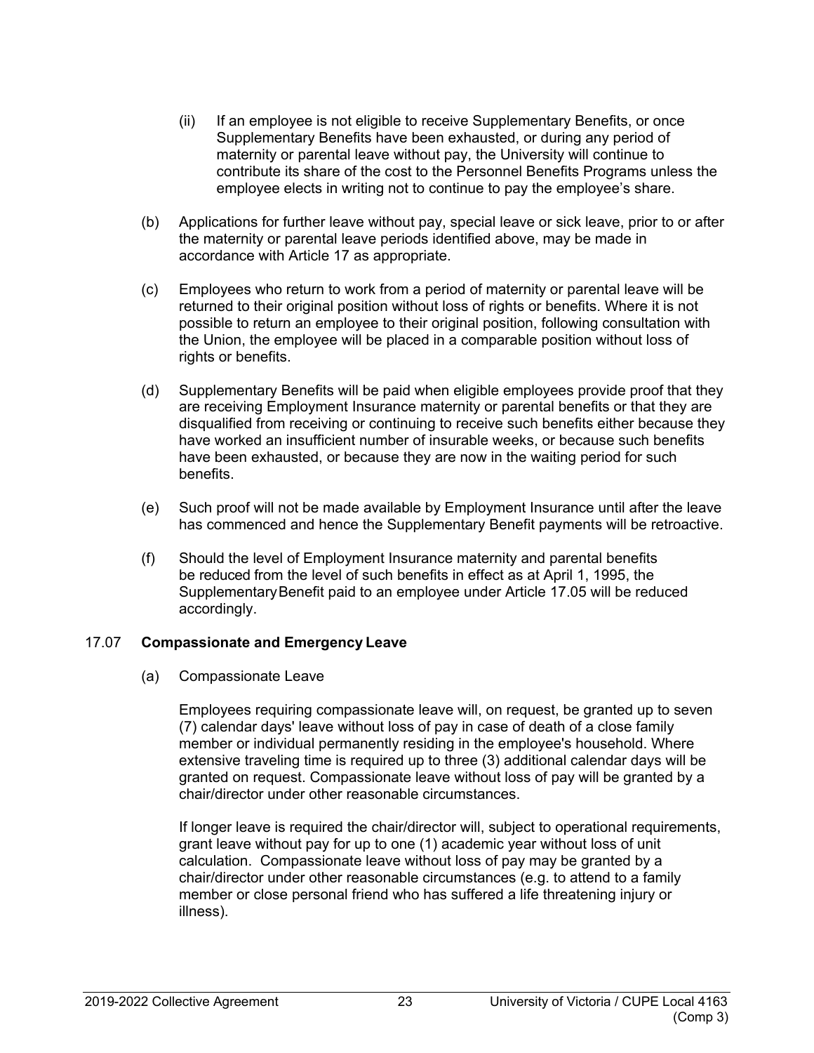(ii) If an employee is not eligible to receive Supplementary Benefits, or once Supplementary Benefits have been exhausted, or during any period of maternity or parental leave without pay, the University will continue to contribute its share of the cost to the Personnel Benefits Programs unless the employee elects in writing not to continue to pay the employee's share.

(b) Applications for further leave without pay, special leave or sick leave, prior to or after the maternity or parental leave periods identified above, may be made in accordance with Article 17 as appropriate.

(c) Employees who return to work from a period of maternity or parental leave will be returned to their original position without loss of rights or benefits. Where it is not possible to return an employee to their original position, following consultation with the Union, the employee will be placed in a comparable position without loss of rights or benefits.

(d) Supplementary Benefits will be paid when eligible employees provide proof that they are receiving Employment Insurance maternity or parental benefits or that they are disqualified from receiving or continuing to receive such benefits either because they have worked an insufficient number of insurable weeks, or because such benefits have been exhausted, or because they are now in the waiting period for such benefits.

(e) Such proof will not be made available by Employment Insurance until after the leave has commenced and hence the Supplementary Benefit payments will be retroactive.

(f) Should the level of Employment Insurance maternity and parental benefits be reduced from the level of such benefits in effect as at April 1, 1995, the Supplementary Benefit paid to an employee under Article 17.05 will be reduced accordingly.

### 17.07 **Compassionate and Emergency Leave**

(a) Compassionate Leave

Employees requiring compassionate leave will, on request, be granted up to seven (7) calendar days' leave without loss of pay in case of death of a close family member or individual permanently residing in the employee's household. Where extensive traveling time is required up to three (3) additional calendar days will be granted on request. Compassionate leave without loss of pay will be granted by a chair/director under other reasonable circumstances.

If longer leave is required the chair/director will, subject to operational requirements, grant leave without pay for up to one (1) academic year without loss of unit calculation. Compassionate leave without loss of pay may be granted by a chair/director under other reasonable circumstances (e.g. to attend to a family member or close personal friend who has suffered a life threatening injury or illness).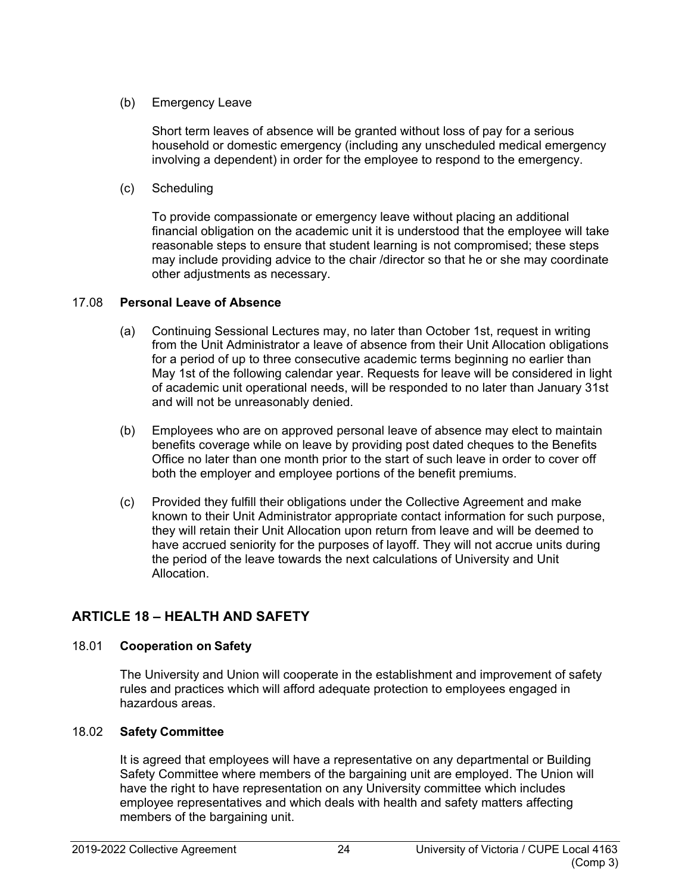(b) Emergency Leave

Short term leaves of absence will be granted without loss of pay for a serious household or domestic emergency (including any unscheduled medical emergency involving a dependent) in order for the employee to respond to the emergency.

(c) Scheduling

To provide compassionate or emergency leave without placing an additional financial obligation on the academic unit it is understood that the employee will take reasonable steps to ensure that student learning is not compromised; these steps may include providing advice to the chair /director so that he or she may coordinate other adjustments as necessary.

### 17.08 Personal Leave of Absence

(a) Continuing Sessional Lectures may, no later than October 1st, request in writing from the Unit Administrator a leave of absence from their Unit Allocation obligations for a period of up to three consecutive academic terms beginning no earlier than May 1st of the following calendar year. Requests for leave will be considered in light of academic unit operational needs, will be responded to no later than January 31st and will not be unreasonably denied.

(b) Employees who are on approved personal leave of absence may elect to maintain benefits coverage while on leave by providing post dated cheques to the Benefits Office no later than one month prior to the start of such leave in order to cover off both the employer and employee portions of the benefit premiums.

(c) Provided they fulfill their obligations under the Collective Agreement and make known to their Unit Administrator appropriate contact information for such purpose, they will retain their Unit Allocation upon return from leave and will be deemed to have accrued seniority for the purposes of layoff. They will not accrue units during the period of the leave towards the next calculations of University and Unit Allocation.

## ARTICLE 18 – HEALTH AND SAFETY

### 18.01 Cooperation on Safety

The University and Union will cooperate in the establishment and improvement of safety rules and practices which will afford adequate protection to employees engaged in hazardous areas.

### 18.02 Safety Committee

It is agreed that employees will have a representative on any departmental or Building Safety Committee where members of the bargaining unit are employed. The Union will have the right to have representation on any University committee which includes employee representatives and which deals with health and safety matters affecting members of the bargaining unit.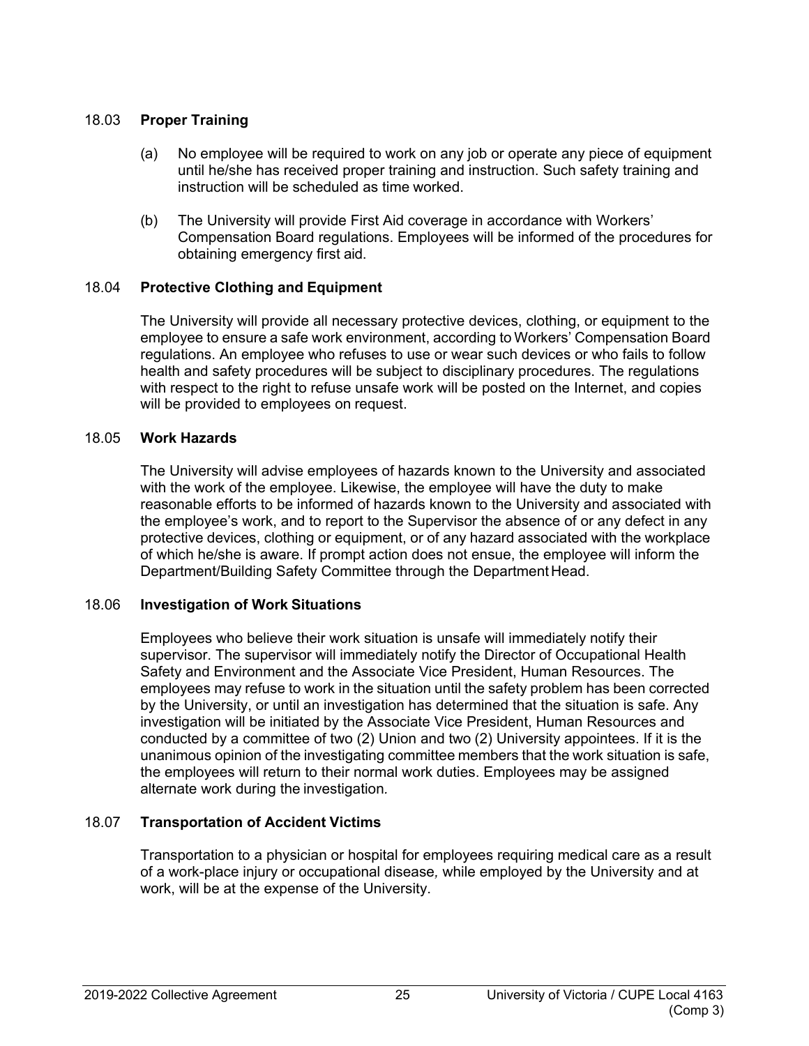### 18.03 **Proper Training**

(a) No employee will be required to work on any job or operate any piece of equipment until he/she has received proper training and instruction. Such safety training and instruction will be scheduled as time worked.

(b) The University will provide First Aid coverage in accordance with Workers' Compensation Board regulations. Employees will be informed of the procedures for obtaining emergency first aid.

### 18.04 **Protective Clothing and Equipment**

The University will provide all necessary protective devices, clothing, or equipment to the employee to ensure a safe work environment, according to Workers' Compensation Board regulations. An employee who refuses to use or wear such devices or who fails to follow health and safety procedures will be subject to disciplinary procedures. The regulations with respect to the right to refuse unsafe work will be posted on the Internet, and copies will be provided to employees on request.

### 18.05 **Work Hazards**

The University will advise employees of hazards known to the University and associated with the work of the employee. Likewise, the employee will have the duty to make reasonable efforts to be informed of hazards known to the University and associated with the employee's work, and to report to the Supervisor the absence of or any defect in any protective devices, clothing or equipment, or of any hazard associated with the workplace of which he/she is aware. If prompt action does not ensue, the employee will inform the Department/Building Safety Committee through the Department Head.

### 18.06 **Investigation of Work Situations**

Employees who believe their work situation is unsafe will immediately notify their supervisor. The supervisor will immediately notify the Director of Occupational Health Safety and Environment and the Associate Vice President, Human Resources. The employees may refuse to work in the situation until the safety problem has been corrected by the University, or until an investigation has determined that the situation is safe. Any investigation will be initiated by the Associate Vice President, Human Resources and conducted by a committee of two (2) Union and two (2) University appointees. If it is the unanimous opinion of the investigating committee members that the work situation is safe, the employees will return to their normal work duties. Employees may be assigned alternate work during the investigation.

### 18.07 **Transportation of Accident Victims**

Transportation to a physician or hospital for employees requiring medical care as a result of a work-place injury or occupational disease, while employed by the University and at work, will be at the expense of the University.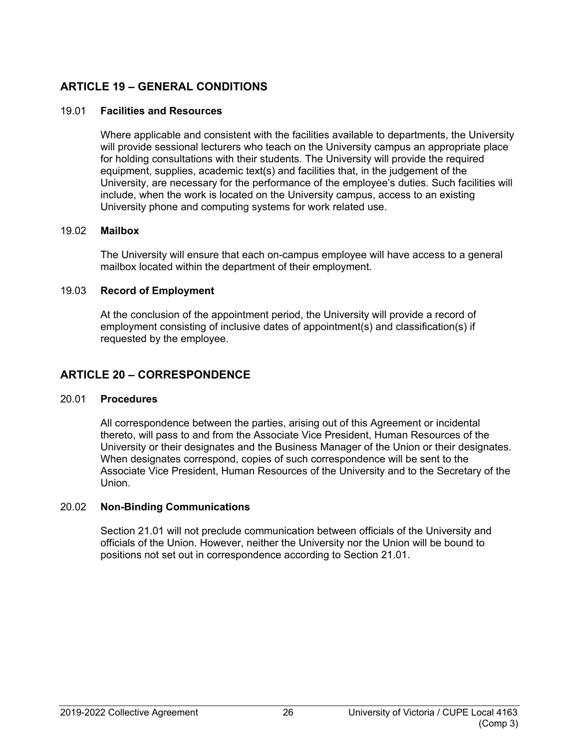## ARTICLE 19 – GENERAL CONDITIONS

### 19.01 Facilities and Resources

Where applicable and consistent with the facilities available to departments, the University will provide sessional lecturers who teach on the University campus an appropriate place for holding consultations with their students. The University will provide the required equipment, supplies, academic text(s) and facilities that, in the judgement of the University, are necessary for the performance of the employee's duties. Such facilities will include, when the work is located on the University campus, access to an existing University phone and computing systems for work related use.

### 19.02 Mailbox

The University will ensure that each on-campus employee will have access to a general mailbox located within the department of their employment.

### 19.03 Record of Employment

At the conclusion of the appointment period, the University will provide a record of employment consisting of inclusive dates of appointment(s) and classification(s) if requested by the employee.

## ARTICLE 20 – CORRESPONDENCE

### 20.01 Procedures

All correspondence between the parties, arising out of this Agreement or incidental thereto, will pass to and from the Associate Vice President, Human Resources of the University or their designates and the Business Manager of the Union or their designates. When designates correspond, copies of such correspondence will be sent to the Associate Vice President, Human Resources of the University and to the Secretary of the Union.

### 20.02 Non-Binding Communications

Section 21.01 will not preclude communication between officials of the University and officials of the Union. However, neither the University nor the Union will be bound to positions not set out in correspondence according to Section 21.01.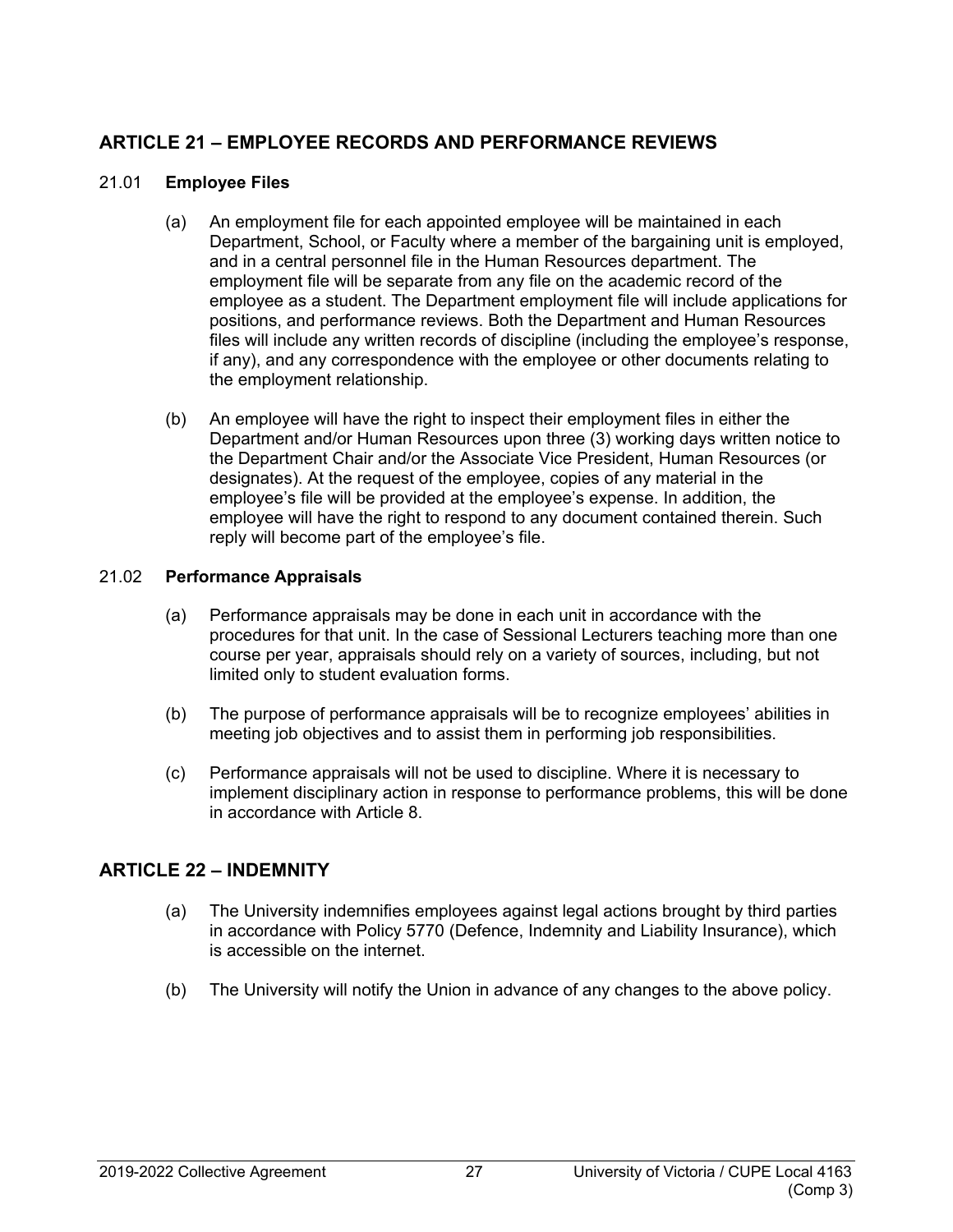## ARTICLE 21 – EMPLOYEE RECORDS AND PERFORMANCE REVIEWS

21.01 **Employee Files**

(a) An employment file for each appointed employee will be maintained in each Department, School, or Faculty where a member of the bargaining unit is employed, and in a central personnel file in the Human Resources department. The employment file will be separate from any file on the academic record of the employee as a student. The Department employment file will include applications for positions, and performance reviews. Both the Department and Human Resources files will include any written records of discipline (including the employee's response, if any), and any correspondence with the employee or other documents relating to the employment relationship.

(b) An employee will have the right to inspect their employment files in either the Department and/or Human Resources upon three (3) working days written notice to the Department Chair and/or the Associate Vice President, Human Resources (or designates). At the request of the employee, copies of any material in the employee's file will be provided at the employee's expense. In addition, the employee will have the right to respond to any document contained therein. Such reply will become part of the employee's file.

21.02 **Performance Appraisals**

(a) Performance appraisals may be done in each unit in accordance with the procedures for that unit. In the case of Sessional Lecturers teaching more than one course per year, appraisals should rely on a variety of sources, including, but not limited only to student evaluation forms.

(b) The purpose of performance appraisals will be to recognize employees' abilities in meeting job objectives and to assist them in performing job responsibilities.

(c) Performance appraisals will not be used to discipline. Where it is necessary to implement disciplinary action in response to performance problems, this will be done in accordance with Article 8.

## ARTICLE 22 – INDEMNITY

(a) The University indemnifies employees against legal actions brought by third parties in accordance with Policy 5770 (Defence, Indemnity and Liability Insurance), which is accessible on the internet.

(b) The University will notify the Union in advance of any changes to the above policy.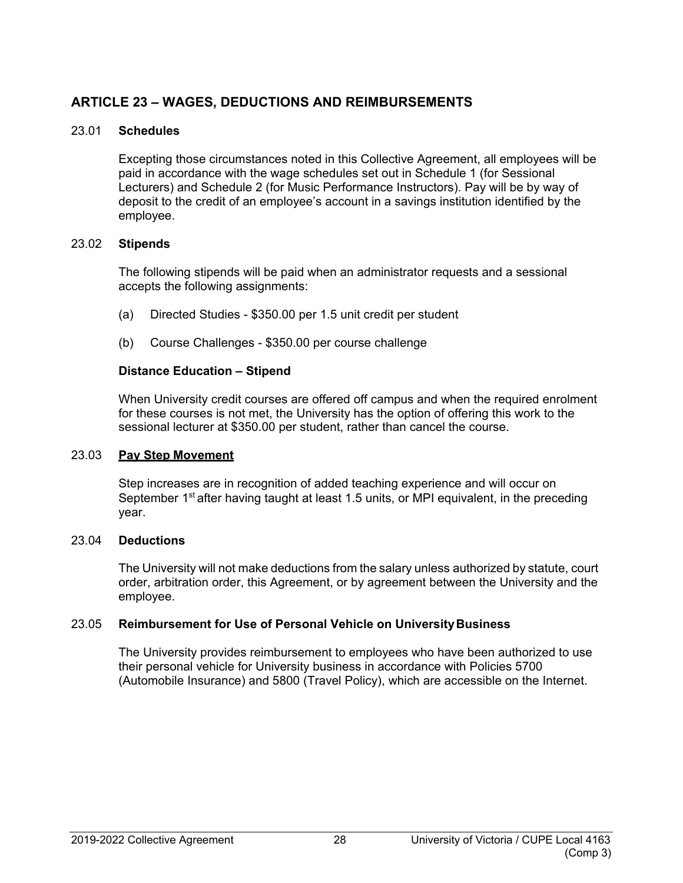## ARTICLE 23 – WAGES, DEDUCTIONS AND REIMBURSEMENTS

### 23.01 **Schedules**

Excepting those circumstances noted in this Collective Agreement, all employees will be paid in accordance with the wage schedules set out in Schedule 1 (for Sessional Lecturers) and Schedule 2 (for Music Performance Instructors). Pay will be by way of deposit to the credit of an employee's account in a savings institution identified by the employee.

### 23.02 **Stipends**

The following stipends will be paid when an administrator requests and a sessional accepts the following assignments:

(a) Directed Studies - $350.00 per 1.5 unit credit per student

(b) Course Challenges - $350.00 per course challenge

**Distance Education – Stipend**

When University credit courses are offered off campus and when the required enrolment for these courses is not met, the University has the option of offering this work to the sessional lecturer at $350.00 per student, rather than cancel the course.

### 23.03 **Pay Step Movement**

Step increases are in recognition of added teaching experience and will occur on September 1st after having taught at least 1.5 units, or MPI equivalent, in the preceding year.

### 23.04 **Deductions**

The University will not make deductions from the salary unless authorized by statute, court order, arbitration order, this Agreement, or by agreement between the University and the employee.

### 23.05 **Reimbursement for Use of Personal Vehicle on University Business**

The University provides reimbursement to employees who have been authorized to use their personal vehicle for University business in accordance with Policies 5700 (Automobile Insurance) and 5800 (Travel Policy), which are accessible on the Internet.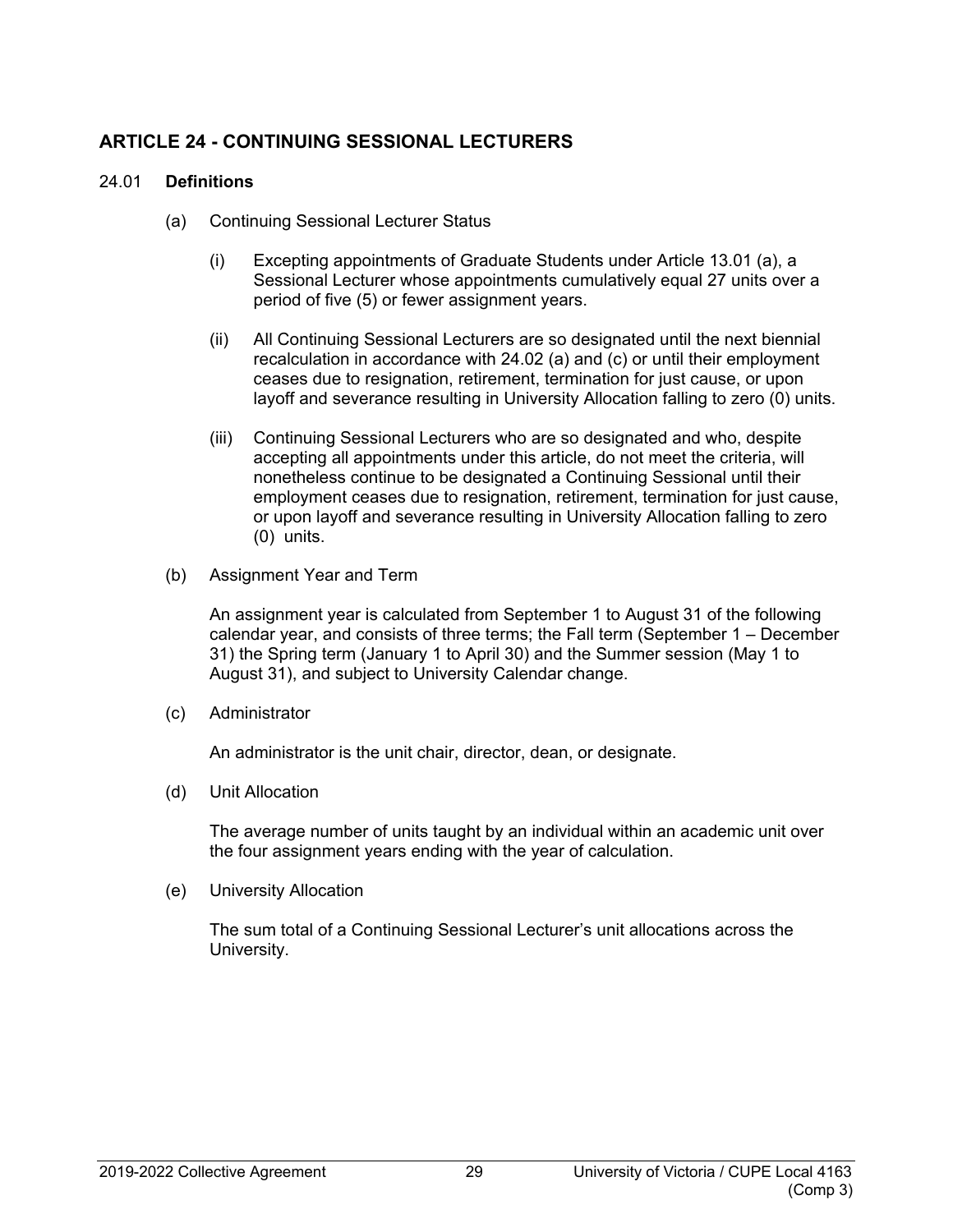## ARTICLE 24 - CONTINUING SESSIONAL LECTURERS

24.01 **Definitions**

(a) Continuing Sessional Lecturer Status

(i) Excepting appointments of Graduate Students under Article 13.01 (a), a Sessional Lecturer whose appointments cumulatively equal 27 units over a period of five (5) or fewer assignment years.

(ii) All Continuing Sessional Lecturers are so designated until the next biennial recalculation in accordance with 24.02 (a) and (c) or until their employment ceases due to resignation, retirement, termination for just cause, or upon layoff and severance resulting in University Allocation falling to zero (0) units.

(iii) Continuing Sessional Lecturers who are so designated and who, despite accepting all appointments under this article, do not meet the criteria, will nonetheless continue to be designated a Continuing Sessional until their employment ceases due to resignation, retirement, termination for just cause, or upon layoff and severance resulting in University Allocation falling to zero (0) units.

(b) Assignment Year and Term

An assignment year is calculated from September 1 to August 31 of the following calendar year, and consists of three terms; the Fall term (September 1 – December 31) the Spring term (January 1 to April 30) and the Summer session (May 1 to August 31), and subject to University Calendar change.

(c) Administrator

An administrator is the unit chair, director, dean, or designate.

(d) Unit Allocation

The average number of units taught by an individual within an academic unit over the four assignment years ending with the year of calculation.

(e) University Allocation

The sum total of a Continuing Sessional Lecturer's unit allocations across the University.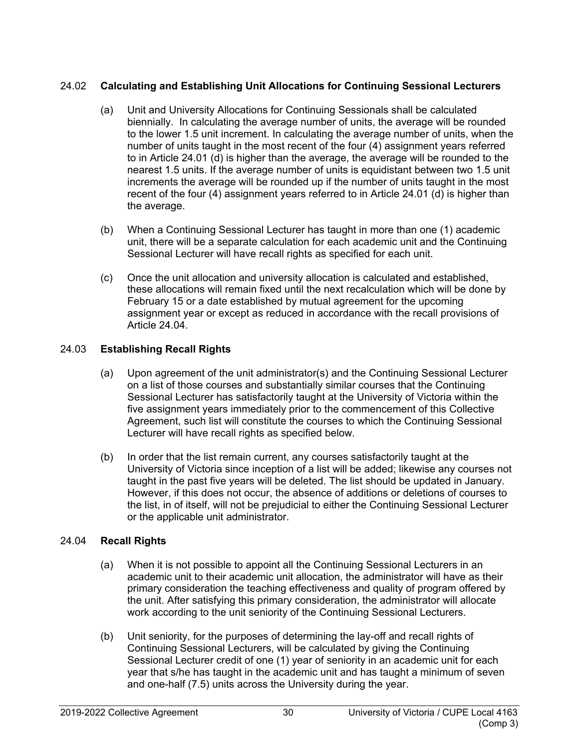## 24.02 Calculating and Establishing Unit Allocations for Continuing Sessional Lecturers

(a) Unit and University Allocations for Continuing Sessionals shall be calculated biennially. In calculating the average number of units, the average will be rounded to the lower 1.5 unit increment. In calculating the average number of units, when the number of units taught in the most recent of the four (4) assignment years referred to in Article 24.01 (d) is higher than the average, the average will be rounded to the nearest 1.5 units. If the average number of units is equidistant between two 1.5 unit increments the average will be rounded up if the number of units taught in the most recent of the four (4) assignment years referred to in Article 24.01 (d) is higher than the average.

(b) When a Continuing Sessional Lecturer has taught in more than one (1) academic unit, there will be a separate calculation for each academic unit and the Continuing Sessional Lecturer will have recall rights as specified for each unit.

(c) Once the unit allocation and university allocation is calculated and established, these allocations will remain fixed until the next recalculation which will be done by February 15 or a date established by mutual agreement for the upcoming assignment year or except as reduced in accordance with the recall provisions of Article 24.04.

## 24.03 Establishing Recall Rights

(a) Upon agreement of the unit administrator(s) and the Continuing Sessional Lecturer on a list of those courses and substantially similar courses that the Continuing Sessional Lecturer has satisfactorily taught at the University of Victoria within the five assignment years immediately prior to the commencement of this Collective Agreement, such list will constitute the courses to which the Continuing Sessional Lecturer will have recall rights as specified below.

(b) In order that the list remain current, any courses satisfactorily taught at the University of Victoria since inception of a list will be added; likewise any courses not taught in the past five years will be deleted. The list should be updated in January. However, if this does not occur, the absence of additions or deletions of courses to the list, in of itself, will not be prejudicial to either the Continuing Sessional Lecturer or the applicable unit administrator.

## 24.04 Recall Rights

(a) When it is not possible to appoint all the Continuing Sessional Lecturers in an academic unit to their academic unit allocation, the administrator will have as their primary consideration the teaching effectiveness and quality of program offered by the unit. After satisfying this primary consideration, the administrator will allocate work according to the unit seniority of the Continuing Sessional Lecturers.

(b) Unit seniority, for the purposes of determining the lay-off and recall rights of Continuing Sessional Lecturers, will be calculated by giving the Continuing Sessional Lecturer credit of one (1) year of seniority in an academic unit for each year that s/he has taught in the academic unit and has taught a minimum of seven and one-half (7.5) units across the University during the year.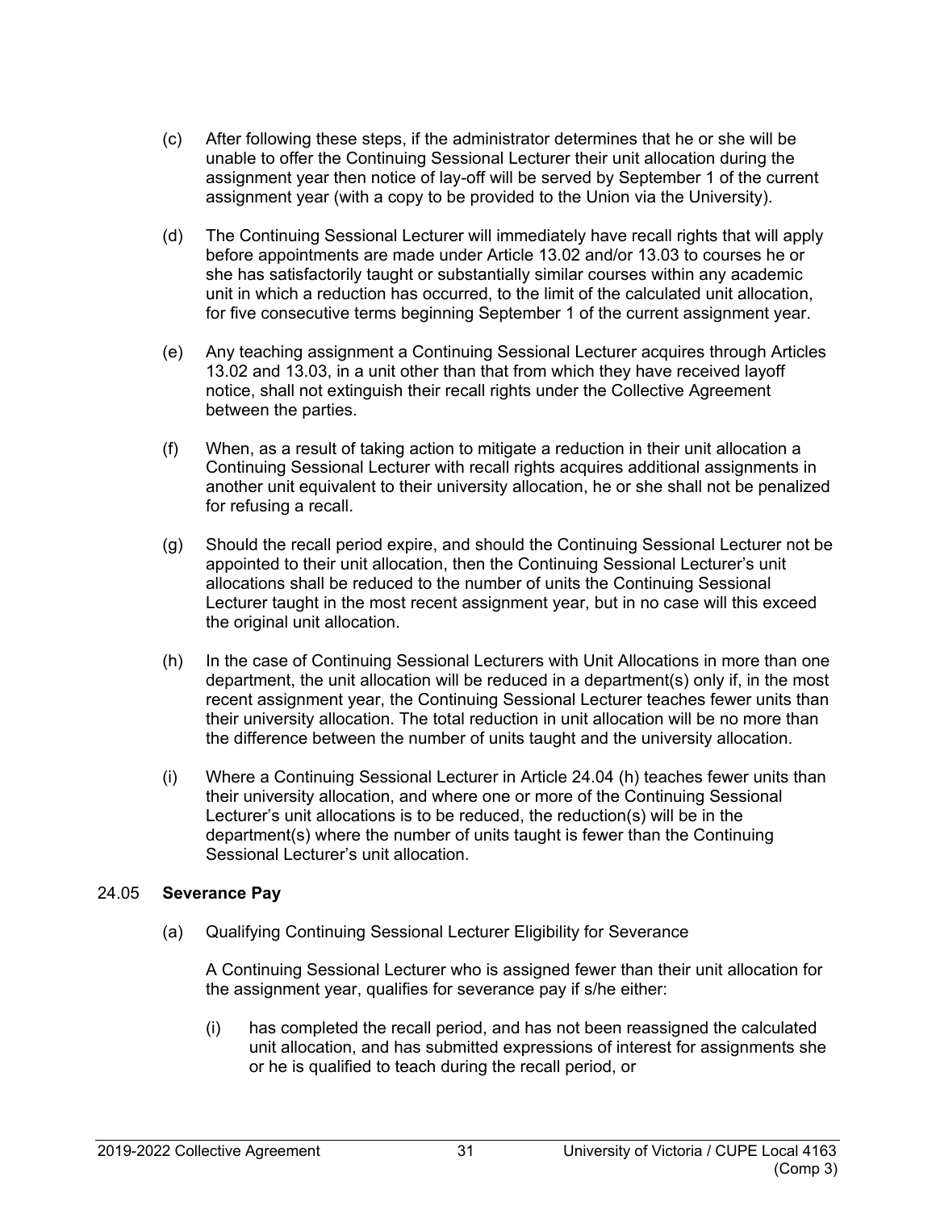(c) After following these steps, if the administrator determines that he or she will be unable to offer the Continuing Sessional Lecturer their unit allocation during the assignment year then notice of lay-off will be served by September 1 of the current assignment year (with a copy to be provided to the Union via the University).

(d) The Continuing Sessional Lecturer will immediately have recall rights that will apply before appointments are made under Article 13.02 and/or 13.03 to courses he or she has satisfactorily taught or substantially similar courses within any academic unit in which a reduction has occurred, to the limit of the calculated unit allocation, for five consecutive terms beginning September 1 of the current assignment year.

(e) Any teaching assignment a Continuing Sessional Lecturer acquires through Articles 13.02 and 13.03, in a unit other than that from which they have received layoff notice, shall not extinguish their recall rights under the Collective Agreement between the parties.

(f) When, as a result of taking action to mitigate a reduction in their unit allocation a Continuing Sessional Lecturer with recall rights acquires additional assignments in another unit equivalent to their university allocation, he or she shall not be penalized for refusing a recall.

(g) Should the recall period expire, and should the Continuing Sessional Lecturer not be appointed to their unit allocation, then the Continuing Sessional Lecturer's unit allocations shall be reduced to the number of units the Continuing Sessional Lecturer taught in the most recent assignment year, but in no case will this exceed the original unit allocation.

(h) In the case of Continuing Sessional Lecturers with Unit Allocations in more than one department, the unit allocation will be reduced in a department(s) only if, in the most recent assignment year, the Continuing Sessional Lecturer teaches fewer units than their university allocation. The total reduction in unit allocation will be no more than the difference between the number of units taught and the university allocation.

(i) Where a Continuing Sessional Lecturer in Article 24.04 (h) teaches fewer units than their university allocation, and where one or more of the Continuing Sessional Lecturer's unit allocations is to be reduced, the reduction(s) will be in the department(s) where the number of units taught is fewer than the Continuing Sessional Lecturer's unit allocation.

24.05 **Severance Pay**

(a) Qualifying Continuing Sessional Lecturer Eligibility for Severance

A Continuing Sessional Lecturer who is assigned fewer than their unit allocation for the assignment year, qualifies for severance pay if s/he either:

(i) has completed the recall period, and has not been reassigned the calculated unit allocation, and has submitted expressions of interest for assignments she or he is qualified to teach during the recall period, or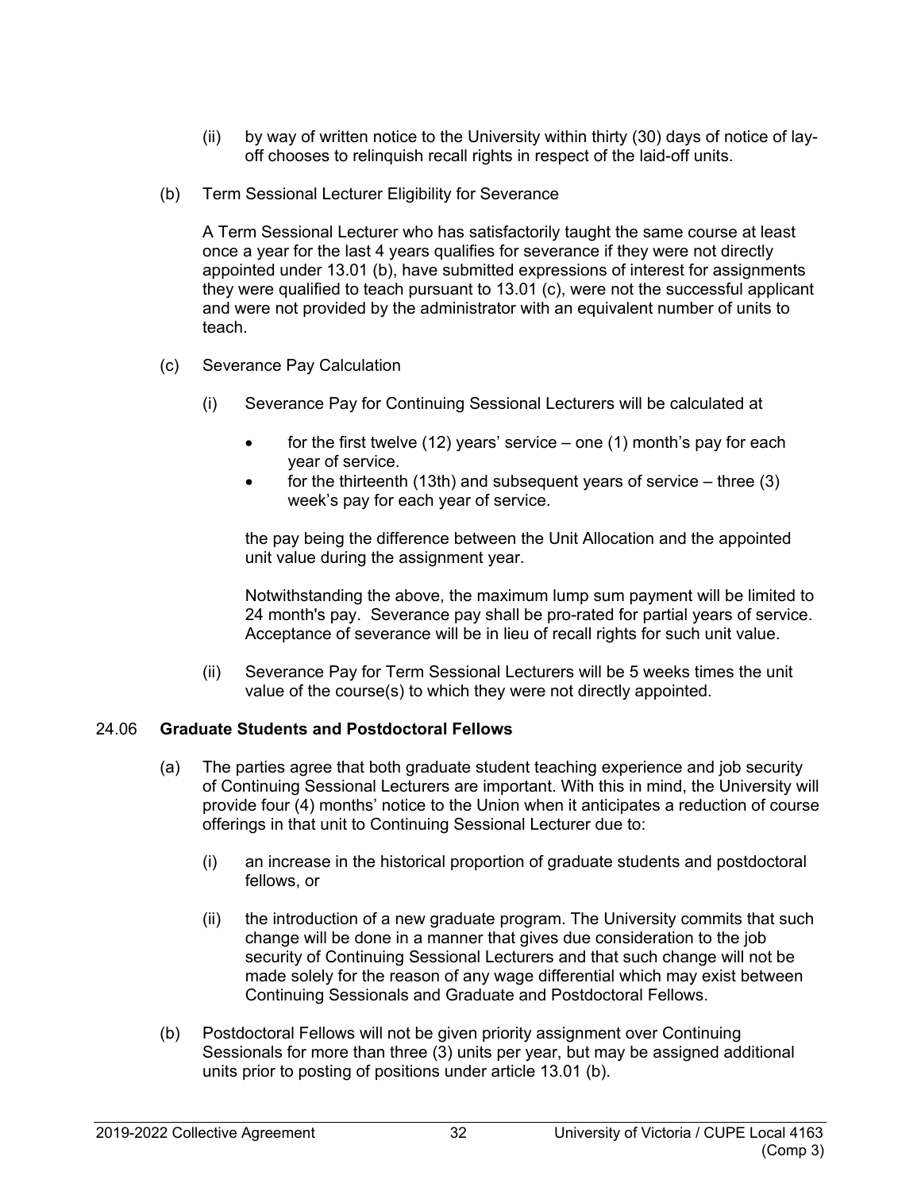(ii) by way of written notice to the University within thirty (30) days of notice of lay-off chooses to relinquish recall rights in respect of the laid-off units.

(b) Term Sessional Lecturer Eligibility for Severance

A Term Sessional Lecturer who has satisfactorily taught the same course at least once a year for the last 4 years qualifies for severance if they were not directly appointed under 13.01 (b), have submitted expressions of interest for assignments they were qualified to teach pursuant to 13.01 (c), were not the successful applicant and were not provided by the administrator with an equivalent number of units to teach.

(c) Severance Pay Calculation

(i) Severance Pay for Continuing Sessional Lecturers will be calculated at

- for the first twelve (12) years' service – one (1) month's pay for each year of service.
- for the thirteenth (13th) and subsequent years of service – three (3) week's pay for each year of service.

the pay being the difference between the Unit Allocation and the appointed unit value during the assignment year.

Notwithstanding the above, the maximum lump sum payment will be limited to 24 month's pay. Severance pay shall be pro-rated for partial years of service. Acceptance of severance will be in lieu of recall rights for such unit value.

(ii) Severance Pay for Term Sessional Lecturers will be 5 weeks times the unit value of the course(s) to which they were not directly appointed.

24.06 **Graduate Students and Postdoctoral Fellows**

(a) The parties agree that both graduate student teaching experience and job security of Continuing Sessional Lecturers are important. With this in mind, the University will provide four (4) months' notice to the Union when it anticipates a reduction of course offerings in that unit to Continuing Sessional Lecturer due to:

(i) an increase in the historical proportion of graduate students and postdoctoral fellows, or

(ii) the introduction of a new graduate program. The University commits that such change will be done in a manner that gives due consideration to the job security of Continuing Sessional Lecturers and that such change will not be made solely for the reason of any wage differential which may exist between Continuing Sessionals and Graduate and Postdoctoral Fellows.

(b) Postdoctoral Fellows will not be given priority assignment over Continuing Sessionals for more than three (3) units per year, but may be assigned additional units prior to posting of positions under article 13.01 (b).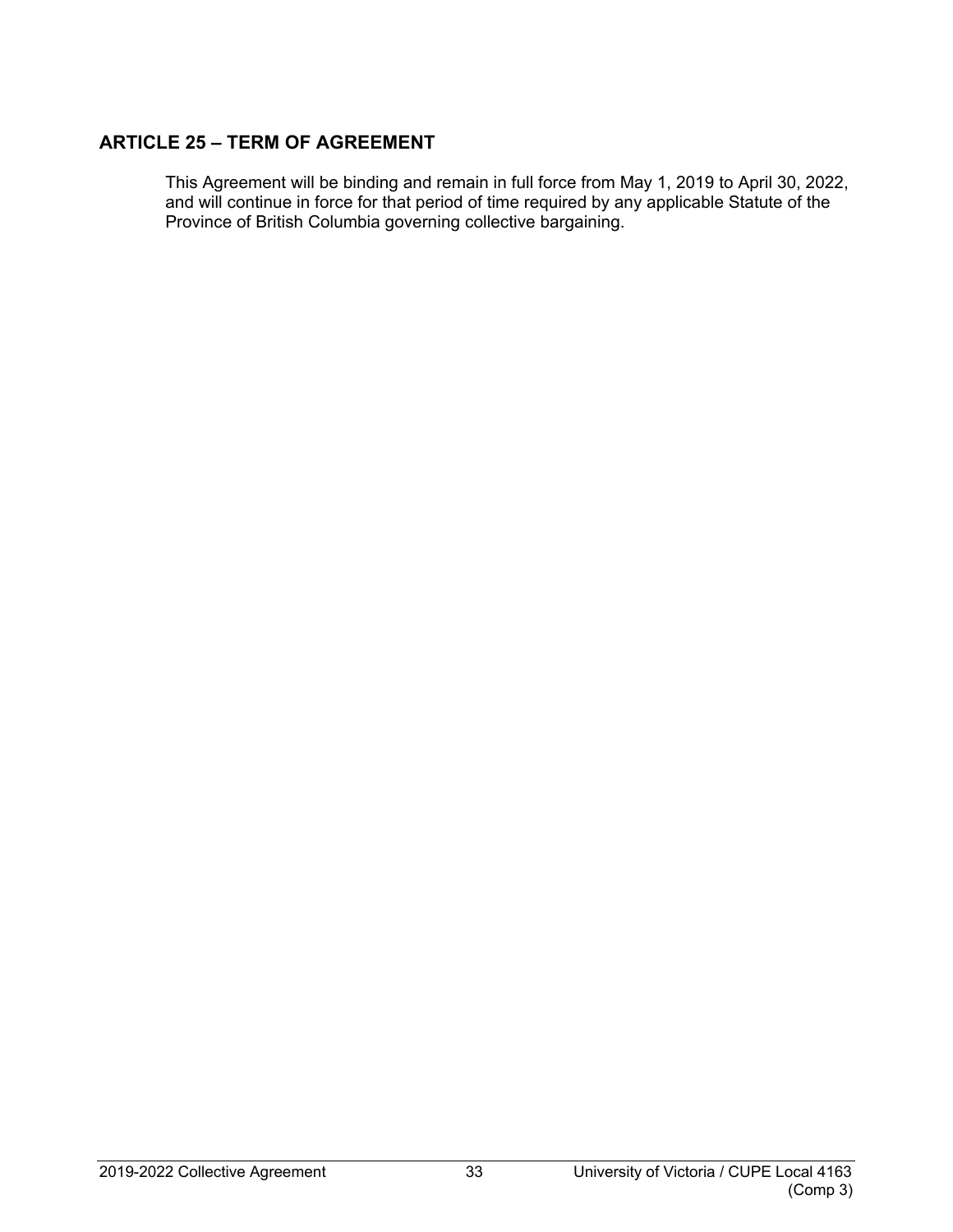## ARTICLE 25 – TERM OF AGREEMENT

This Agreement will be binding and remain in full force from May 1, 2019 to April 30, 2022, and will continue in force for that period of time required by any applicable Statute of the Province of British Columbia governing collective bargaining.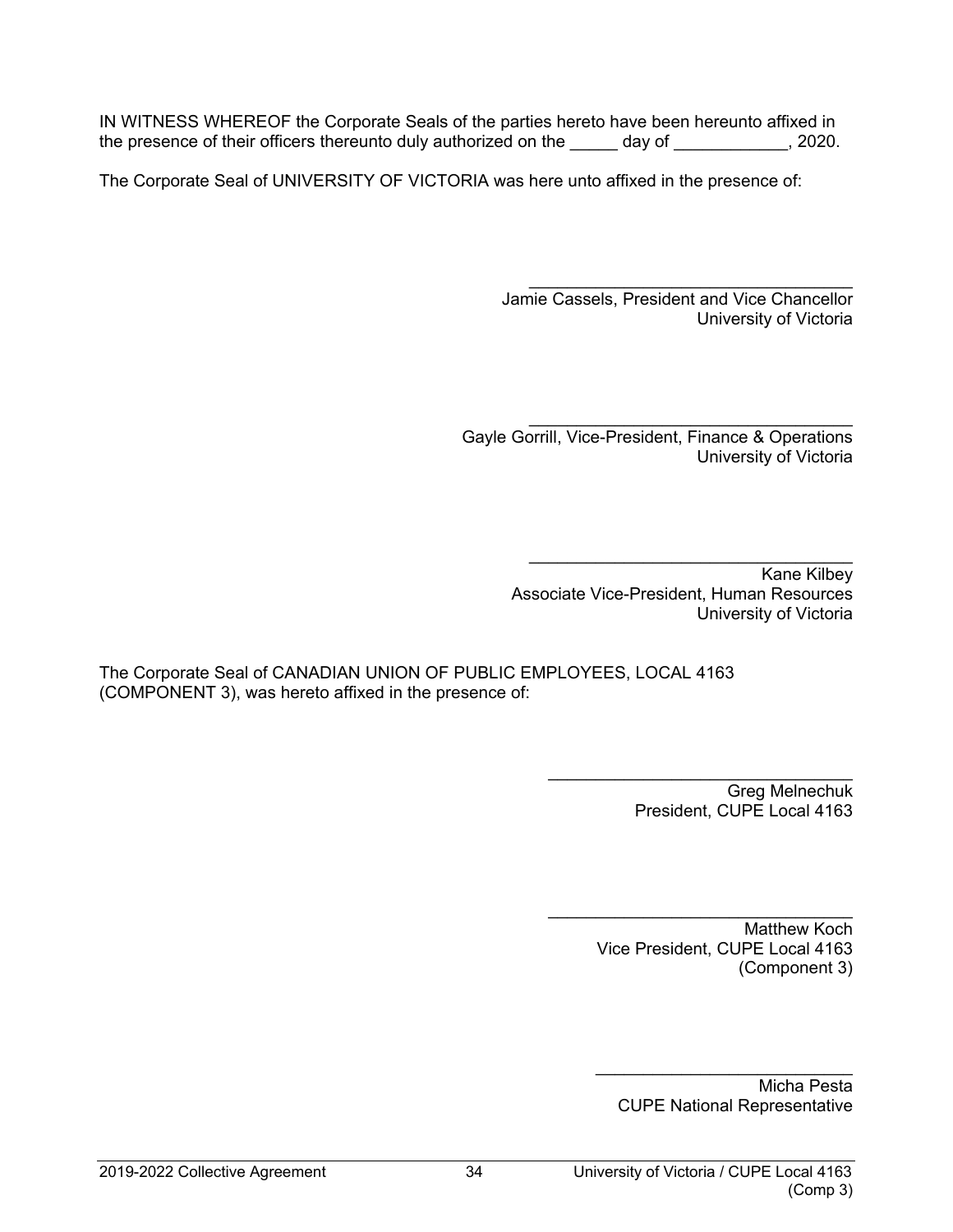IN WITNESS WHEREOF the Corporate Seals of the parties hereto have been hereunto affixed in the presence of their officers thereunto duly authorized on the _____ day of ____________, 2020.

The Corporate Seal of UNIVERSITY OF VICTORIA was here unto affixed in the presence of:

___________________________________
Jamie Cassels, President and Vice Chancellor
University of Victoria

___________________________________
Gayle Gorrill, Vice-President, Finance & Operations
University of Victoria

___________________________________
Kane Kilbey
Associate Vice-President, Human Resources
University of Victoria

The Corporate Seal of CANADIAN UNION OF PUBLIC EMPLOYEES, LOCAL 4163 (COMPONENT 3), was hereto affixed in the presence of:

_________________________________
Greg Melnechuk
President, CUPE Local 4163

_________________________________
Matthew Koch
Vice President, CUPE Local 4163
(Component 3)

____________________________
Micha Pesta
CUPE National Representative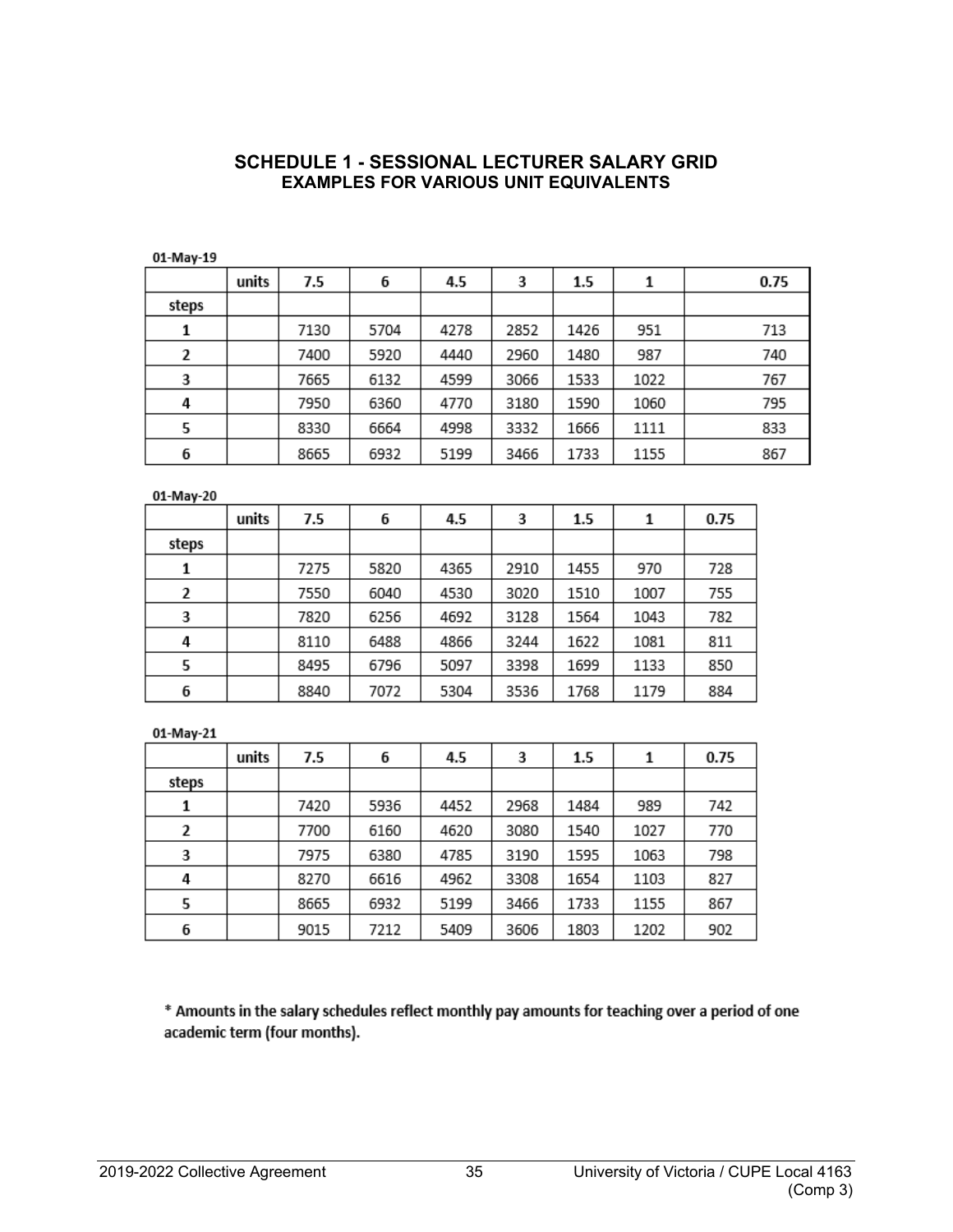## SCHEDULE 1 - SESSIONAL LECTURER SALARY GRID
### EXAMPLES FOR VARIOUS UNIT EQUIVALENTS

01-May-19

| | units | 7.5 | 6 | 4.5 | 3 | 1.5 | 1 | 0.75 |
|---|---|---|---|---|---|---|---|---|
| steps | | | | | | | | |
| 1 | | 7130 | 5704 | 4278 | 2852 | 1426 | 951 | 713 |
| 2 | | 7400 | 5920 | 4440 | 2960 | 1480 | 987 | 740 |
| 3 | | 7665 | 6132 | 4599 | 3066 | 1533 | 1022 | 767 |
| 4 | | 7950 | 6360 | 4770 | 3180 | 1590 | 1060 | 795 |
| 5 | | 8330 | 6664 | 4998 | 3332 | 1666 | 1111 | 833 |
| 6 | | 8665 | 6932 | 5199 | 3466 | 1733 | 1155 | 867 |

01-May-20

| | units | 7.5 | 6 | 4.5 | 3 | 1.5 | 1 | 0.75 |
|---|---|---|---|---|---|---|---|---|
| steps | | | | | | | | |
| 1 | | 7275 | 5820 | 4365 | 2910 | 1455 | 970 | 728 |
| 2 | | 7550 | 6040 | 4530 | 3020 | 1510 | 1007 | 755 |
| 3 | | 7820 | 6256 | 4692 | 3128 | 1564 | 1043 | 782 |
| 4 | | 8110 | 6488 | 4866 | 3244 | 1622 | 1081 | 811 |
| 5 | | 8495 | 6796 | 5097 | 3398 | 1699 | 1133 | 850 |
| 6 | | 8840 | 7072 | 5304 | 3536 | 1768 | 1179 | 884 |

01-May-21

| | units | 7.5 | 6 | 4.5 | 3 | 1.5 | 1 | 0.75 |
|---|---|---|---|---|---|---|---|---|
| steps | | | | | | | | |
| 1 | | 7420 | 5936 | 4452 | 2968 | 1484 | 989 | 742 |
| 2 | | 7700 | 6160 | 4620 | 3080 | 1540 | 1027 | 770 |
| 3 | | 7975 | 6380 | 4785 | 3190 | 1595 | 1063 | 798 |
| 4 | | 8270 | 6616 | 4962 | 3308 | 1654 | 1103 | 827 |
| 5 | | 8665 | 6932 | 5199 | 3466 | 1733 | 1155 | 867 |
| 6 | | 9015 | 7212 | 5409 | 3606 | 1803 | 1202 | 902 |

**\* Amounts in the salary schedules reflect monthly pay amounts for teaching over a period of one academic term (four months).**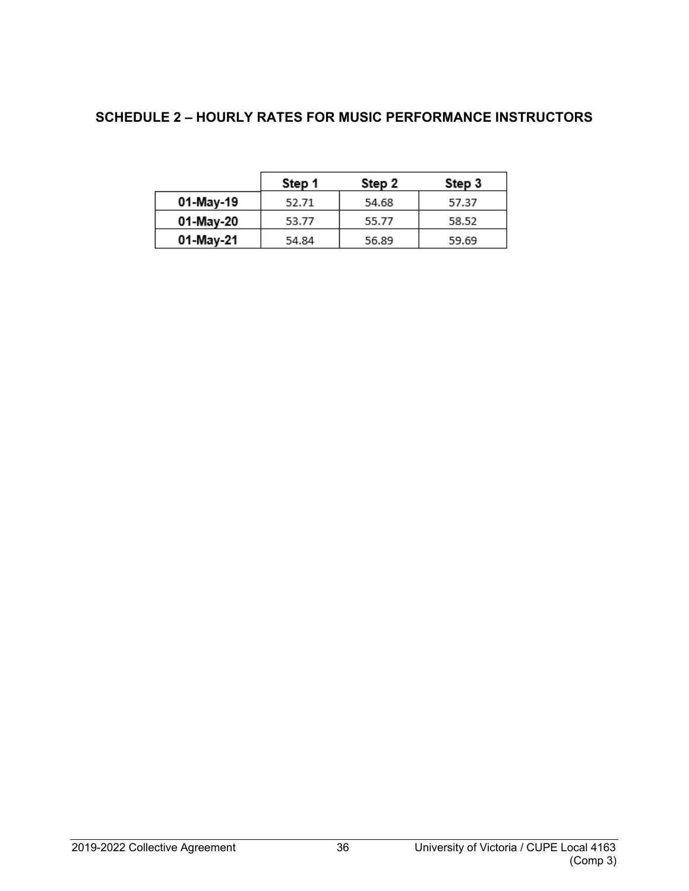## SCHEDULE 2 – HOURLY RATES FOR MUSIC PERFORMANCE INSTRUCTORS

| | Step 1 | Step 2 | Step 3 |
|---|---|---|---|
| **01-May-19** | 52.71 | 54.68 | 57.37 |
| **01-May-20** | 53.77 | 55.77 | 58.52 |
| **01-May-21** | 54.84 | 56.89 | 59.69 |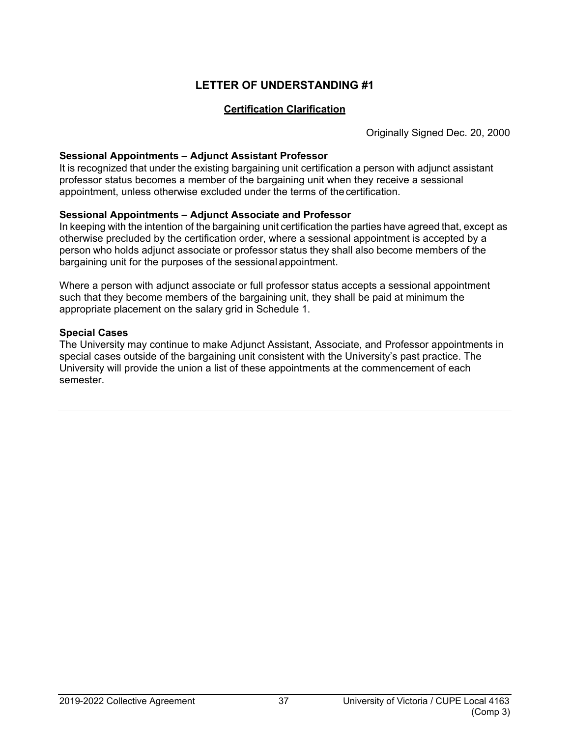# LETTER OF UNDERSTANDING #1

## Certification Clarification

Originally Signed Dec. 20, 2000

**Sessional Appointments – Adjunct Assistant Professor**

It is recognized that under the existing bargaining unit certification a person with adjunct assistant professor status becomes a member of the bargaining unit when they receive a sessional appointment, unless otherwise excluded under the terms of the certification.

**Sessional Appointments – Adjunct Associate and Professor**

In keeping with the intention of the bargaining unit certification the parties have agreed that, except as otherwise precluded by the certification order, where a sessional appointment is accepted by a person who holds adjunct associate or professor status they shall also become members of the bargaining unit for the purposes of the sessional appointment.

Where a person with adjunct associate or full professor status accepts a sessional appointment such that they become members of the bargaining unit, they shall be paid at minimum the appropriate placement on the salary grid in Schedule 1.

**Special Cases**

The University may continue to make Adjunct Assistant, Associate, and Professor appointments in special cases outside of the bargaining unit consistent with the University's past practice. The University will provide the union a list of these appointments at the commencement of each semester.

---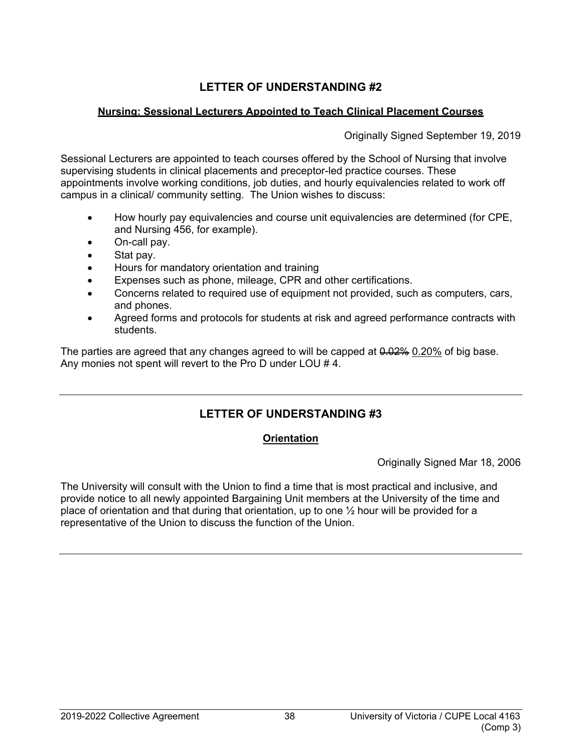## LETTER OF UNDERSTANDING #2

### Nursing: Sessional Lecturers Appointed to Teach Clinical Placement Courses

Originally Signed September 19, 2019

Sessional Lecturers are appointed to teach courses offered by the School of Nursing that involve supervising students in clinical placements and preceptor-led practice courses. These appointments involve working conditions, job duties, and hourly equivalencies related to work off campus in a clinical/ community setting. The Union wishes to discuss:

- How hourly pay equivalencies and course unit equivalencies are determined (for CPE, and Nursing 456, for example).
- On-call pay.
- Stat pay.
- Hours for mandatory orientation and training
- Expenses such as phone, mileage, CPR and other certifications.
- Concerns related to required use of equipment not provided, such as computers, cars, and phones.
- Agreed forms and protocols for students at risk and agreed performance contracts with students.

The parties are agreed that any changes agreed to will be capped at ~~0.02%~~ <u>0.20%</u> of big base. Any monies not spent will revert to the Pro D under LOU # 4.

---

## LETTER OF UNDERSTANDING #3

### Orientation

Originally Signed Mar 18, 2006

The University will consult with the Union to find a time that is most practical and inclusive, and provide notice to all newly appointed Bargaining Unit members at the University of the time and place of orientation and that during that orientation, up to one ½ hour will be provided for a representative of the Union to discuss the function of the Union.

---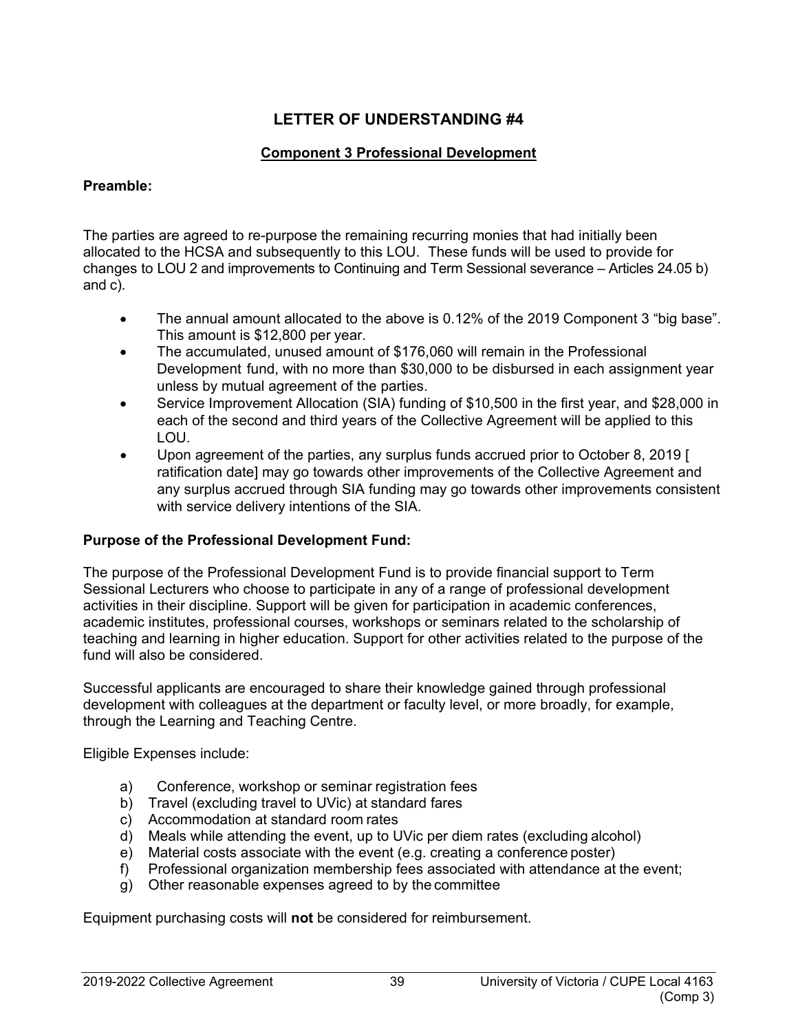# LETTER OF UNDERSTANDING #4

## Component 3 Professional Development

**Preamble:**

The parties are agreed to re-purpose the remaining recurring monies that had initially been allocated to the HCSA and subsequently to this LOU. These funds will be used to provide for changes to LOU 2 and improvements to Continuing and Term Sessional severance – Articles 24.05 b) and c).

- The annual amount allocated to the above is 0.12% of the 2019 Component 3 "big base". This amount is $12,800 per year.
- The accumulated, unused amount of $176,060 will remain in the Professional Development fund, with no more than $30,000 to be disbursed in each assignment year unless by mutual agreement of the parties.
- Service Improvement Allocation (SIA) funding of $10,500 in the first year, and $28,000 in each of the second and third years of the Collective Agreement will be applied to this LOU.
- Upon agreement of the parties, any surplus funds accrued prior to October 8, 2019 [ ratification date] may go towards other improvements of the Collective Agreement and any surplus accrued through SIA funding may go towards other improvements consistent with service delivery intentions of the SIA.

**Purpose of the Professional Development Fund:**

The purpose of the Professional Development Fund is to provide financial support to Term Sessional Lecturers who choose to participate in any of a range of professional development activities in their discipline. Support will be given for participation in academic conferences, academic institutes, professional courses, workshops or seminars related to the scholarship of teaching and learning in higher education. Support for other activities related to the purpose of the fund will also be considered.

Successful applicants are encouraged to share their knowledge gained through professional development with colleagues at the department or faculty level, or more broadly, for example, through the Learning and Teaching Centre.

Eligible Expenses include:

a) Conference, workshop or seminar registration fees
b) Travel (excluding travel to UVic) at standard fares
c) Accommodation at standard room rates
d) Meals while attending the event, up to UVic per diem rates (excluding alcohol)
e) Material costs associate with the event (e.g. creating a conference poster)
f) Professional organization membership fees associated with attendance at the event;
g) Other reasonable expenses agreed to by the committee

Equipment purchasing costs will **not** be considered for reimbursement.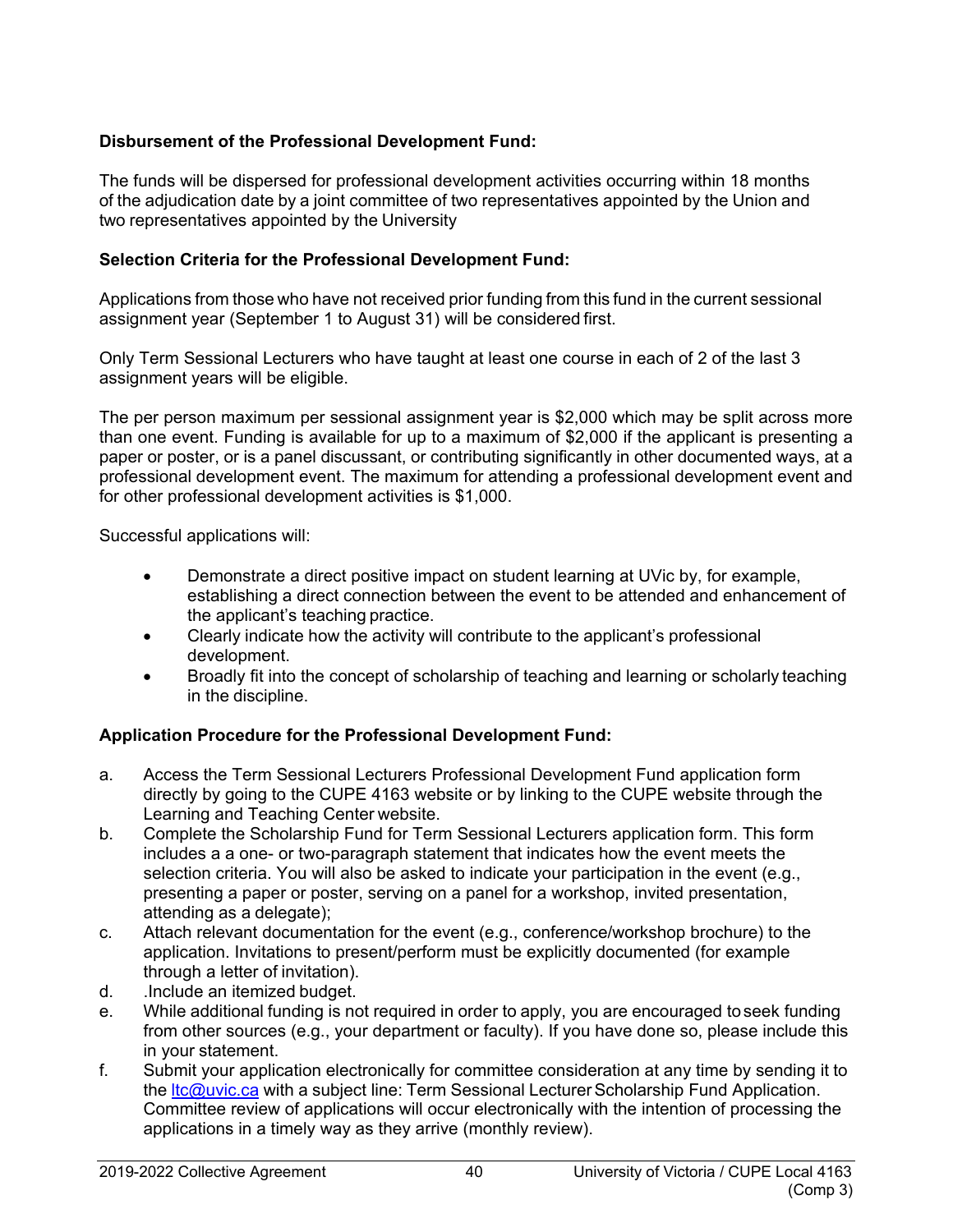**Disbursement of the Professional Development Fund:**

The funds will be dispersed for professional development activities occurring within 18 months of the adjudication date by a joint committee of two representatives appointed by the Union and two representatives appointed by the University

**Selection Criteria for the Professional Development Fund:**

Applications from those who have not received prior funding from this fund in the current sessional assignment year (September 1 to August 31) will be considered first.

Only Term Sessional Lecturers who have taught at least one course in each of 2 of the last 3 assignment years will be eligible.

The per person maximum per sessional assignment year is $2,000 which may be split across more than one event. Funding is available for up to a maximum of $2,000 if the applicant is presenting a paper or poster, or is a panel discussant, or contributing significantly in other documented ways, at a professional development event. The maximum for attending a professional development event and for other professional development activities is $1,000.

Successful applications will:

- Demonstrate a direct positive impact on student learning at UVic by, for example, establishing a direct connection between the event to be attended and enhancement of the applicant's teaching practice.
- Clearly indicate how the activity will contribute to the applicant's professional development.
- Broadly fit into the concept of scholarship of teaching and learning or scholarly teaching in the discipline.

**Application Procedure for the Professional Development Fund:**

a. Access the Term Sessional Lecturers Professional Development Fund application form directly by going to the CUPE 4163 website or by linking to the CUPE website through the Learning and Teaching Center website.
b. Complete the Scholarship Fund for Term Sessional Lecturers application form. This form includes a a one- or two-paragraph statement that indicates how the event meets the selection criteria. You will also be asked to indicate your participation in the event (e.g., presenting a paper or poster, serving on a panel for a workshop, invited presentation, attending as a delegate);
c. Attach relevant documentation for the event (e.g., conference/workshop brochure) to the application. Invitations to present/perform must be explicitly documented (for example through a letter of invitation).
d. .Include an itemized budget.
e. While additional funding is not required in order to apply, you are encouraged to seek funding from other sources (e.g., your department or faculty). If you have done so, please include this in your statement.
f. Submit your application electronically for committee consideration at any time by sending it to the ltc@uvic.ca with a subject line: Term Sessional Lecturer Scholarship Fund Application. Committee review of applications will occur electronically with the intention of processing the applications in a timely way as they arrive (monthly review).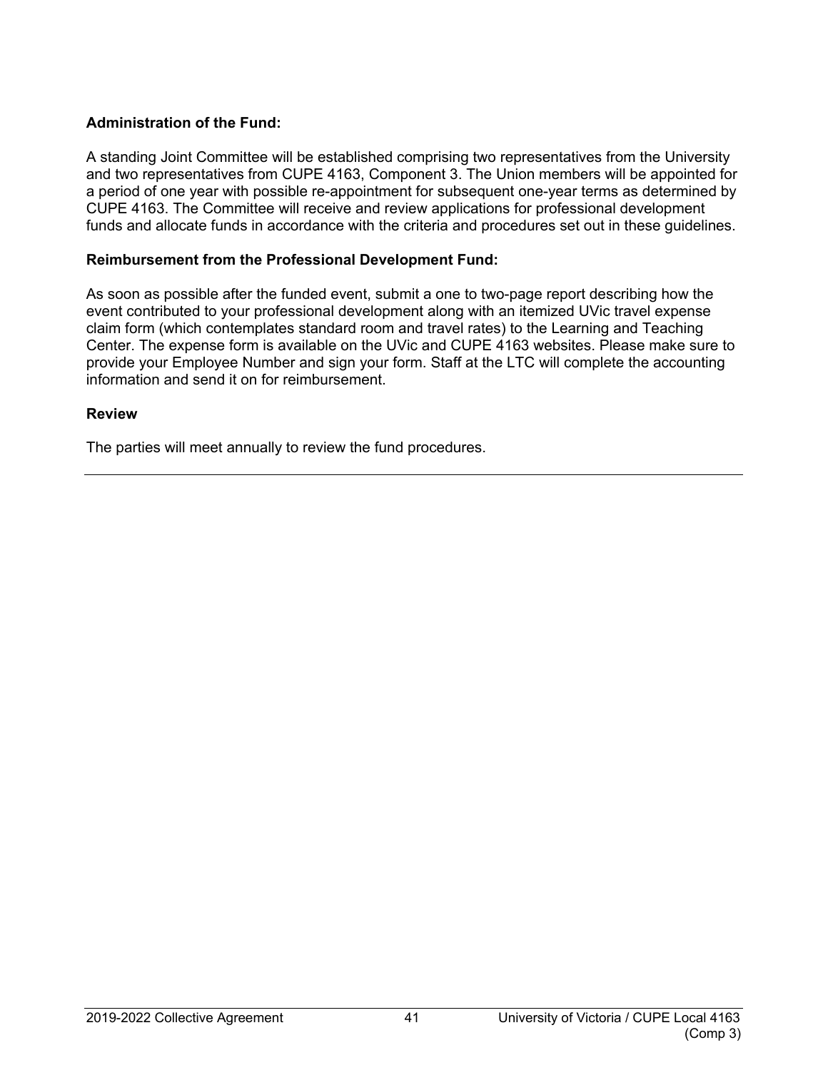**Administration of the Fund:**

A standing Joint Committee will be established comprising two representatives from the University and two representatives from CUPE 4163, Component 3. The Union members will be appointed for a period of one year with possible re-appointment for subsequent one-year terms as determined by CUPE 4163. The Committee will receive and review applications for professional development funds and allocate funds in accordance with the criteria and procedures set out in these guidelines.

**Reimbursement from the Professional Development Fund:**

As soon as possible after the funded event, submit a one to two-page report describing how the event contributed to your professional development along with an itemized UVic travel expense claim form (which contemplates standard room and travel rates) to the Learning and Teaching Center. The expense form is available on the UVic and CUPE 4163 websites. Please make sure to provide your Employee Number and sign your form. Staff at the LTC will complete the accounting information and send it on for reimbursement.

**Review**

The parties will meet annually to review the fund procedures.

---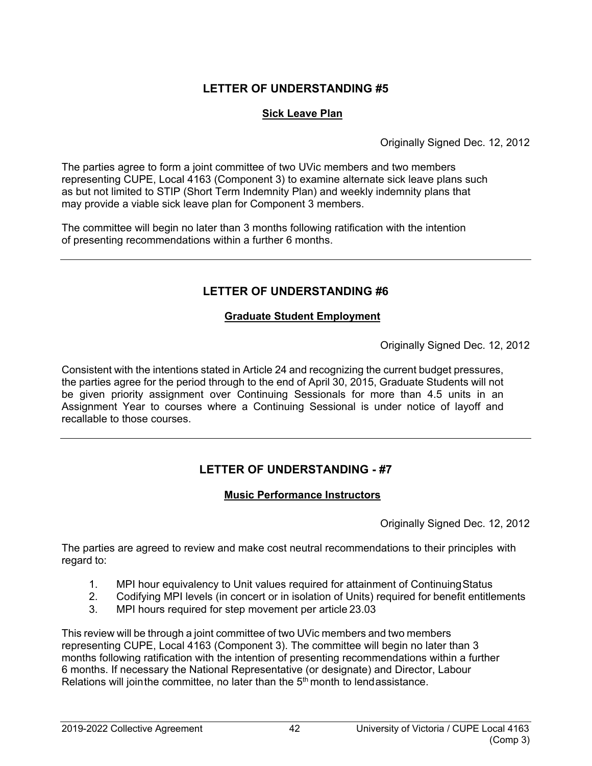## LETTER OF UNDERSTANDING #5

### Sick Leave Plan

Originally Signed Dec. 12, 2012

The parties agree to form a joint committee of two UVic members and two members representing CUPE, Local 4163 (Component 3) to examine alternate sick leave plans such as but not limited to STIP (Short Term Indemnity Plan) and weekly indemnity plans that may provide a viable sick leave plan for Component 3 members.

The committee will begin no later than 3 months following ratification with the intention of presenting recommendations within a further 6 months.

---

## LETTER OF UNDERSTANDING #6

### Graduate Student Employment

Originally Signed Dec. 12, 2012

Consistent with the intentions stated in Article 24 and recognizing the current budget pressures, the parties agree for the period through to the end of April 30, 2015, Graduate Students will not be given priority assignment over Continuing Sessionals for more than 4.5 units in an Assignment Year to courses where a Continuing Sessional is under notice of layoff and recallable to those courses.

---

## LETTER OF UNDERSTANDING - #7

### Music Performance Instructors

Originally Signed Dec. 12, 2012

The parties are agreed to review and make cost neutral recommendations to their principles with regard to:

1. MPI hour equivalency to Unit values required for attainment of Continuing Status
2. Codifying MPI levels (in concert or in isolation of Units) required for benefit entitlements
3. MPI hours required for step movement per article 23.03

This review will be through a joint committee of two UVic members and two members representing CUPE, Local 4163 (Component 3). The committee will begin no later than 3 months following ratification with the intention of presenting recommendations within a further 6 months. If necessary the National Representative (or designate) and Director, Labour Relations will join the committee, no later than the 5th month to lend assistance.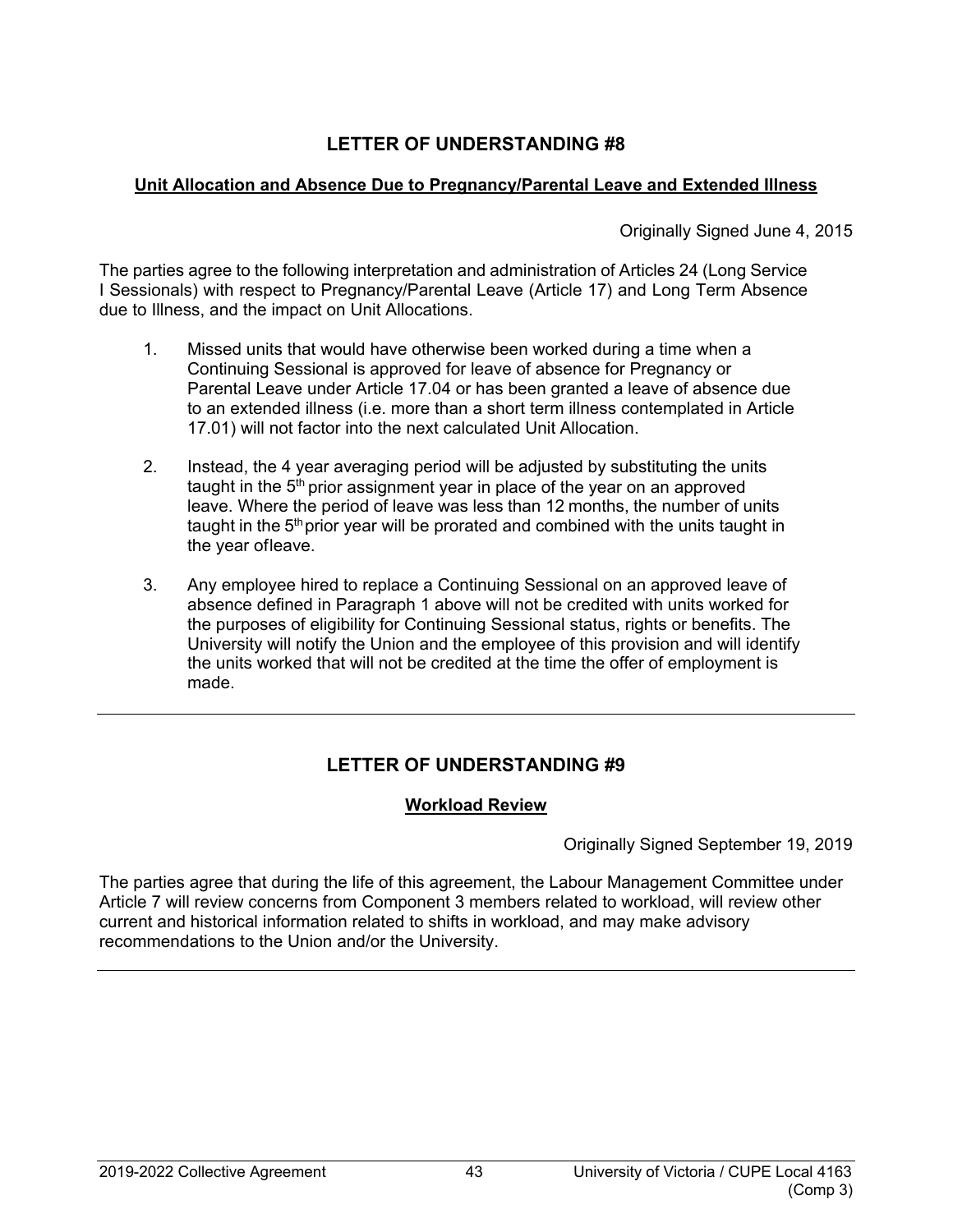## LETTER OF UNDERSTANDING #8

**Unit Allocation and Absence Due to Pregnancy/Parental Leave and Extended Illness**

Originally Signed June 4, 2015

The parties agree to the following interpretation and administration of Articles 24 (Long Service I Sessionals) with respect to Pregnancy/Parental Leave (Article 17) and Long Term Absence due to Illness, and the impact on Unit Allocations.

1. Missed units that would have otherwise been worked during a time when a Continuing Sessional is approved for leave of absence for Pregnancy or Parental Leave under Article 17.04 or has been granted a leave of absence due to an extended illness (i.e. more than a short term illness contemplated in Article 17.01) will not factor into the next calculated Unit Allocation.

2. Instead, the 4 year averaging period will be adjusted by substituting the units taught in the 5th prior assignment year in place of the year on an approved leave. Where the period of leave was less than 12 months, the number of units taught in the 5th prior year will be prorated and combined with the units taught in the year ofleave.

3. Any employee hired to replace a Continuing Sessional on an approved leave of absence defined in Paragraph 1 above will not be credited with units worked for the purposes of eligibility for Continuing Sessional status, rights or benefits. The University will notify the Union and the employee of this provision and will identify the units worked that will not be credited at the time the offer of employment is made.

---

## LETTER OF UNDERSTANDING #9

**Workload Review**

Originally Signed September 19, 2019

The parties agree that during the life of this agreement, the Labour Management Committee under Article 7 will review concerns from Component 3 members related to workload, will review other current and historical information related to shifts in workload, and may make advisory recommendations to the Union and/or the University.

---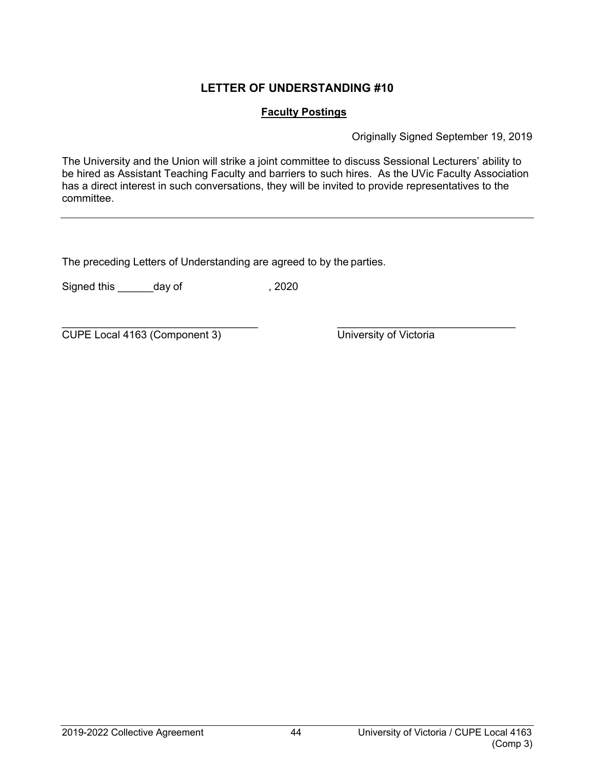## LETTER OF UNDERSTANDING #10

**Faculty Postings**

Originally Signed September 19, 2019

The University and the Union will strike a joint committee to discuss Sessional Lecturers' ability to be hired as Assistant Teaching Faculty and barriers to such hires. As the UVic Faculty Association has a direct interest in such conversations, they will be invited to provide representatives to the committee.

---

The preceding Letters of Understanding are agreed to by the parties.

Signed this ______day of , 2020

| _________________________________ | _________________________________ |
| --- | --- |
| CUPE Local 4163 (Component 3) | University of Victoria |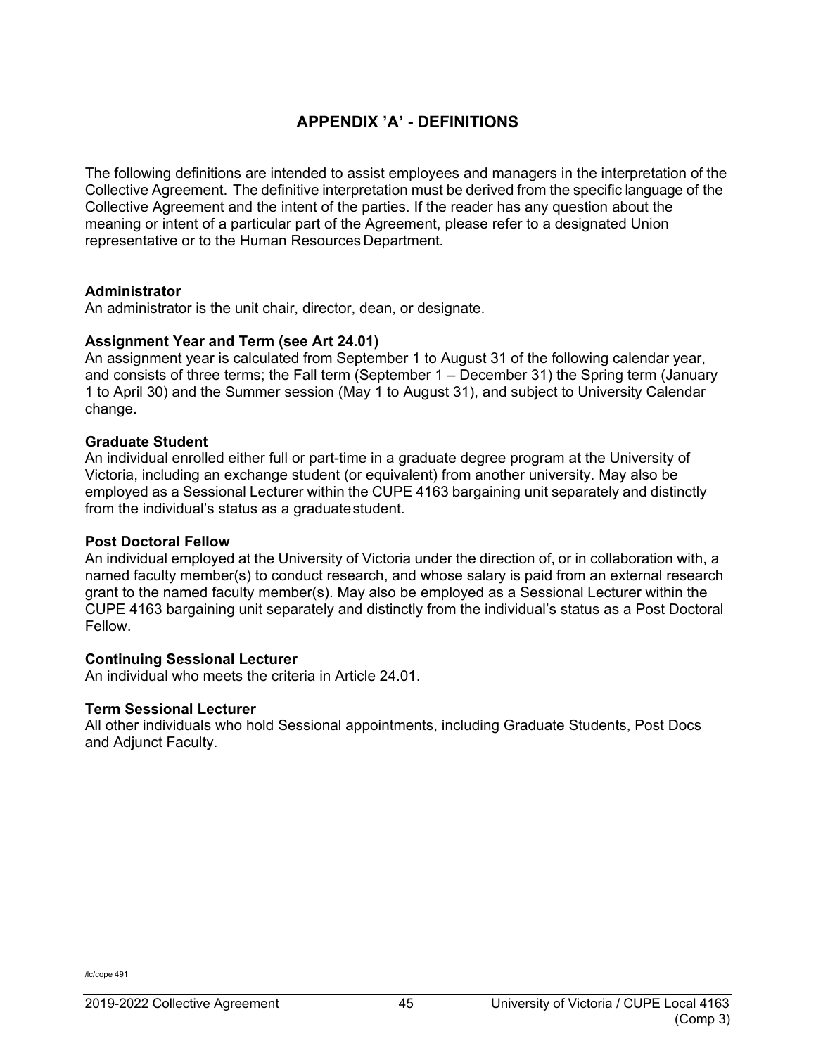# APPENDIX 'A' - DEFINITIONS

The following definitions are intended to assist employees and managers in the interpretation of the Collective Agreement. The definitive interpretation must be derived from the specific language of the Collective Agreement and the intent of the parties. If the reader has any question about the meaning or intent of a particular part of the Agreement, please refer to a designated Union representative or to the Human Resources Department.

**Administrator**
An administrator is the unit chair, director, dean, or designate.

**Assignment Year and Term (see Art 24.01)**
An assignment year is calculated from September 1 to August 31 of the following calendar year, and consists of three terms; the Fall term (September 1 – December 31) the Spring term (January 1 to April 30) and the Summer session (May 1 to August 31), and subject to University Calendar change.

**Graduate Student**
An individual enrolled either full or part-time in a graduate degree program at the University of Victoria, including an exchange student (or equivalent) from another university. May also be employed as a Sessional Lecturer within the CUPE 4163 bargaining unit separately and distinctly from the individual's status as a graduate student.

**Post Doctoral Fellow**
An individual employed at the University of Victoria under the direction of, or in collaboration with, a named faculty member(s) to conduct research, and whose salary is paid from an external research grant to the named faculty member(s). May also be employed as a Sessional Lecturer within the CUPE 4163 bargaining unit separately and distinctly from the individual's status as a Post Doctoral Fellow.

**Continuing Sessional Lecturer**
An individual who meets the criteria in Article 24.01.

**Term Sessional Lecturer**
All other individuals who hold Sessional appointments, including Graduate Students, Post Docs and Adjunct Faculty.

/lc/cope 491